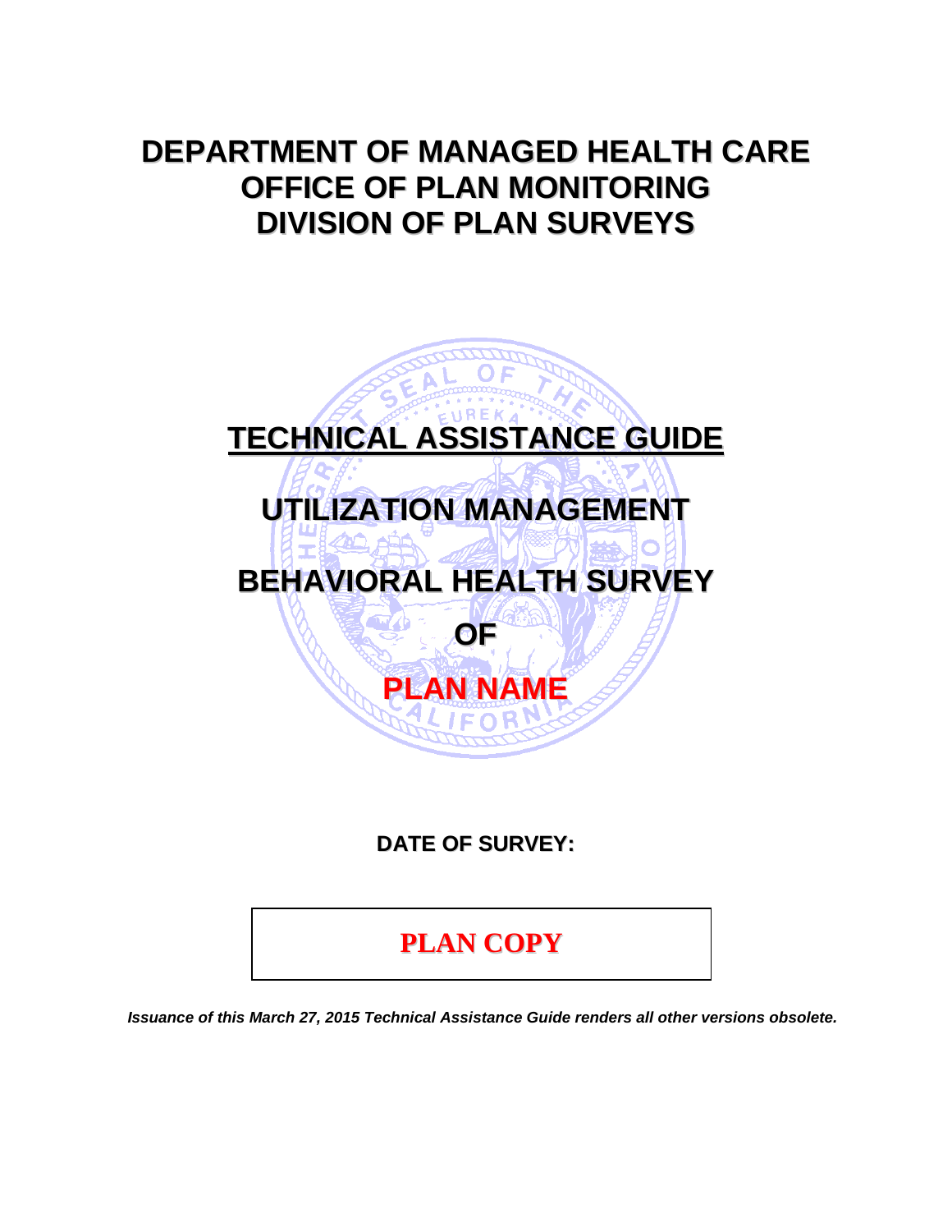# DEPARTMENT OF MANAGED HEALTH CARE
# OFFICE OF PLAN MONITORING
# DIVISION OF PLAN SURVEYS

# TECHNICAL ASSISTANCE GUIDE

## UTILIZATION MANAGEMENT

## BEHAVIORAL HEALTH SURVEY

## OF

## PLAN NAME

**DATE OF SURVEY:**

| **PLAN COPY** |
|---|

***Issuance of this March 27, 2015 Technical Assistance Guide renders all other versions obsolete.***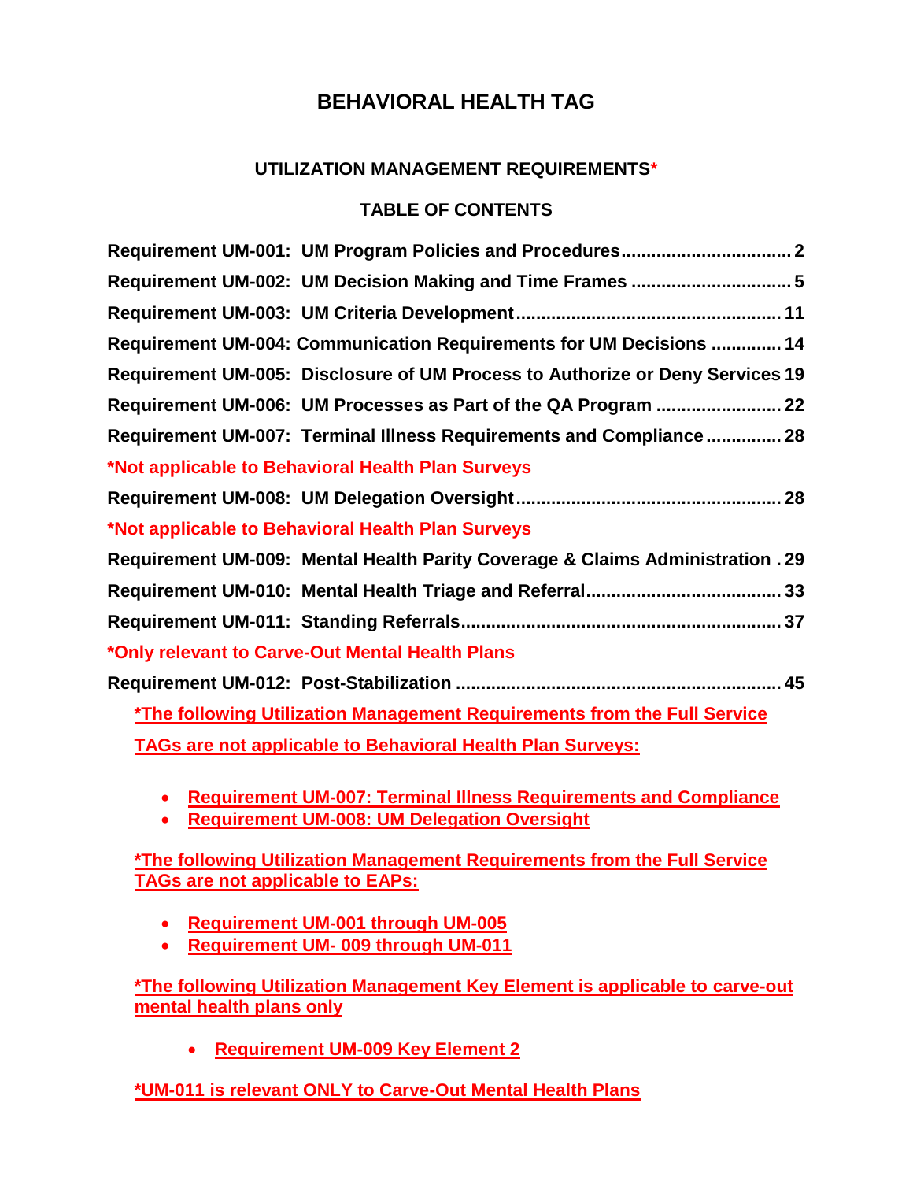# BEHAVIORAL HEALTH TAG

## UTILIZATION MANAGEMENT REQUIREMENTS*

### TABLE OF CONTENTS

**Requirement UM-001: UM Program Policies and Procedures ................................. 2**

**Requirement UM-002: UM Decision Making and Time Frames ............................... 5**

**Requirement UM-003: UM Criteria Development ................................................... 11**

**Requirement UM-004: Communication Requirements for UM Decisions .............. 14**

**Requirement UM-005: Disclosure of UM Process to Authorize or Deny Services 19**

**Requirement UM-006: UM Processes as Part of the QA Program ......................... 22**

**Requirement UM-007: Terminal Illness Requirements and Compliance ............... 28**

**\*Not applicable to Behavioral Health Plan Surveys**

**Requirement UM-008: UM Delegation Oversight ................................................... 28**

**\*Not applicable to Behavioral Health Plan Surveys**

**Requirement UM-009: Mental Health Parity Coverage & Claims Administration . 29**

**Requirement UM-010: Mental Health Triage and Referral ...................................... 33**

**Requirement UM-011: Standing Referrals ............................................................... 37**

**\*Only relevant to Carve-Out Mental Health Plans**

**Requirement UM-012: Post-Stabilization ................................................................ 45**

**\*The following Utilization Management Requirements from the Full Service TAGs are not applicable to Behavioral Health Plan Surveys:**

- **Requirement UM-007: Terminal Illness Requirements and Compliance**
- **Requirement UM-008: UM Delegation Oversight**

**\*The following Utilization Management Requirements from the Full Service TAGs are not applicable to EAPs:**

- **Requirement UM-001 through UM-005**
- **Requirement UM- 009 through UM-011**

**\*The following Utilization Management Key Element is applicable to carve-out mental health plans only**

- **Requirement UM-009 Key Element 2**

**\*UM-011 is relevant ONLY to Carve-Out Mental Health Plans**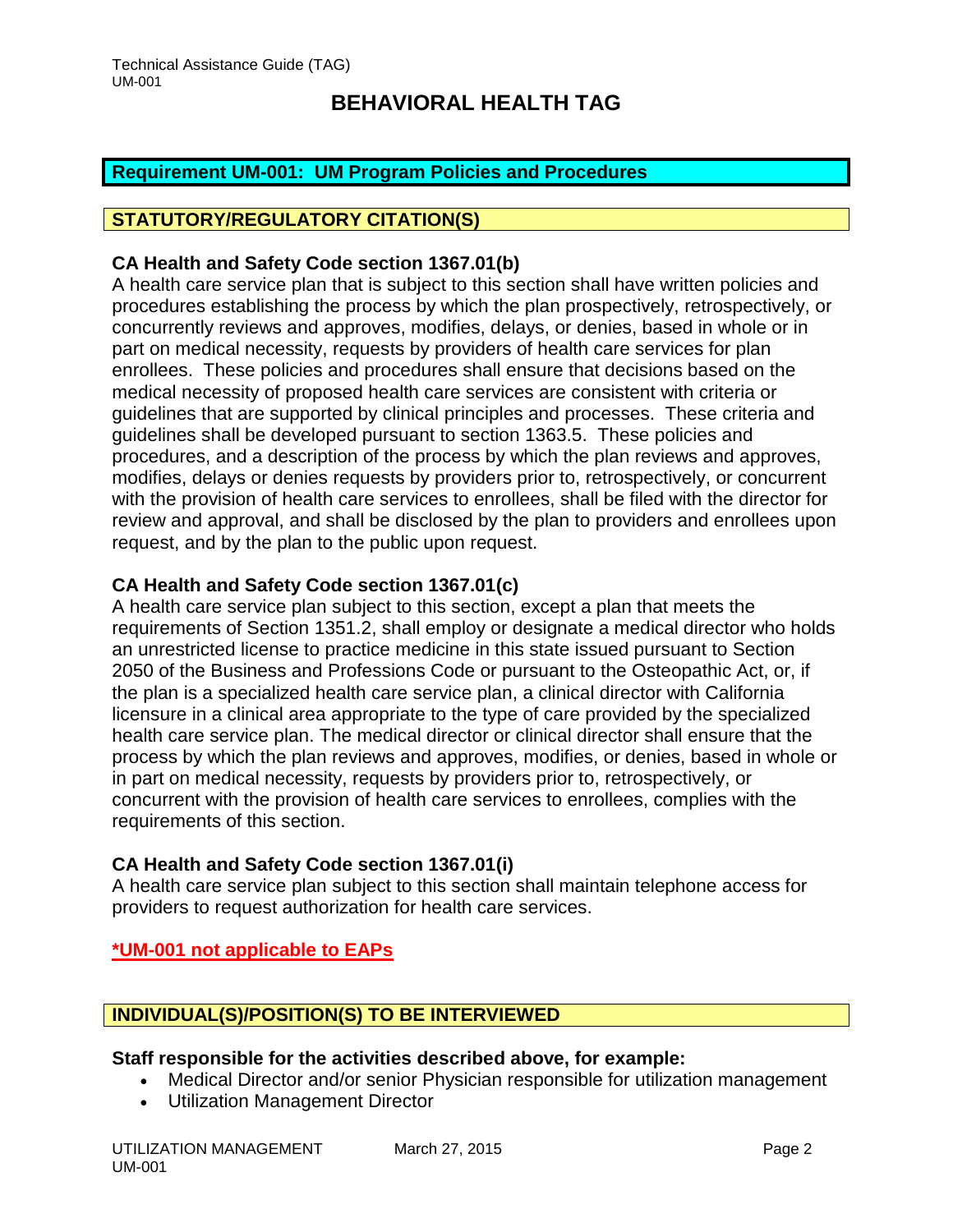# BEHAVIORAL HEALTH TAG

## Requirement UM-001: UM Program Policies and Procedures

### STATUTORY/REGULATORY CITATION(S)

**CA Health and Safety Code section 1367.01(b)**
A health care service plan that is subject to this section shall have written policies and procedures establishing the process by which the plan prospectively, retrospectively, or concurrently reviews and approves, modifies, delays, or denies, based in whole or in part on medical necessity, requests by providers of health care services for plan enrollees. These policies and procedures shall ensure that decisions based on the medical necessity of proposed health care services are consistent with criteria or guidelines that are supported by clinical principles and processes. These criteria and guidelines shall be developed pursuant to section 1363.5. These policies and procedures, and a description of the process by which the plan reviews and approves, modifies, delays or denies requests by providers prior to, retrospectively, or concurrent with the provision of health care services to enrollees, shall be filed with the director for review and approval, and shall be disclosed by the plan to providers and enrollees upon request, and by the plan to the public upon request.

**CA Health and Safety Code section 1367.01(c)**
A health care service plan subject to this section, except a plan that meets the requirements of Section 1351.2, shall employ or designate a medical director who holds an unrestricted license to practice medicine in this state issued pursuant to Section 2050 of the Business and Professions Code or pursuant to the Osteopathic Act, or, if the plan is a specialized health care service plan, a clinical director with California licensure in a clinical area appropriate to the type of care provided by the specialized health care service plan. The medical director or clinical director shall ensure that the process by which the plan reviews and approves, modifies, or denies, based in whole or in part on medical necessity, requests by providers prior to, retrospectively, or concurrent with the provision of health care services to enrollees, complies with the requirements of this section.

**CA Health and Safety Code section 1367.01(i)**
A health care service plan subject to this section shall maintain telephone access for providers to request authorization for health care services.

**\*UM-001 not applicable to EAPs**

### INDIVIDUAL(S)/POSITION(S) TO BE INTERVIEWED

**Staff responsible for the activities described above, for example:**

- Medical Director and/or senior Physician responsible for utilization management
- Utilization Management Director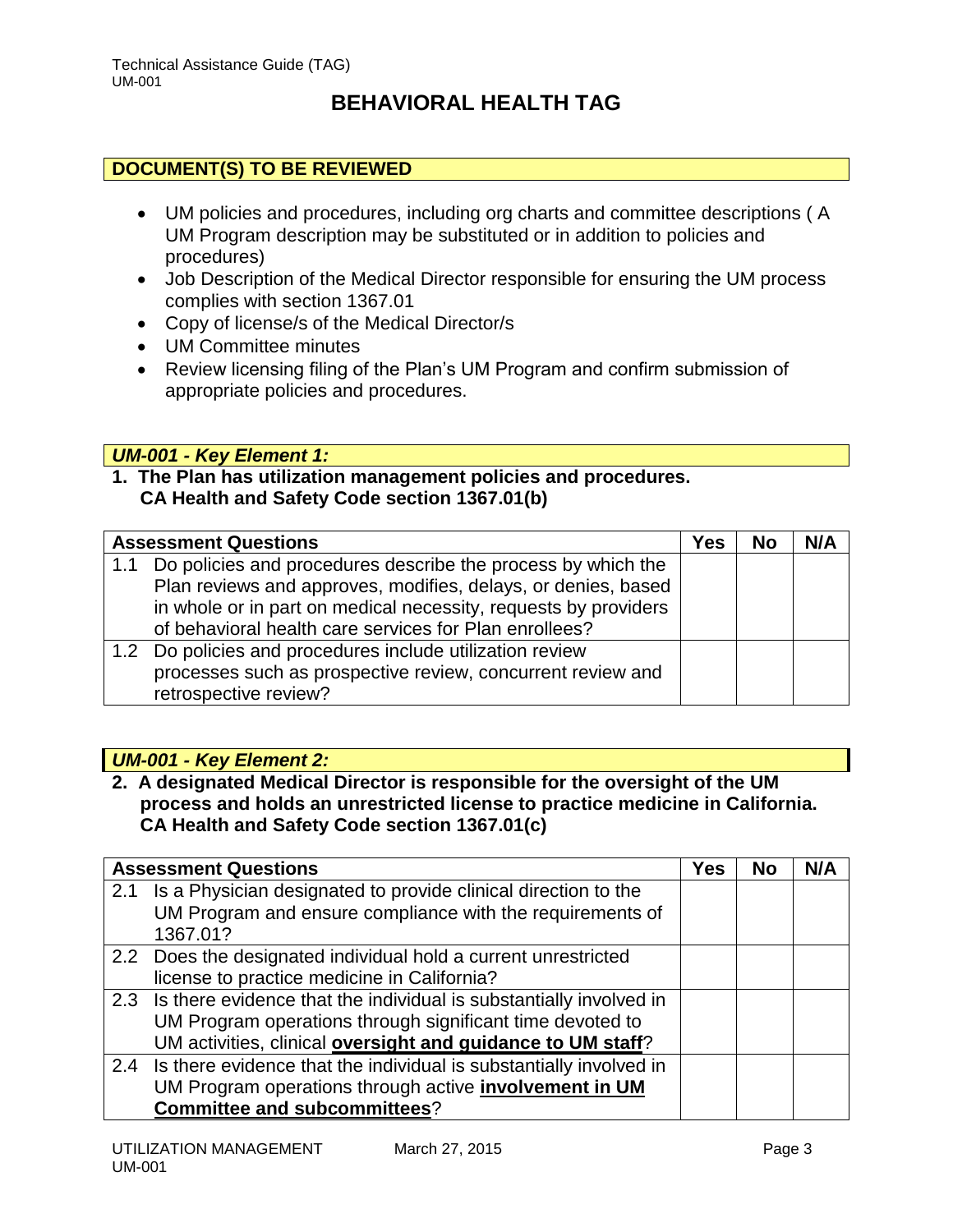# BEHAVIORAL HEALTH TAG

## DOCUMENT(S) TO BE REVIEWED

- UM policies and procedures, including org charts and committee descriptions ( A UM Program description may be substituted or in addition to policies and procedures)
- Job Description of the Medical Director responsible for ensuring the UM process complies with section 1367.01
- Copy of license/s of the Medical Director/s
- UM Committee minutes
- Review licensing filing of the Plan's UM Program and confirm submission of appropriate policies and procedures.

## *UM-001 - Key Element 1:*

**1. The Plan has utilization management policies and procedures. CA Health and Safety Code section 1367.01(b)**

| Assessment Questions | Yes | No | N/A |
|---|---|---|---|
| 1.1 Do policies and procedures describe the process by which the Plan reviews and approves, modifies, delays, or denies, based in whole or in part on medical necessity, requests by providers of behavioral health care services for Plan enrollees? | | | |
| 1.2 Do policies and procedures include utilization review processes such as prospective review, concurrent review and retrospective review? | | | |

## *UM-001 - Key Element 2:*

**2. A designated Medical Director is responsible for the oversight of the UM process and holds an unrestricted license to practice medicine in California. CA Health and Safety Code section 1367.01(c)**

| Assessment Questions | Yes | No | N/A |
|---|---|---|---|
| 2.1 Is a Physician designated to provide clinical direction to the UM Program and ensure compliance with the requirements of 1367.01? | | | |
| 2.2 Does the designated individual hold a current unrestricted license to practice medicine in California? | | | |
| 2.3 Is there evidence that the individual is substantially involved in UM Program operations through significant time devoted to UM activities, clinical **oversight and guidance to UM staff**? | | | |
| 2.4 Is there evidence that the individual is substantially involved in UM Program operations through active **involvement in UM Committee and subcommittees**? | | | |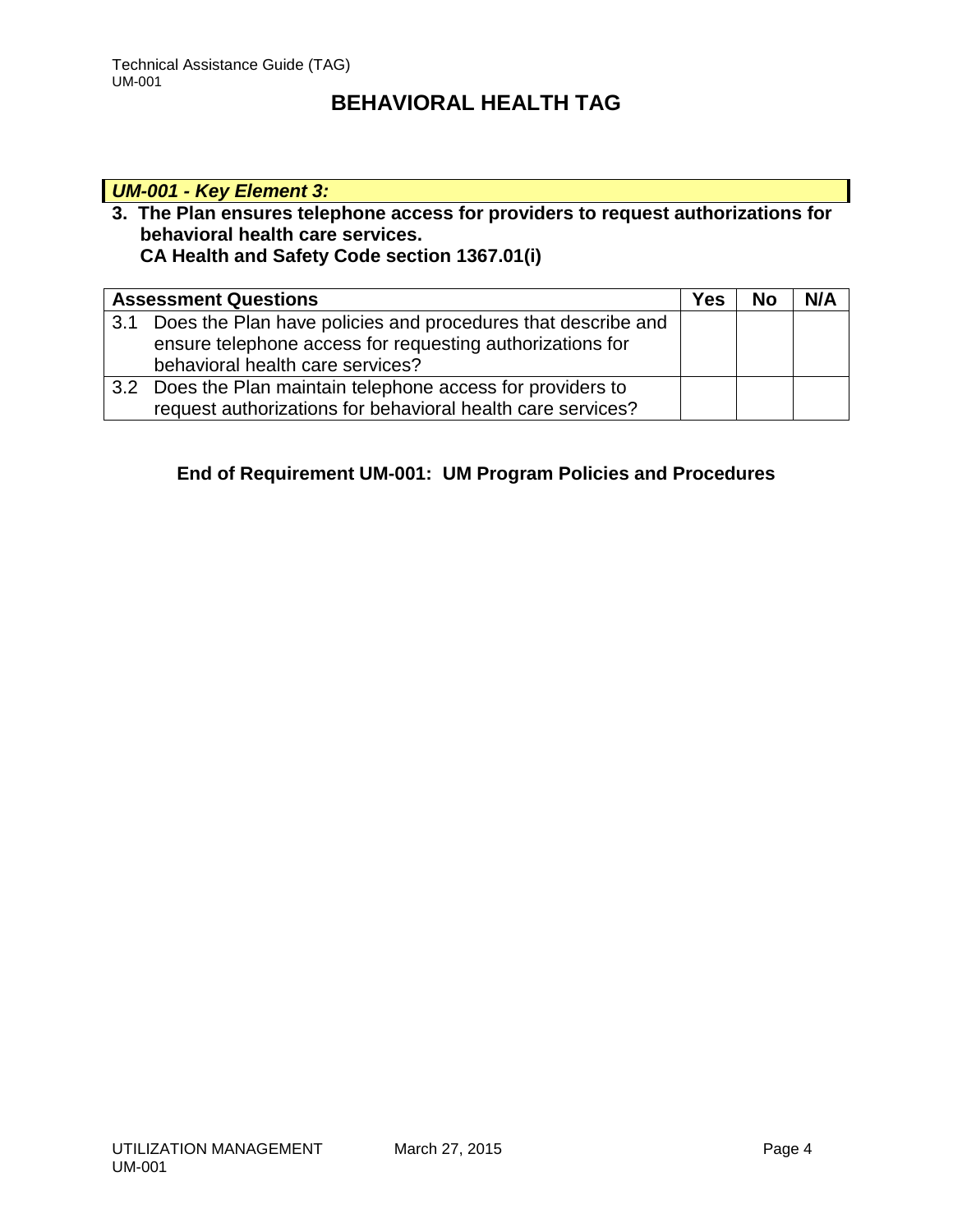# BEHAVIORAL HEALTH TAG

***UM-001 - Key Element 3:***

**3. The Plan ensures telephone access for providers to request authorizations for behavioral health care services.**
**CA Health and Safety Code section 1367.01(i)**

| Assessment Questions | Yes | No | N/A |
|---|---|---|---|
| 3.1 Does the Plan have policies and procedures that describe and ensure telephone access for requesting authorizations for behavioral health care services? | | | |
| 3.2 Does the Plan maintain telephone access for providers to request authorizations for behavioral health care services? | | | |

**End of Requirement UM-001: UM Program Policies and Procedures**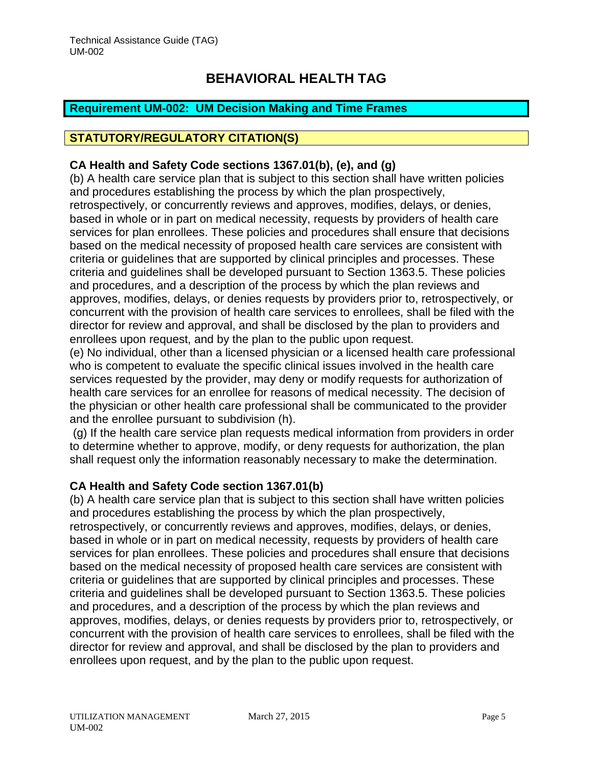# BEHAVIORAL HEALTH TAG

## Requirement UM-002: UM Decision Making and Time Frames

## STATUTORY/REGULATORY CITATION(S)

### CA Health and Safety Code sections 1367.01(b), (e), and (g)

(b) A health care service plan that is subject to this section shall have written policies and procedures establishing the process by which the plan prospectively, retrospectively, or concurrently reviews and approves, modifies, delays, or denies, based in whole or in part on medical necessity, requests by providers of health care services for plan enrollees. These policies and procedures shall ensure that decisions based on the medical necessity of proposed health care services are consistent with criteria or guidelines that are supported by clinical principles and processes. These criteria and guidelines shall be developed pursuant to Section 1363.5. These policies and procedures, and a description of the process by which the plan reviews and approves, modifies, delays, or denies requests by providers prior to, retrospectively, or concurrent with the provision of health care services to enrollees, shall be filed with the director for review and approval, and shall be disclosed by the plan to providers and enrollees upon request, and by the plan to the public upon request.

(e) No individual, other than a licensed physician or a licensed health care professional who is competent to evaluate the specific clinical issues involved in the health care services requested by the provider, may deny or modify requests for authorization of health care services for an enrollee for reasons of medical necessity. The decision of the physician or other health care professional shall be communicated to the provider and the enrollee pursuant to subdivision (h).

(g) If the health care service plan requests medical information from providers in order to determine whether to approve, modify, or deny requests for authorization, the plan shall request only the information reasonably necessary to make the determination.

### CA Health and Safety Code section 1367.01(b)

(b) A health care service plan that is subject to this section shall have written policies and procedures establishing the process by which the plan prospectively, retrospectively, or concurrently reviews and approves, modifies, delays, or denies, based in whole or in part on medical necessity, requests by providers of health care services for plan enrollees. These policies and procedures shall ensure that decisions based on the medical necessity of proposed health care services are consistent with criteria or guidelines that are supported by clinical principles and processes. These criteria and guidelines shall be developed pursuant to Section 1363.5. These policies and procedures, and a description of the process by which the plan reviews and approves, modifies, delays, or denies requests by providers prior to, retrospectively, or concurrent with the provision of health care services to enrollees, shall be filed with the director for review and approval, and shall be disclosed by the plan to providers and enrollees upon request, and by the plan to the public upon request.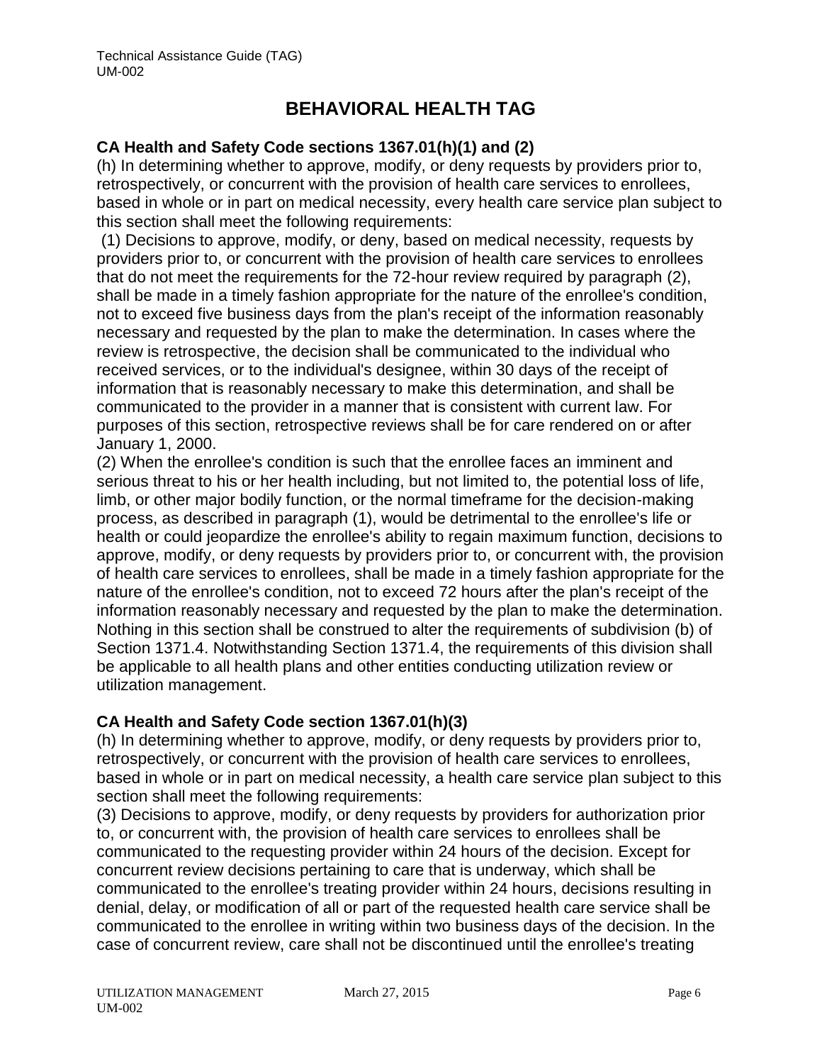# BEHAVIORAL HEALTH TAG

**CA Health and Safety Code sections 1367.01(h)(1) and (2)**

(h) In determining whether to approve, modify, or deny requests by providers prior to, retrospectively, or concurrent with the provision of health care services to enrollees, based in whole or in part on medical necessity, every health care service plan subject to this section shall meet the following requirements:

(1) Decisions to approve, modify, or deny, based on medical necessity, requests by providers prior to, or concurrent with the provision of health care services to enrollees that do not meet the requirements for the 72-hour review required by paragraph (2), shall be made in a timely fashion appropriate for the nature of the enrollee's condition, not to exceed five business days from the plan's receipt of the information reasonably necessary and requested by the plan to make the determination. In cases where the review is retrospective, the decision shall be communicated to the individual who received services, or to the individual's designee, within 30 days of the receipt of information that is reasonably necessary to make this determination, and shall be communicated to the provider in a manner that is consistent with current law. For purposes of this section, retrospective reviews shall be for care rendered on or after January 1, 2000.

(2) When the enrollee's condition is such that the enrollee faces an imminent and serious threat to his or her health including, but not limited to, the potential loss of life, limb, or other major bodily function, or the normal timeframe for the decision-making process, as described in paragraph (1), would be detrimental to the enrollee's life or health or could jeopardize the enrollee's ability to regain maximum function, decisions to approve, modify, or deny requests by providers prior to, or concurrent with, the provision of health care services to enrollees, shall be made in a timely fashion appropriate for the nature of the enrollee's condition, not to exceed 72 hours after the plan's receipt of the information reasonably necessary and requested by the plan to make the determination. Nothing in this section shall be construed to alter the requirements of subdivision (b) of Section 1371.4. Notwithstanding Section 1371.4, the requirements of this division shall be applicable to all health plans and other entities conducting utilization review or utilization management.

**CA Health and Safety Code section 1367.01(h)(3)**

(h) In determining whether to approve, modify, or deny requests by providers prior to, retrospectively, or concurrent with the provision of health care services to enrollees, based in whole or in part on medical necessity, a health care service plan subject to this section shall meet the following requirements:

(3) Decisions to approve, modify, or deny requests by providers for authorization prior to, or concurrent with, the provision of health care services to enrollees shall be communicated to the requesting provider within 24 hours of the decision. Except for concurrent review decisions pertaining to care that is underway, which shall be communicated to the enrollee's treating provider within 24 hours, decisions resulting in denial, delay, or modification of all or part of the requested health care service shall be communicated to the enrollee in writing within two business days of the decision. In the case of concurrent review, care shall not be discontinued until the enrollee's treating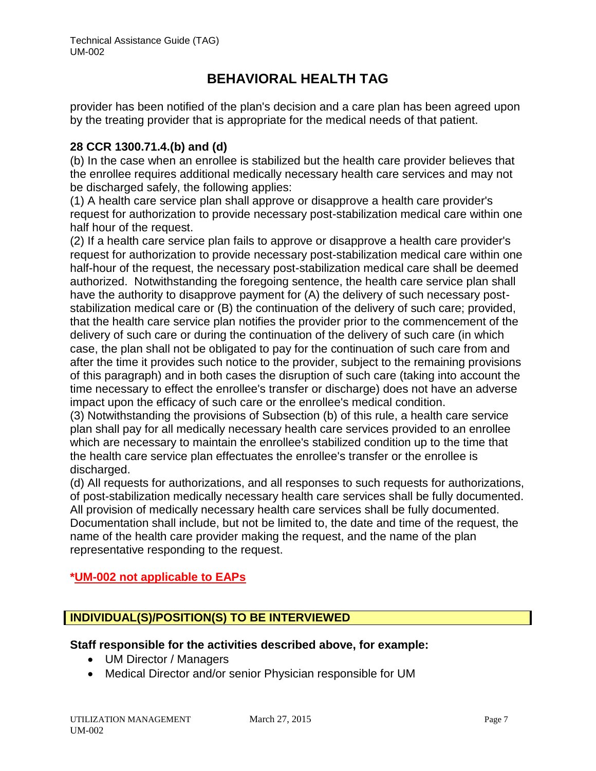provider has been notified of the plan's decision and a care plan has been agreed upon by the treating provider that is appropriate for the medical needs of that patient.

**28 CCR 1300.71.4.(b) and (d)**

(b) In the case when an enrollee is stabilized but the health care provider believes that the enrollee requires additional medically necessary health care services and may not be discharged safely, the following applies:

(1) A health care service plan shall approve or disapprove a health care provider's request for authorization to provide necessary post-stabilization medical care within one half hour of the request.

(2) If a health care service plan fails to approve or disapprove a health care provider's request for authorization to provide necessary post-stabilization medical care within one half-hour of the request, the necessary post-stabilization medical care shall be deemed authorized. Notwithstanding the foregoing sentence, the health care service plan shall have the authority to disapprove payment for (A) the delivery of such necessary post-stabilization medical care or (B) the continuation of the delivery of such care; provided, that the health care service plan notifies the provider prior to the commencement of the delivery of such care or during the continuation of the delivery of such care (in which case, the plan shall not be obligated to pay for the continuation of such care from and after the time it provides such notice to the provider, subject to the remaining provisions of this paragraph) and in both cases the disruption of such care (taking into account the time necessary to effect the enrollee's transfer or discharge) does not have an adverse impact upon the efficacy of such care or the enrollee's medical condition.

(3) Notwithstanding the provisions of Subsection (b) of this rule, a health care service plan shall pay for all medically necessary health care services provided to an enrollee which are necessary to maintain the enrollee's stabilized condition up to the time that the health care service plan effectuates the enrollee's transfer or the enrollee is discharged.

(d) All requests for authorizations, and all responses to such requests for authorizations, of post-stabilization medically necessary health care services shall be fully documented. All provision of medically necessary health care services shall be fully documented. Documentation shall include, but not be limited to, the date and time of the request, the name of the health care provider making the request, and the name of the plan representative responding to the request.

**\*UM-002 not applicable to EAPs**

## INDIVIDUAL(S)/POSITION(S) TO BE INTERVIEWED

**Staff responsible for the activities described above, for example:**

- UM Director / Managers
- Medical Director and/or senior Physician responsible for UM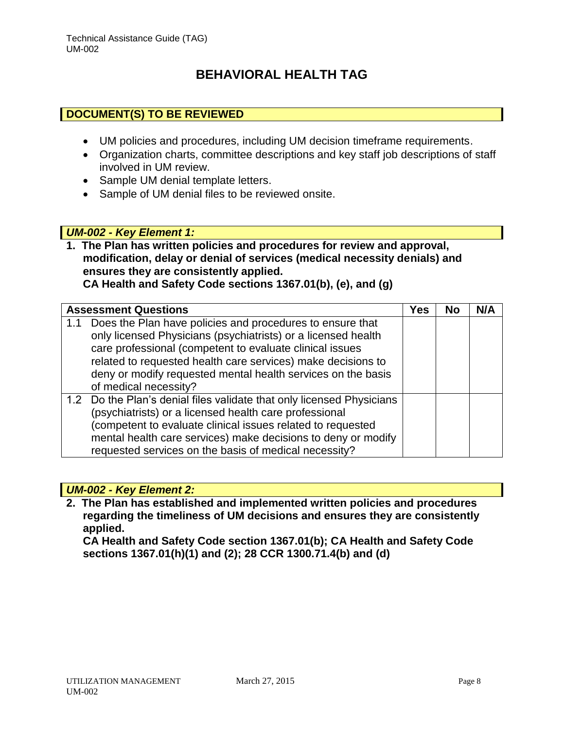# BEHAVIORAL HEALTH TAG

## DOCUMENT(S) TO BE REVIEWED

- UM policies and procedures, including UM decision timeframe requirements.
- Organization charts, committee descriptions and key staff job descriptions of staff involved in UM review.
- Sample UM denial template letters.
- Sample of UM denial files to be reviewed onsite.

## *UM-002 - Key Element 1:*

**1. The Plan has written policies and procedures for review and approval, modification, delay or denial of services (medical necessity denials) and ensures they are consistently applied.**
**CA Health and Safety Code sections 1367.01(b), (e), and (g)**

| Assessment Questions | Yes | No | N/A |
|---|---|---|---|
| 1.1 Does the Plan have policies and procedures to ensure that only licensed Physicians (psychiatrists) or a licensed health care professional (competent to evaluate clinical issues related to requested health care services) make decisions to deny or modify requested mental health services on the basis of medical necessity? | | | |
| 1.2 Do the Plan's denial files validate that only licensed Physicians (psychiatrists) or a licensed health care professional (competent to evaluate clinical issues related to requested mental health care services) make decisions to deny or modify requested services on the basis of medical necessity? | | | |

## *UM-002 - Key Element 2:*

**2. The Plan has established and implemented written policies and procedures regarding the timeliness of UM decisions and ensures they are consistently applied.**
**CA Health and Safety Code section 1367.01(b); CA Health and Safety Code sections 1367.01(h)(1) and (2); 28 CCR 1300.71.4(b) and (d)**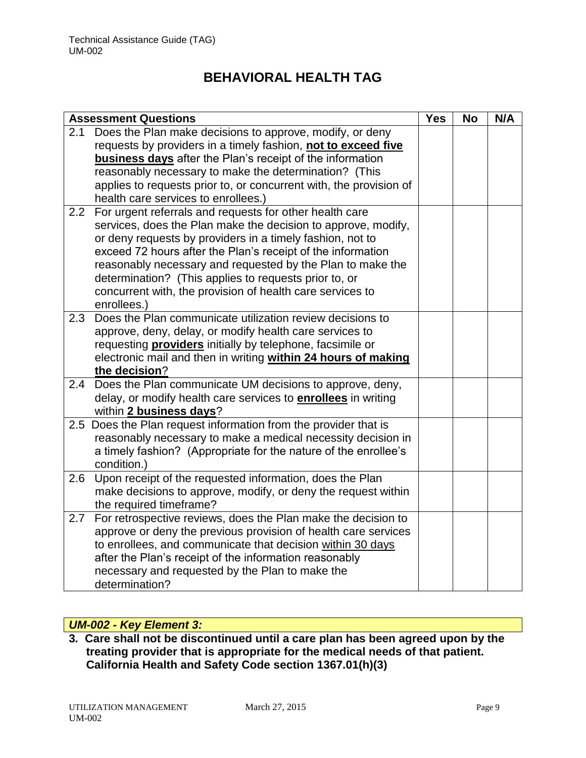# BEHAVIORAL HEALTH TAG

| Assessment Questions | Yes | No | N/A |
|---|---|---|---|
| 2.1 Does the Plan make decisions to approve, modify, or deny requests by providers in a timely fashion, **not to exceed five business days** after the Plan's receipt of the information reasonably necessary to make the determination? (This applies to requests prior to, or concurrent with, the provision of health care services to enrollees.) | | | |
| 2.2 For urgent referrals and requests for other health care services, does the Plan make the decision to approve, modify, or deny requests by providers in a timely fashion, not to exceed 72 hours after the Plan's receipt of the information reasonably necessary and requested by the Plan to make the determination? (This applies to requests prior to, or concurrent with, the provision of health care services to enrollees.) | | | |
| 2.3 Does the Plan communicate utilization review decisions to approve, deny, delay, or modify health care services to requesting **providers** initially by telephone, facsimile or electronic mail and then in writing **within 24 hours of making the decision**? | | | |
| 2.4 Does the Plan communicate UM decisions to approve, deny, delay, or modify health care services to **enrollees** in writing within **2 business days**? | | | |
| 2.5 Does the Plan request information from the provider that is reasonably necessary to make a medical necessity decision in a timely fashion? (Appropriate for the nature of the enrollee's condition.) | | | |
| 2.6 Upon receipt of the requested information, does the Plan make decisions to approve, modify, or deny the request within the required timeframe? | | | |
| 2.7 For retrospective reviews, does the Plan make the decision to approve or deny the previous provision of health care services to enrollees, and communicate that decision within 30 days after the Plan's receipt of the information reasonably necessary and requested by the Plan to make the determination? | | | |

***UM-002 - Key Element 3:***

**3. Care shall not be discontinued until a care plan has been agreed upon by the treating provider that is appropriate for the medical needs of that patient. California Health and Safety Code section 1367.01(h)(3)**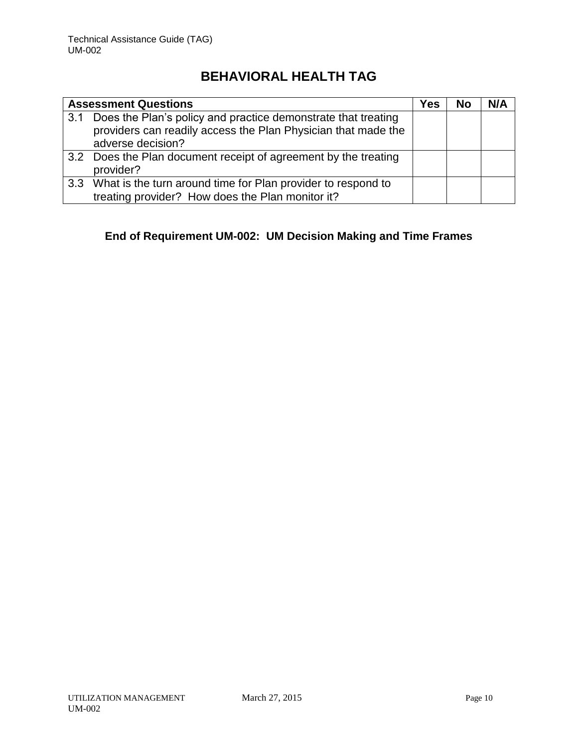# BEHAVIORAL HEALTH TAG

| Assessment Questions | Yes | No | N/A |
|---|---|---|---|
| 3.1 Does the Plan's policy and practice demonstrate that treating providers can readily access the Plan Physician that made the adverse decision? | | | |
| 3.2 Does the Plan document receipt of agreement by the treating provider? | | | |
| 3.3 What is the turn around time for Plan provider to respond to treating provider? How does the Plan monitor it? | | | |

**End of Requirement UM-002: UM Decision Making and Time Frames**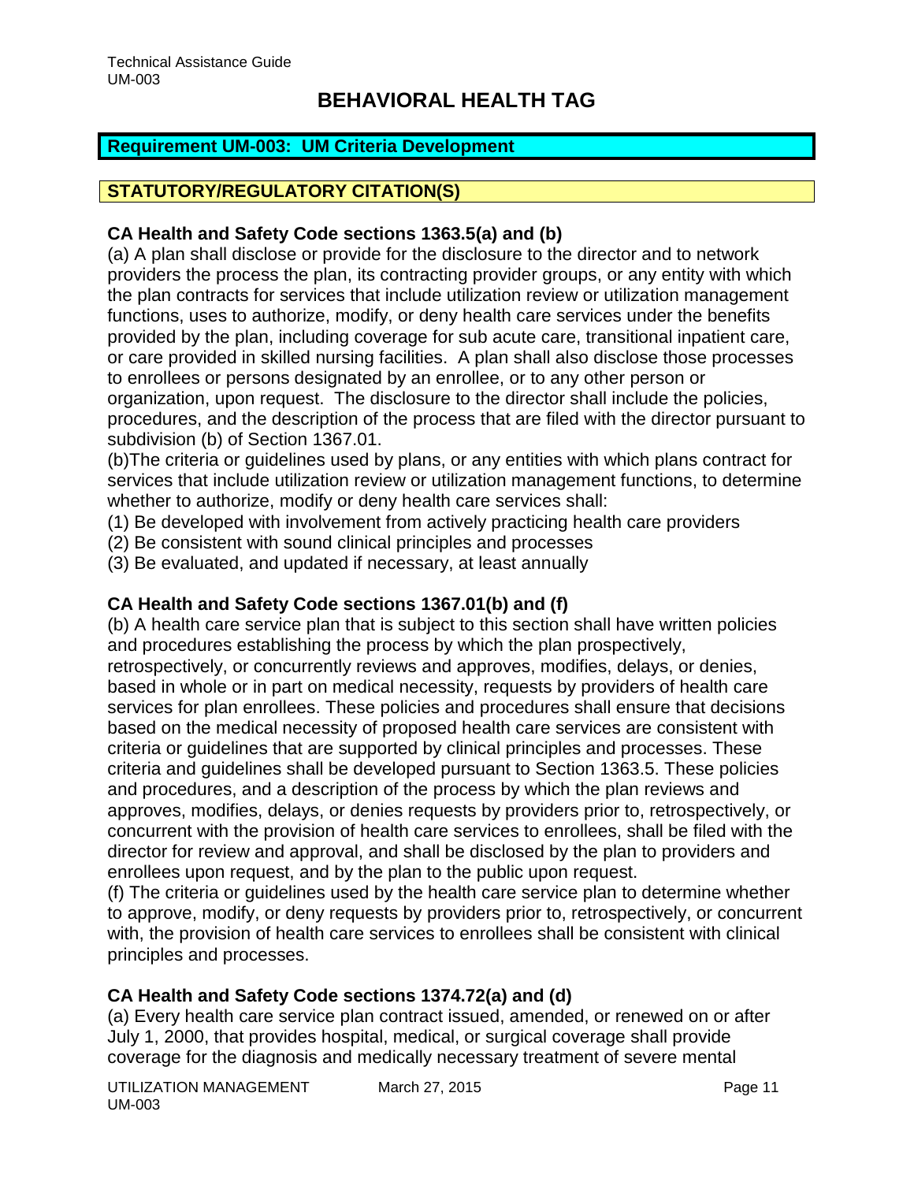# BEHAVIORAL HEALTH TAG

## Requirement UM-003: UM Criteria Development

## STATUTORY/REGULATORY CITATION(S)

### CA Health and Safety Code sections 1363.5(a) and (b)

(a) A plan shall disclose or provide for the disclosure to the director and to network providers the process the plan, its contracting provider groups, or any entity with which the plan contracts for services that include utilization review or utilization management functions, uses to authorize, modify, or deny health care services under the benefits provided by the plan, including coverage for sub acute care, transitional inpatient care, or care provided in skilled nursing facilities. A plan shall also disclose those processes to enrollees or persons designated by an enrollee, or to any other person or organization, upon request. The disclosure to the director shall include the policies, procedures, and the description of the process that are filed with the director pursuant to subdivision (b) of Section 1367.01.

(b)The criteria or guidelines used by plans, or any entities with which plans contract for services that include utilization review or utilization management functions, to determine whether to authorize, modify or deny health care services shall:

(1) Be developed with involvement from actively practicing health care providers

(2) Be consistent with sound clinical principles and processes

(3) Be evaluated, and updated if necessary, at least annually

### CA Health and Safety Code sections 1367.01(b) and (f)

(b) A health care service plan that is subject to this section shall have written policies and procedures establishing the process by which the plan prospectively, retrospectively, or concurrently reviews and approves, modifies, delays, or denies, based in whole or in part on medical necessity, requests by providers of health care services for plan enrollees. These policies and procedures shall ensure that decisions based on the medical necessity of proposed health care services are consistent with criteria or guidelines that are supported by clinical principles and processes. These criteria and guidelines shall be developed pursuant to Section 1363.5. These policies and procedures, and a description of the process by which the plan reviews and approves, modifies, delays, or denies requests by providers prior to, retrospectively, or concurrent with the provision of health care services to enrollees, shall be filed with the director for review and approval, and shall be disclosed by the plan to providers and enrollees upon request, and by the plan to the public upon request.

(f) The criteria or guidelines used by the health care service plan to determine whether to approve, modify, or deny requests by providers prior to, retrospectively, or concurrent with, the provision of health care services to enrollees shall be consistent with clinical principles and processes.

### CA Health and Safety Code sections 1374.72(a) and (d)

(a) Every health care service plan contract issued, amended, or renewed on or after July 1, 2000, that provides hospital, medical, or surgical coverage shall provide coverage for the diagnosis and medically necessary treatment of severe mental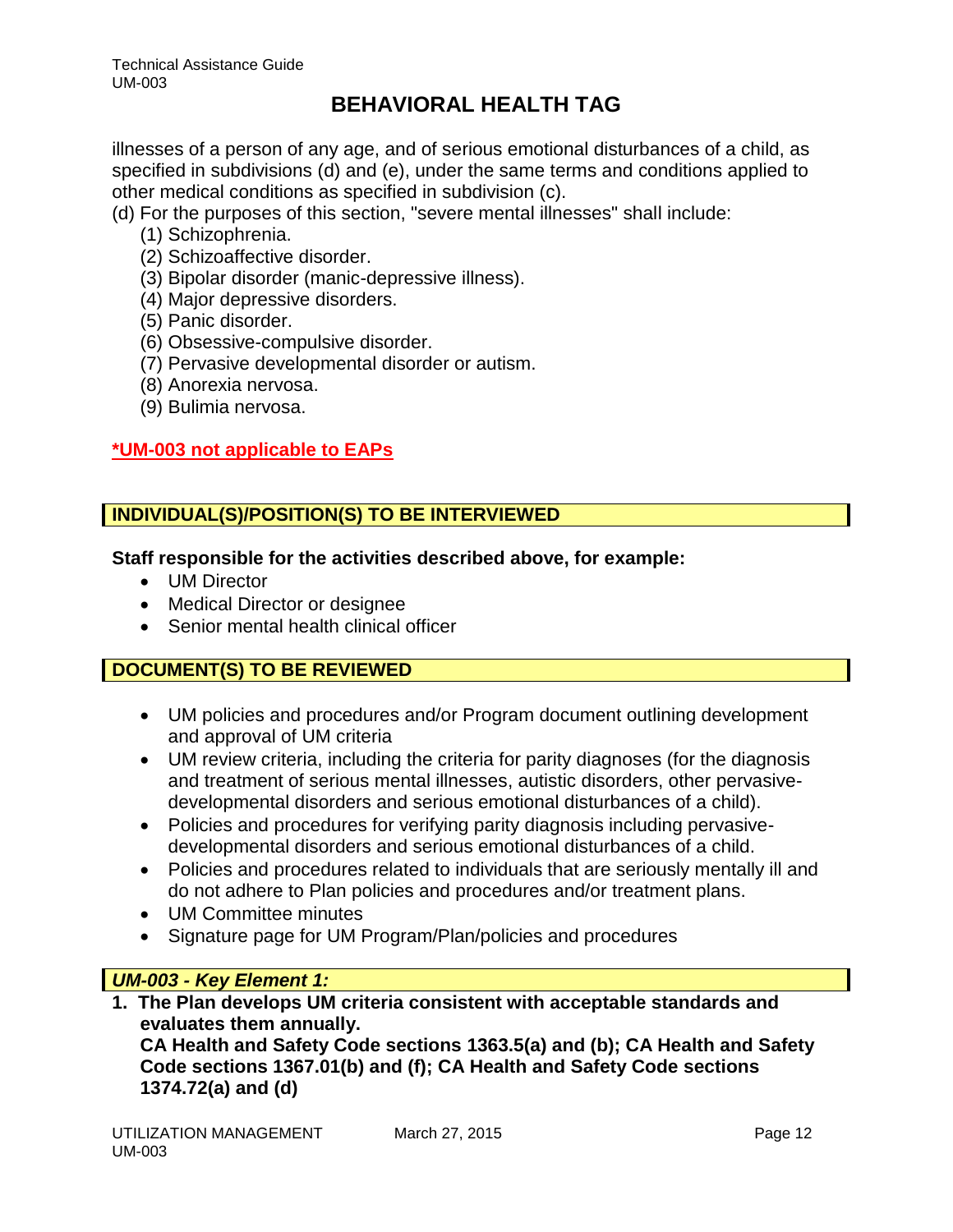## BEHAVIORAL HEALTH TAG

illnesses of a person of any age, and of serious emotional disturbances of a child, as specified in subdivisions (d) and (e), under the same terms and conditions applied to other medical conditions as specified in subdivision (c).

(d) For the purposes of this section, "severe mental illnesses" shall include:

(1) Schizophrenia.
(2) Schizoaffective disorder.
(3) Bipolar disorder (manic-depressive illness).
(4) Major depressive disorders.
(5) Panic disorder.
(6) Obsessive-compulsive disorder.
(7) Pervasive developmental disorder or autism.
(8) Anorexia nervosa.
(9) Bulimia nervosa.

**\*UM-003 not applicable to EAPs**

### INDIVIDUAL(S)/POSITION(S) TO BE INTERVIEWED

**Staff responsible for the activities described above, for example:**

- UM Director
- Medical Director or designee
- Senior mental health clinical officer

### DOCUMENT(S) TO BE REVIEWED

- UM policies and procedures and/or Program document outlining development and approval of UM criteria
- UM review criteria, including the criteria for parity diagnoses (for the diagnosis and treatment of serious mental illnesses, autistic disorders, other pervasive-developmental disorders and serious emotional disturbances of a child).
- Policies and procedures for verifying parity diagnosis including pervasive-developmental disorders and serious emotional disturbances of a child.
- Policies and procedures related to individuals that are seriously mentally ill and do not adhere to Plan policies and procedures and/or treatment plans.
- UM Committee minutes
- Signature page for UM Program/Plan/policies and procedures

### *UM-003 - Key Element 1:*

**1. The Plan develops UM criteria consistent with acceptable standards and evaluates them annually.**
**CA Health and Safety Code sections 1363.5(a) and (b); CA Health and Safety Code sections 1367.01(b) and (f); CA Health and Safety Code sections 1374.72(a) and (d)**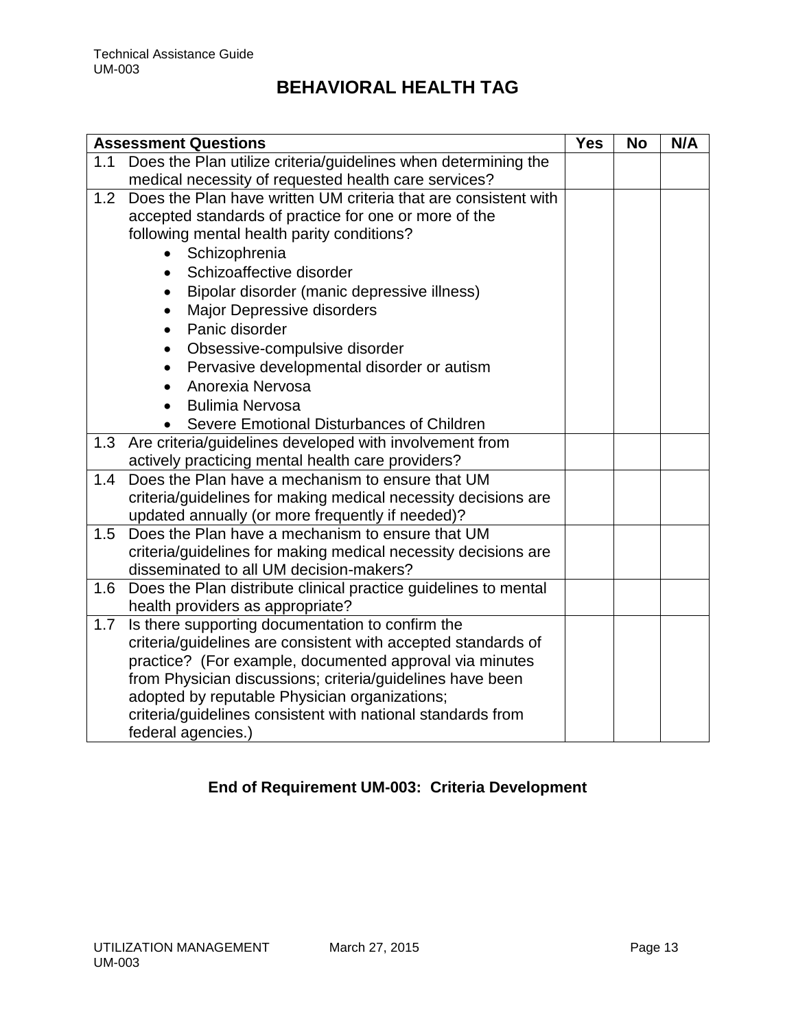# BEHAVIORAL HEALTH TAG

| Assessment Questions | Yes | No | N/A |
|---|---|---|---|
| 1.1 Does the Plan utilize criteria/guidelines when determining the medical necessity of requested health care services? | | | |
| 1.2 Does the Plan have written UM criteria that are consistent with accepted standards of practice for one or more of the following mental health parity conditions?<br>• Schizophrenia<br>• Schizoaffective disorder<br>• Bipolar disorder (manic depressive illness)<br>• Major Depressive disorders<br>• Panic disorder<br>• Obsessive-compulsive disorder<br>• Pervasive developmental disorder or autism<br>• Anorexia Nervosa<br>• Bulimia Nervosa<br>• Severe Emotional Disturbances of Children | | | |
| 1.3 Are criteria/guidelines developed with involvement from actively practicing mental health care providers? | | | |
| 1.4 Does the Plan have a mechanism to ensure that UM criteria/guidelines for making medical necessity decisions are updated annually (or more frequently if needed)? | | | |
| 1.5 Does the Plan have a mechanism to ensure that UM criteria/guidelines for making medical necessity decisions are disseminated to all UM decision-makers? | | | |
| 1.6 Does the Plan distribute clinical practice guidelines to mental health providers as appropriate? | | | |
| 1.7 Is there supporting documentation to confirm the criteria/guidelines are consistent with accepted standards of practice? (For example, documented approval via minutes from Physician discussions; criteria/guidelines have been adopted by reputable Physician organizations; criteria/guidelines consistent with national standards from federal agencies.) | | | |

**End of Requirement UM-003: Criteria Development**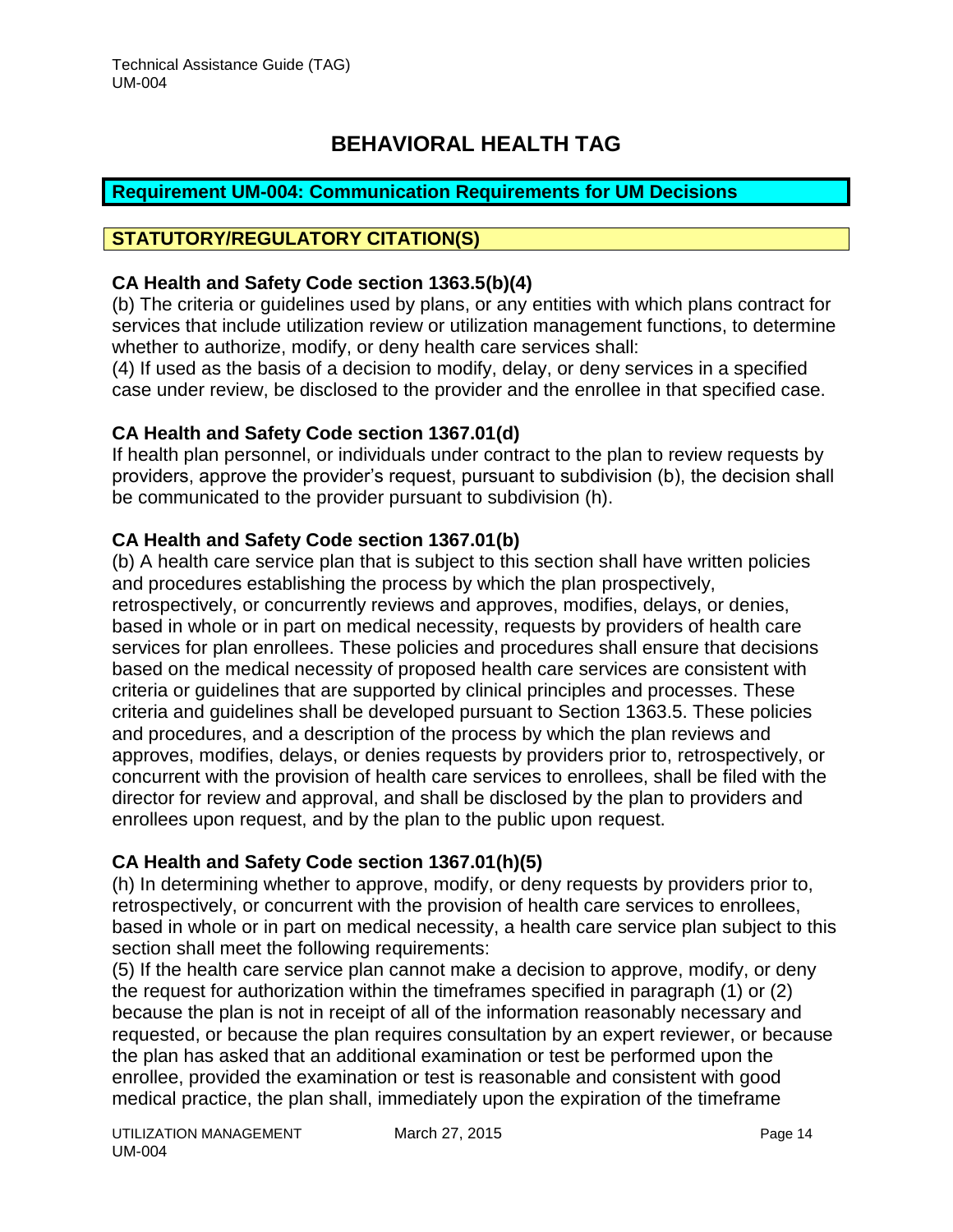# BEHAVIORAL HEALTH TAG

## Requirement UM-004: Communication Requirements for UM Decisions

### STATUTORY/REGULATORY CITATION(S)

**CA Health and Safety Code section 1363.5(b)(4)**

(b) The criteria or guidelines used by plans, or any entities with which plans contract for services that include utilization review or utilization management functions, to determine whether to authorize, modify, or deny health care services shall:

(4) If used as the basis of a decision to modify, delay, or deny services in a specified case under review, be disclosed to the provider and the enrollee in that specified case.

**CA Health and Safety Code section 1367.01(d)**

If health plan personnel, or individuals under contract to the plan to review requests by providers, approve the provider's request, pursuant to subdivision (b), the decision shall be communicated to the provider pursuant to subdivision (h).

**CA Health and Safety Code section 1367.01(b)**

(b) A health care service plan that is subject to this section shall have written policies and procedures establishing the process by which the plan prospectively, retrospectively, or concurrently reviews and approves, modifies, delays, or denies, based in whole or in part on medical necessity, requests by providers of health care services for plan enrollees. These policies and procedures shall ensure that decisions based on the medical necessity of proposed health care services are consistent with criteria or guidelines that are supported by clinical principles and processes. These criteria and guidelines shall be developed pursuant to Section 1363.5. These policies and procedures, and a description of the process by which the plan reviews and approves, modifies, delays, or denies requests by providers prior to, retrospectively, or concurrent with the provision of health care services to enrollees, shall be filed with the director for review and approval, and shall be disclosed by the plan to providers and enrollees upon request, and by the plan to the public upon request.

**CA Health and Safety Code section 1367.01(h)(5)**

(h) In determining whether to approve, modify, or deny requests by providers prior to, retrospectively, or concurrent with the provision of health care services to enrollees, based in whole or in part on medical necessity, a health care service plan subject to this section shall meet the following requirements:

(5) If the health care service plan cannot make a decision to approve, modify, or deny the request for authorization within the timeframes specified in paragraph (1) or (2) because the plan is not in receipt of all of the information reasonably necessary and requested, or because the plan requires consultation by an expert reviewer, or because the plan has asked that an additional examination or test be performed upon the enrollee, provided the examination or test is reasonable and consistent with good medical practice, the plan shall, immediately upon the expiration of the timeframe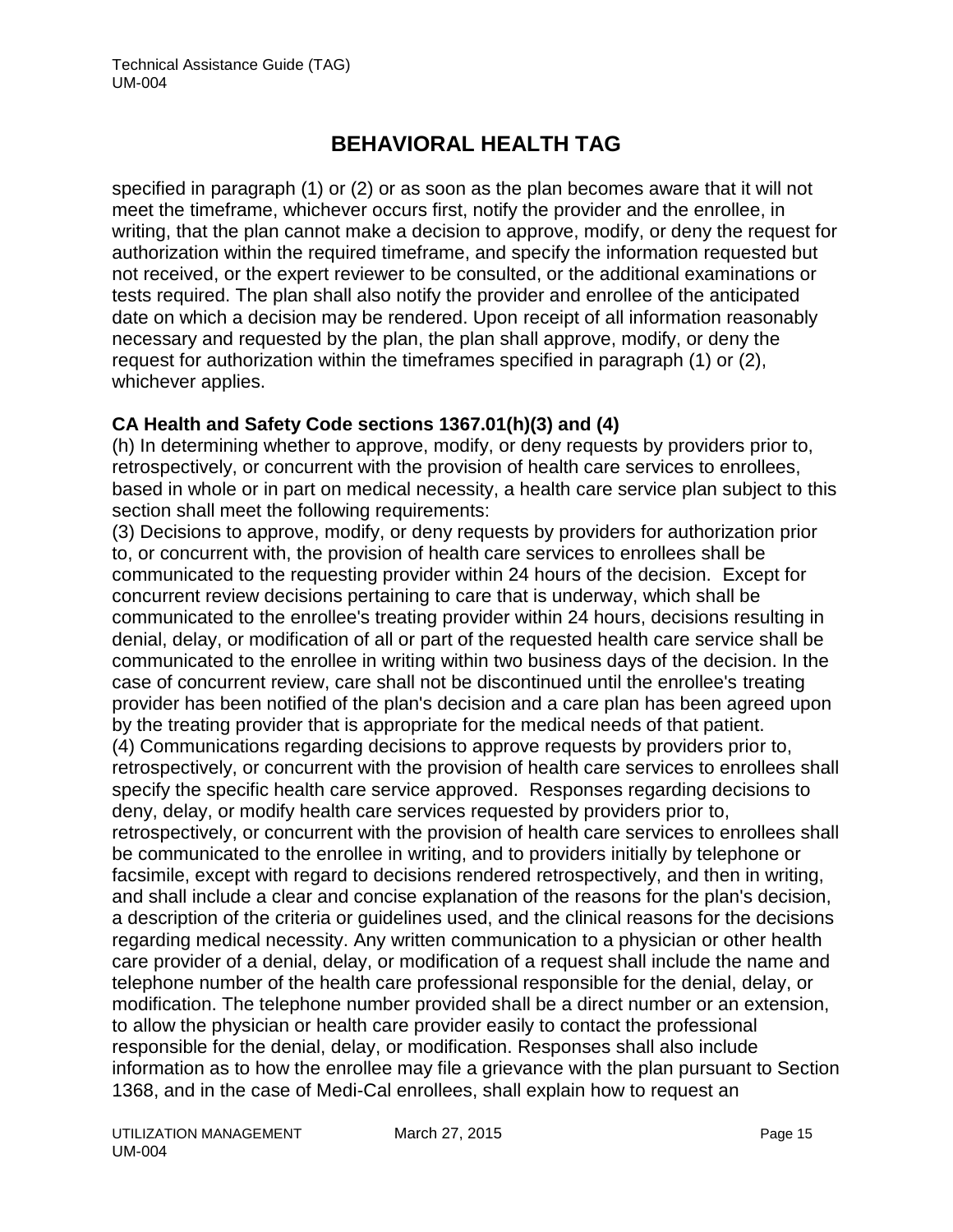## BEHAVIORAL HEALTH TAG

specified in paragraph (1) or (2) or as soon as the plan becomes aware that it will not meet the timeframe, whichever occurs first, notify the provider and the enrollee, in writing, that the plan cannot make a decision to approve, modify, or deny the request for authorization within the required timeframe, and specify the information requested but not received, or the expert reviewer to be consulted, or the additional examinations or tests required. The plan shall also notify the provider and enrollee of the anticipated date on which a decision may be rendered. Upon receipt of all information reasonably necessary and requested by the plan, the plan shall approve, modify, or deny the request for authorization within the timeframes specified in paragraph (1) or (2), whichever applies.

**CA Health and Safety Code sections 1367.01(h)(3) and (4)**

(h) In determining whether to approve, modify, or deny requests by providers prior to, retrospectively, or concurrent with the provision of health care services to enrollees, based in whole or in part on medical necessity, a health care service plan subject to this section shall meet the following requirements:

(3) Decisions to approve, modify, or deny requests by providers for authorization prior to, or concurrent with, the provision of health care services to enrollees shall be communicated to the requesting provider within 24 hours of the decision. Except for concurrent review decisions pertaining to care that is underway, which shall be communicated to the enrollee's treating provider within 24 hours, decisions resulting in denial, delay, or modification of all or part of the requested health care service shall be communicated to the enrollee in writing within two business days of the decision. In the case of concurrent review, care shall not be discontinued until the enrollee's treating provider has been notified of the plan's decision and a care plan has been agreed upon by the treating provider that is appropriate for the medical needs of that patient.

(4) Communications regarding decisions to approve requests by providers prior to, retrospectively, or concurrent with the provision of health care services to enrollees shall specify the specific health care service approved. Responses regarding decisions to deny, delay, or modify health care services requested by providers prior to, retrospectively, or concurrent with the provision of health care services to enrollees shall be communicated to the enrollee in writing, and to providers initially by telephone or facsimile, except with regard to decisions rendered retrospectively, and then in writing, and shall include a clear and concise explanation of the reasons for the plan's decision, a description of the criteria or guidelines used, and the clinical reasons for the decisions regarding medical necessity. Any written communication to a physician or other health care provider of a denial, delay, or modification of a request shall include the name and telephone number of the health care professional responsible for the denial, delay, or modification. The telephone number provided shall be a direct number or an extension, to allow the physician or health care provider easily to contact the professional responsible for the denial, delay, or modification. Responses shall also include information as to how the enrollee may file a grievance with the plan pursuant to Section 1368, and in the case of Medi-Cal enrollees, shall explain how to request an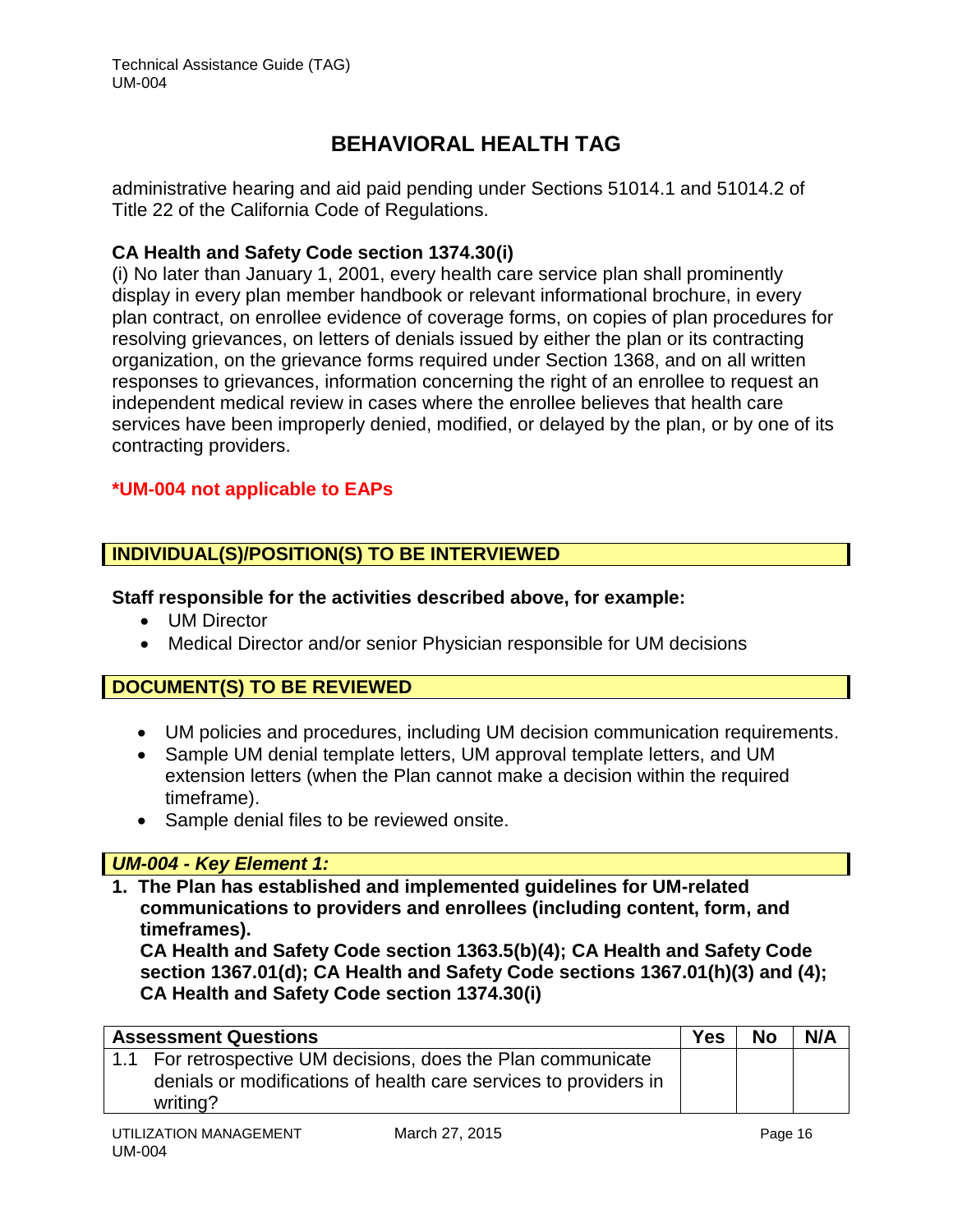administrative hearing and aid paid pending under Sections 51014.1 and 51014.2 of Title 22 of the California Code of Regulations.

**CA Health and Safety Code section 1374.30(i)**
(i) No later than January 1, 2001, every health care service plan shall prominently display in every plan member handbook or relevant informational brochure, in every plan contract, on enrollee evidence of coverage forms, on copies of plan procedures for resolving grievances, on letters of denials issued by either the plan or its contracting organization, on the grievance forms required under Section 1368, and on all written responses to grievances, information concerning the right of an enrollee to request an independent medical review in cases where the enrollee believes that health care services have been improperly denied, modified, or delayed by the plan, or by one of its contracting providers.

**\*UM-004 not applicable to EAPs**

## INDIVIDUAL(S)/POSITION(S) TO BE INTERVIEWED

**Staff responsible for the activities described above, for example:**

- UM Director
- Medical Director and/or senior Physician responsible for UM decisions

## DOCUMENT(S) TO BE REVIEWED

- UM policies and procedures, including UM decision communication requirements.
- Sample UM denial template letters, UM approval template letters, and UM extension letters (when the Plan cannot make a decision within the required timeframe).
- Sample denial files to be reviewed onsite.

## *UM-004 - Key Element 1:*

**1. The Plan has established and implemented guidelines for UM-related communications to providers and enrollees (including content, form, and timeframes).**
**CA Health and Safety Code section 1363.5(b)(4); CA Health and Safety Code section 1367.01(d); CA Health and Safety Code sections 1367.01(h)(3) and (4); CA Health and Safety Code section 1374.30(i)**

| Assessment Questions | Yes | No | N/A |
|---|---|---|---|
| 1.1 For retrospective UM decisions, does the Plan communicate denials or modifications of health care services to providers in writing? | | | |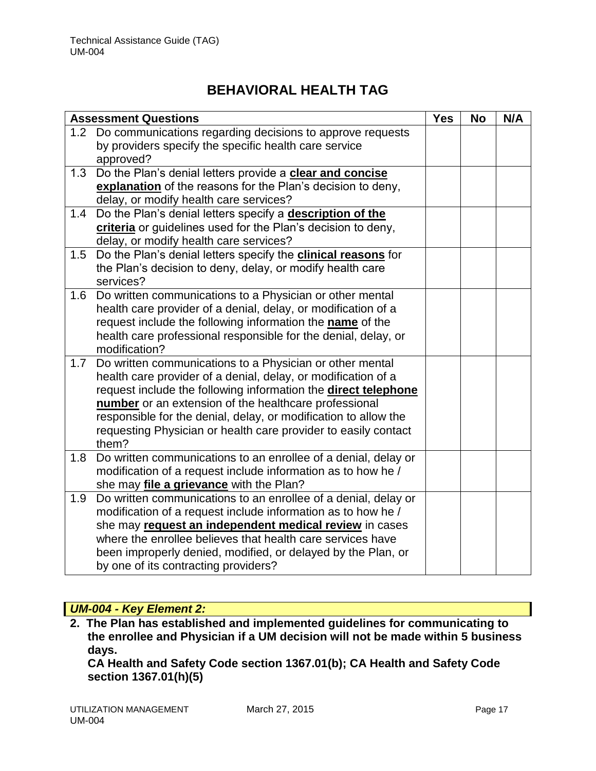# BEHAVIORAL HEALTH TAG

| Assessment Questions | Yes | No | N/A |
|---|---|---|---|
| 1.2 Do communications regarding decisions to approve requests by providers specify the specific health care service approved? | | | |
| 1.3 Do the Plan's denial letters provide a **clear and concise explanation** of the reasons for the Plan's decision to deny, delay, or modify health care services? | | | |
| 1.4 Do the Plan's denial letters specify a **description of the criteria** or guidelines used for the Plan's decision to deny, delay, or modify health care services? | | | |
| 1.5 Do the Plan's denial letters specify the **clinical reasons** for the Plan's decision to deny, delay, or modify health care services? | | | |
| 1.6 Do written communications to a Physician or other mental health care provider of a denial, delay, or modification of a request include the following information the **name** of the health care professional responsible for the denial, delay, or modification? | | | |
| 1.7 Do written communications to a Physician or other mental health care provider of a denial, delay, or modification of a request include the following information the **direct telephone number** or an extension of the healthcare professional responsible for the denial, delay, or modification to allow the requesting Physician or health care provider to easily contact them? | | | |
| 1.8 Do written communications to an enrollee of a denial, delay or modification of a request include information as to how he / she may **file a grievance** with the Plan? | | | |
| 1.9 Do written communications to an enrollee of a denial, delay or modification of a request include information as to how he / she may **request an independent medical review** in cases where the enrollee believes that health care services have been improperly denied, modified, or delayed by the Plan, or by one of its contracting providers? | | | |

***UM-004 - Key Element 2:***

**2. The Plan has established and implemented guidelines for communicating to the enrollee and Physician if a UM decision will not be made within 5 business days.**
**CA Health and Safety Code section 1367.01(b); CA Health and Safety Code section 1367.01(h)(5)**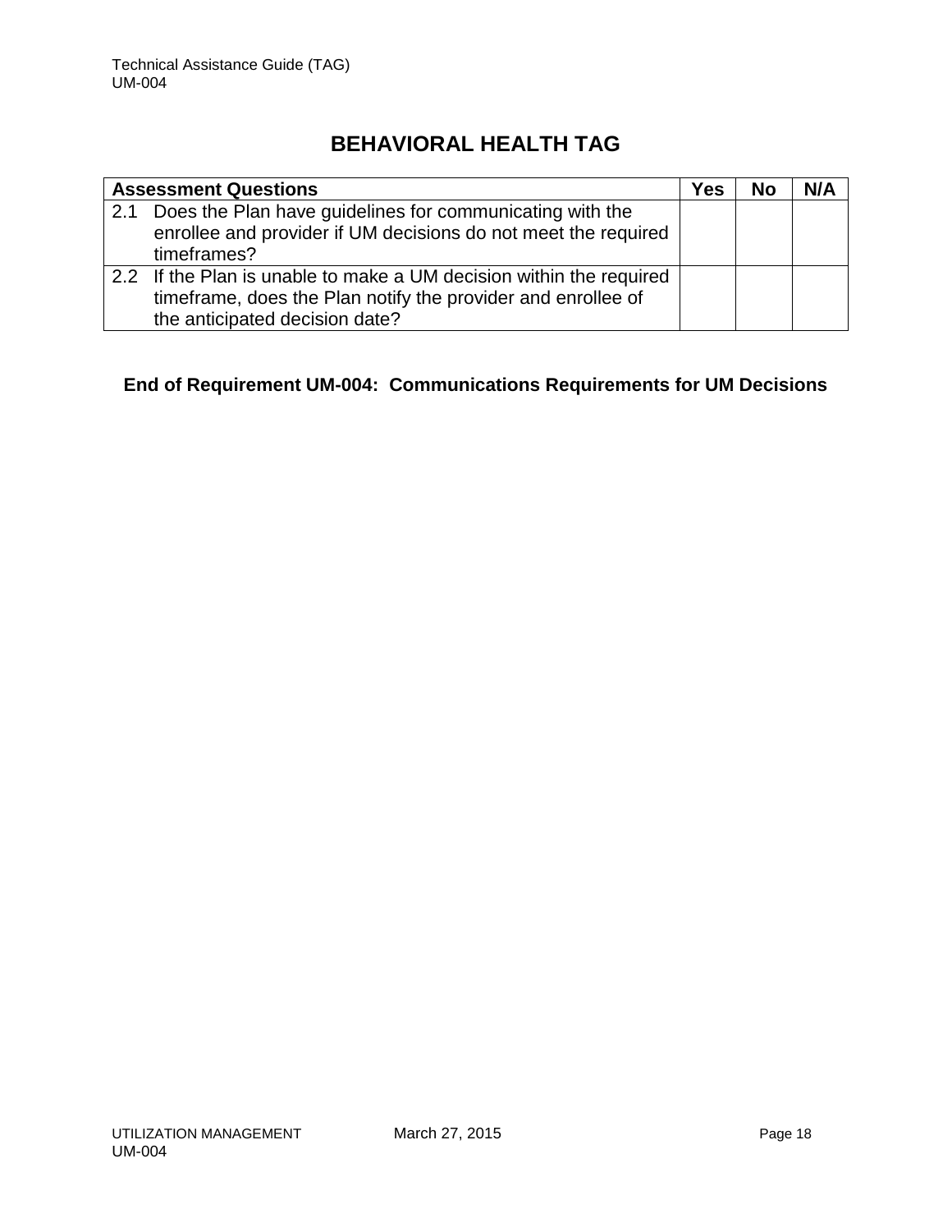## BEHAVIORAL HEALTH TAG

| Assessment Questions | Yes | No | N/A |
|---|---|---|---|
| 2.1 Does the Plan have guidelines for communicating with the enrollee and provider if UM decisions do not meet the required timeframes? | | | |
| 2.2 If the Plan is unable to make a UM decision within the required timeframe, does the Plan notify the provider and enrollee of the anticipated decision date? | | | |

**End of Requirement UM-004: Communications Requirements for UM Decisions**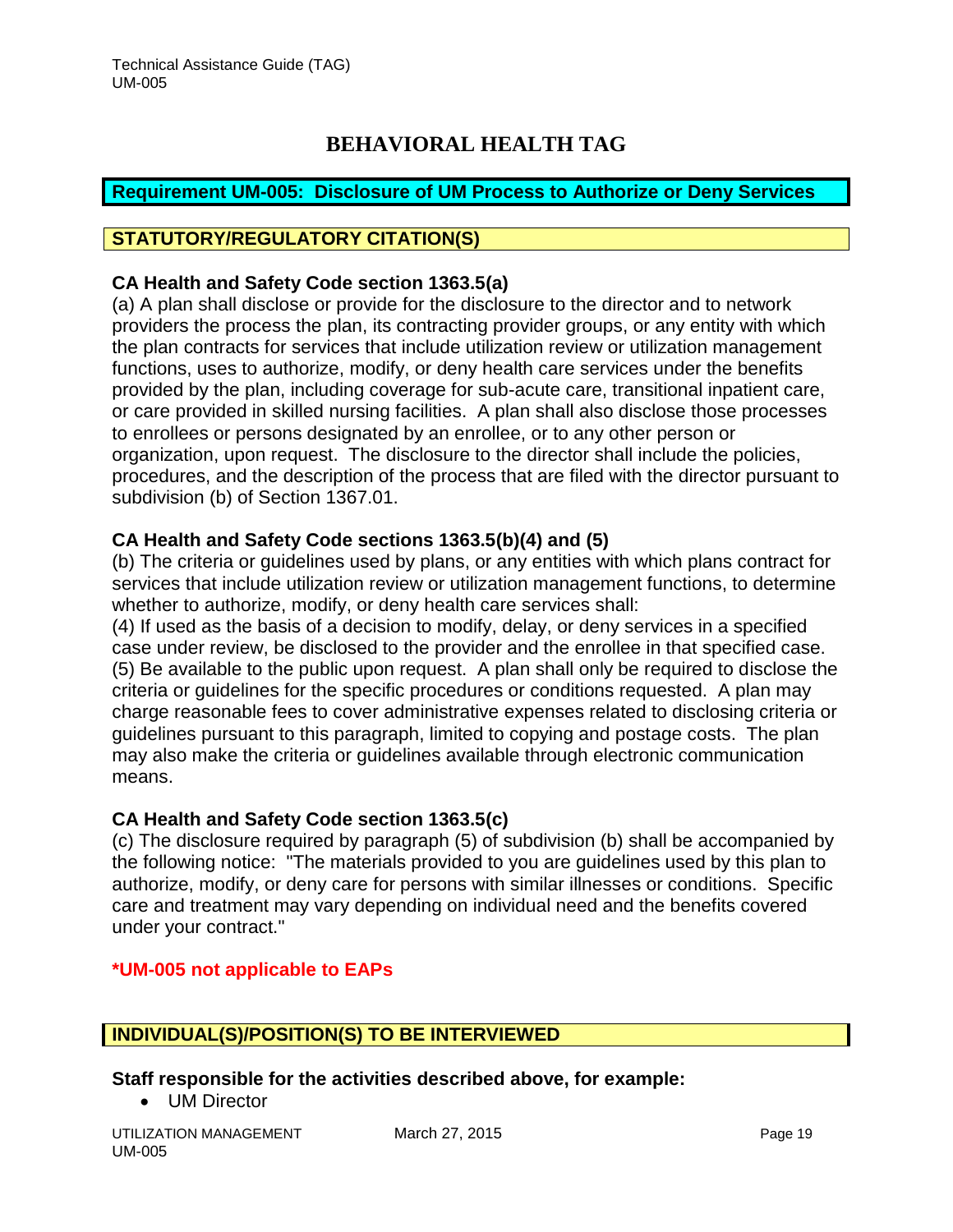# BEHAVIORAL HEALTH TAG

## Requirement UM-005: Disclosure of UM Process to Authorize or Deny Services

### STATUTORY/REGULATORY CITATION(S)

**CA Health and Safety Code section 1363.5(a)**

(a) A plan shall disclose or provide for the disclosure to the director and to network providers the process the plan, its contracting provider groups, or any entity with which the plan contracts for services that include utilization review or utilization management functions, uses to authorize, modify, or deny health care services under the benefits provided by the plan, including coverage for sub-acute care, transitional inpatient care, or care provided in skilled nursing facilities. A plan shall also disclose those processes to enrollees or persons designated by an enrollee, or to any other person or organization, upon request. The disclosure to the director shall include the policies, procedures, and the description of the process that are filed with the director pursuant to subdivision (b) of Section 1367.01.

**CA Health and Safety Code sections 1363.5(b)(4) and (5)**

(b) The criteria or guidelines used by plans, or any entities with which plans contract for services that include utilization review or utilization management functions, to determine whether to authorize, modify, or deny health care services shall:

(4) If used as the basis of a decision to modify, delay, or deny services in a specified case under review, be disclosed to the provider and the enrollee in that specified case.

(5) Be available to the public upon request. A plan shall only be required to disclose the criteria or guidelines for the specific procedures or conditions requested. A plan may charge reasonable fees to cover administrative expenses related to disclosing criteria or guidelines pursuant to this paragraph, limited to copying and postage costs. The plan may also make the criteria or guidelines available through electronic communication means.

**CA Health and Safety Code section 1363.5(c)**

(c) The disclosure required by paragraph (5) of subdivision (b) shall be accompanied by the following notice: "The materials provided to you are guidelines used by this plan to authorize, modify, or deny care for persons with similar illnesses or conditions. Specific care and treatment may vary depending on individual need and the benefits covered under your contract."

**\*UM-005 not applicable to EAPs**

### INDIVIDUAL(S)/POSITION(S) TO BE INTERVIEWED

**Staff responsible for the activities described above, for example:**

- UM Director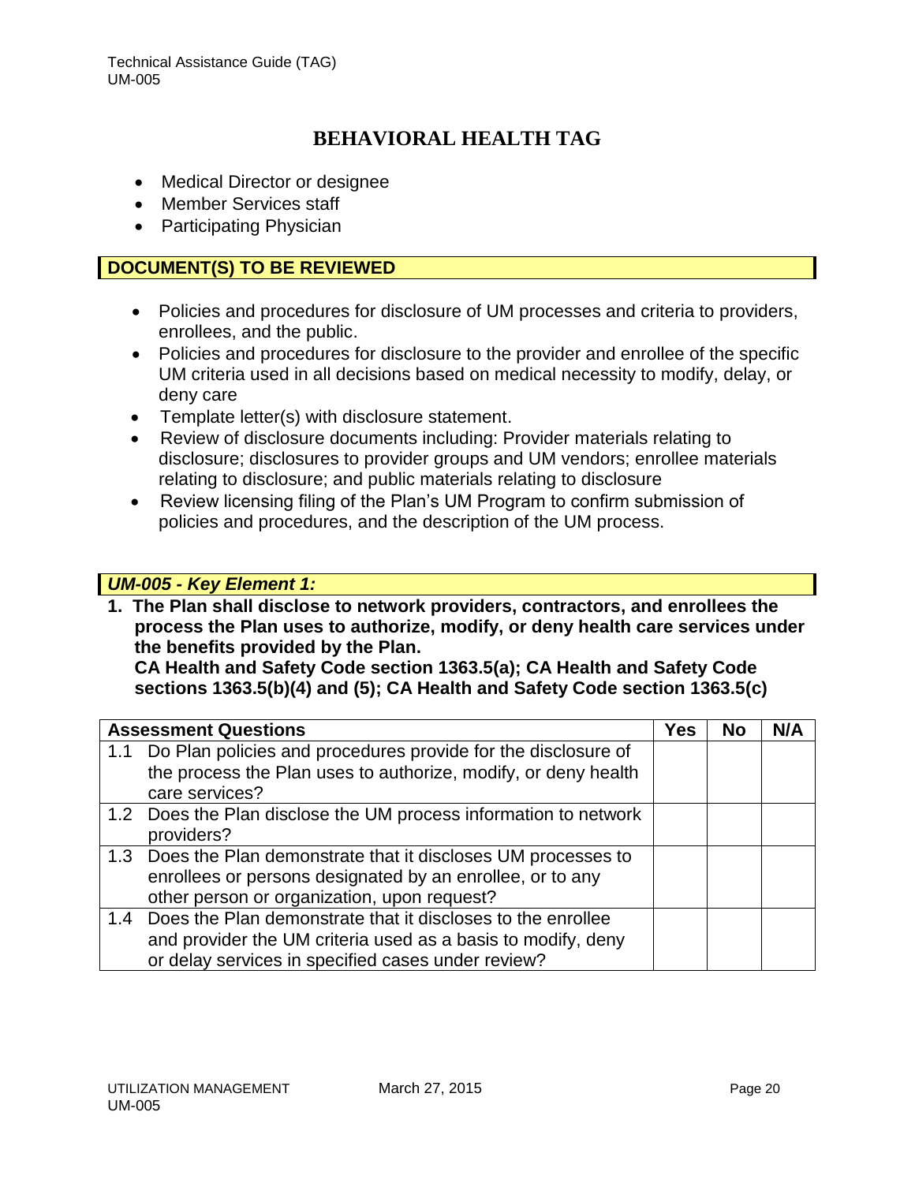# BEHAVIORAL HEALTH TAG

- Medical Director or designee
- Member Services staff
- Participating Physician

## DOCUMENT(S) TO BE REVIEWED

- Policies and procedures for disclosure of UM processes and criteria to providers, enrollees, and the public.
- Policies and procedures for disclosure to the provider and enrollee of the specific UM criteria used in all decisions based on medical necessity to modify, delay, or deny care
- Template letter(s) with disclosure statement.
- Review of disclosure documents including: Provider materials relating to disclosure; disclosures to provider groups and UM vendors; enrollee materials relating to disclosure; and public materials relating to disclosure
- Review licensing filing of the Plan's UM Program to confirm submission of policies and procedures, and the description of the UM process.

## *UM-005 - Key Element 1:*

**1. The Plan shall disclose to network providers, contractors, and enrollees the process the Plan uses to authorize, modify, or deny health care services under the benefits provided by the Plan.**
**CA Health and Safety Code section 1363.5(a); CA Health and Safety Code sections 1363.5(b)(4) and (5); CA Health and Safety Code section 1363.5(c)**

| Assessment Questions | Yes | No | N/A |
|---|---|---|---|
| 1.1 Do Plan policies and procedures provide for the disclosure of the process the Plan uses to authorize, modify, or deny health care services? | | | |
| 1.2 Does the Plan disclose the UM process information to network providers? | | | |
| 1.3 Does the Plan demonstrate that it discloses UM processes to enrollees or persons designated by an enrollee, or to any other person or organization, upon request? | | | |
| 1.4 Does the Plan demonstrate that it discloses to the enrollee and provider the UM criteria used as a basis to modify, deny or delay services in specified cases under review? | | | |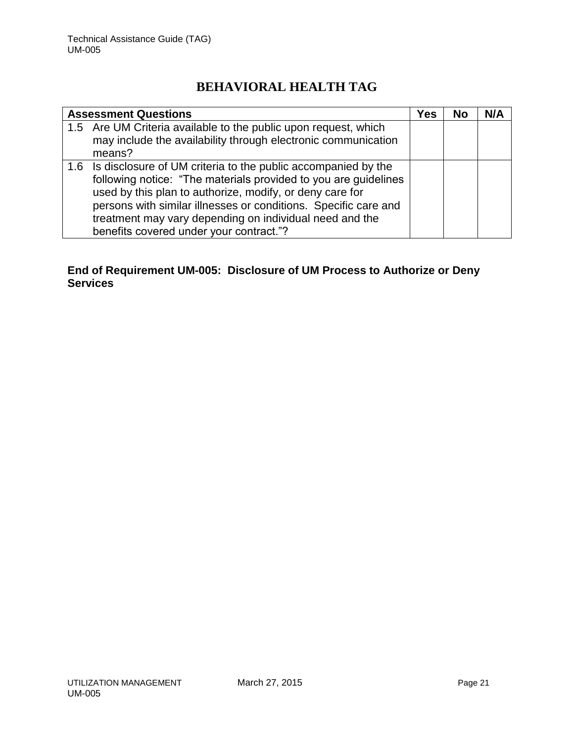# BEHAVIORAL HEALTH TAG

| Assessment Questions | Yes | No | N/A |
|---|---|---|---|
| 1.5 Are UM Criteria available to the public upon request, which may include the availability through electronic communication means? | | | |
| 1.6 Is disclosure of UM criteria to the public accompanied by the following notice: "The materials provided to you are guidelines used by this plan to authorize, modify, or deny care for persons with similar illnesses or conditions. Specific care and treatment may vary depending on individual need and the benefits covered under your contract."? | | | |

**End of Requirement UM-005: Disclosure of UM Process to Authorize or Deny Services**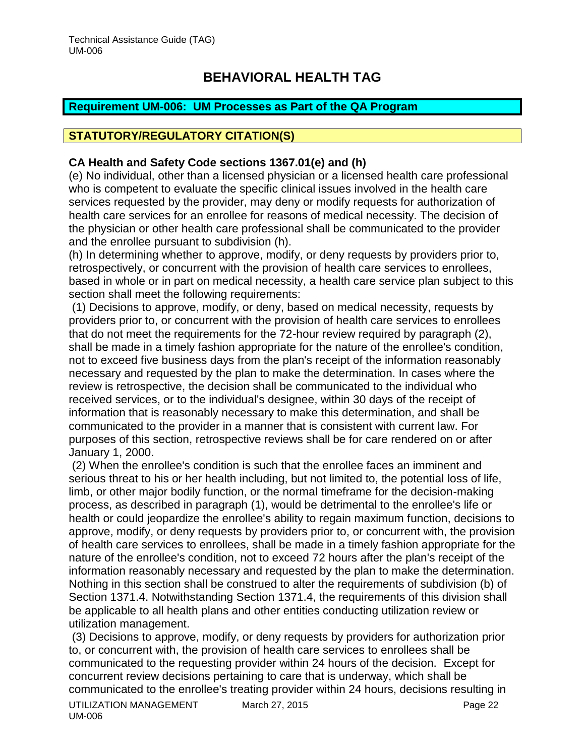# BEHAVIORAL HEALTH TAG

**Requirement UM-006: UM Processes as Part of the QA Program**

**STATUTORY/REGULATORY CITATION(S)**

**CA Health and Safety Code sections 1367.01(e) and (h)**

(e) No individual, other than a licensed physician or a licensed health care professional who is competent to evaluate the specific clinical issues involved in the health care services requested by the provider, may deny or modify requests for authorization of health care services for an enrollee for reasons of medical necessity. The decision of the physician or other health care professional shall be communicated to the provider and the enrollee pursuant to subdivision (h).

(h) In determining whether to approve, modify, or deny requests by providers prior to, retrospectively, or concurrent with the provision of health care services to enrollees, based in whole or in part on medical necessity, a health care service plan subject to this section shall meet the following requirements:

(1) Decisions to approve, modify, or deny, based on medical necessity, requests by providers prior to, or concurrent with the provision of health care services to enrollees that do not meet the requirements for the 72-hour review required by paragraph (2), shall be made in a timely fashion appropriate for the nature of the enrollee's condition, not to exceed five business days from the plan's receipt of the information reasonably necessary and requested by the plan to make the determination. In cases where the review is retrospective, the decision shall be communicated to the individual who received services, or to the individual's designee, within 30 days of the receipt of information that is reasonably necessary to make this determination, and shall be communicated to the provider in a manner that is consistent with current law. For purposes of this section, retrospective reviews shall be for care rendered on or after January 1, 2000.

(2) When the enrollee's condition is such that the enrollee faces an imminent and serious threat to his or her health including, but not limited to, the potential loss of life, limb, or other major bodily function, or the normal timeframe for the decision-making process, as described in paragraph (1), would be detrimental to the enrollee's life or health or could jeopardize the enrollee's ability to regain maximum function, decisions to approve, modify, or deny requests by providers prior to, or concurrent with, the provision of health care services to enrollees, shall be made in a timely fashion appropriate for the nature of the enrollee's condition, not to exceed 72 hours after the plan's receipt of the information reasonably necessary and requested by the plan to make the determination. Nothing in this section shall be construed to alter the requirements of subdivision (b) of Section 1371.4. Notwithstanding Section 1371.4, the requirements of this division shall be applicable to all health plans and other entities conducting utilization review or utilization management.

(3) Decisions to approve, modify, or deny requests by providers for authorization prior to, or concurrent with, the provision of health care services to enrollees shall be communicated to the requesting provider within 24 hours of the decision. Except for concurrent review decisions pertaining to care that is underway, which shall be communicated to the enrollee's treating provider within 24 hours, decisions resulting in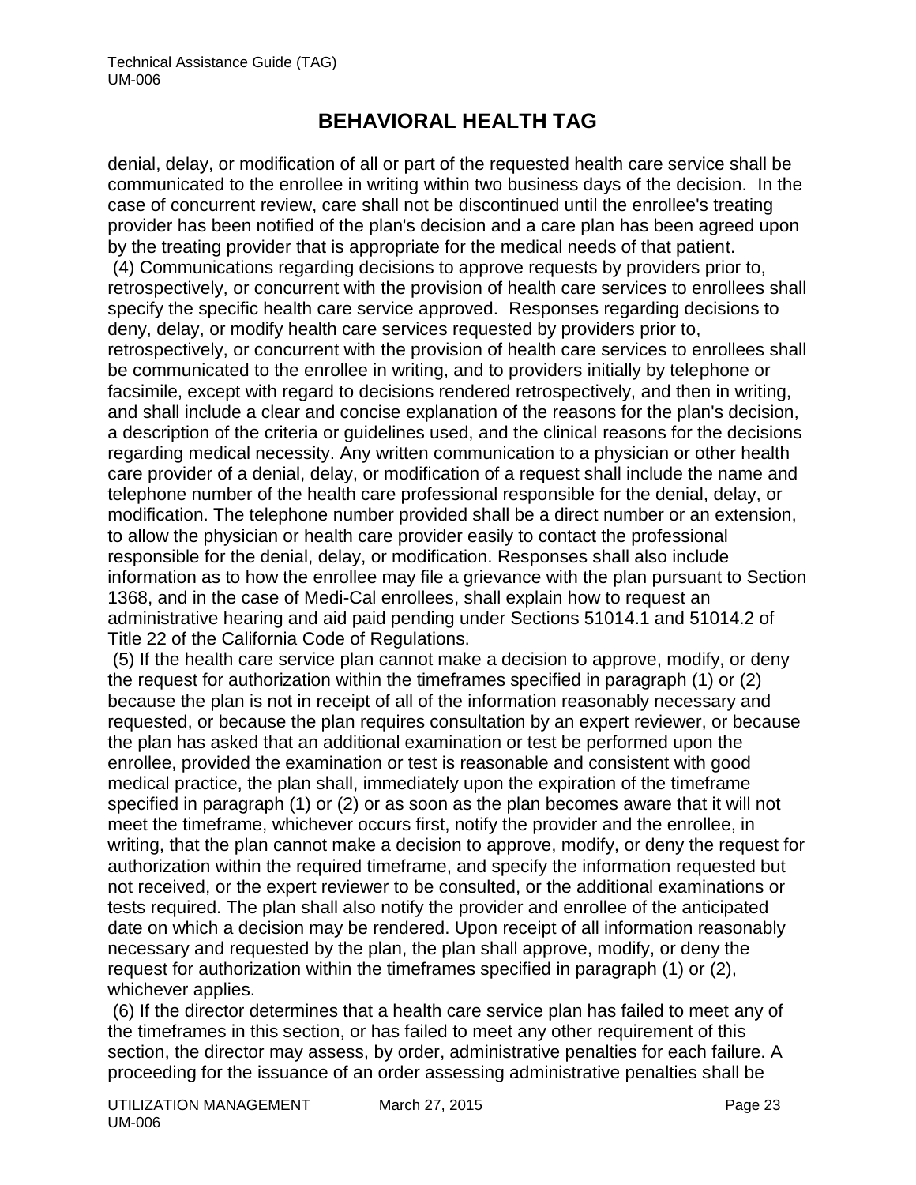denial, delay, or modification of all or part of the requested health care service shall be communicated to the enrollee in writing within two business days of the decision. In the case of concurrent review, care shall not be discontinued until the enrollee's treating provider has been notified of the plan's decision and a care plan has been agreed upon by the treating provider that is appropriate for the medical needs of that patient.

(4) Communications regarding decisions to approve requests by providers prior to, retrospectively, or concurrent with the provision of health care services to enrollees shall specify the specific health care service approved. Responses regarding decisions to deny, delay, or modify health care services requested by providers prior to, retrospectively, or concurrent with the provision of health care services to enrollees shall be communicated to the enrollee in writing, and to providers initially by telephone or facsimile, except with regard to decisions rendered retrospectively, and then in writing, and shall include a clear and concise explanation of the reasons for the plan's decision, a description of the criteria or guidelines used, and the clinical reasons for the decisions regarding medical necessity. Any written communication to a physician or other health care provider of a denial, delay, or modification of a request shall include the name and telephone number of the health care professional responsible for the denial, delay, or modification. The telephone number provided shall be a direct number or an extension, to allow the physician or health care provider easily to contact the professional responsible for the denial, delay, or modification. Responses shall also include information as to how the enrollee may file a grievance with the plan pursuant to Section 1368, and in the case of Medi-Cal enrollees, shall explain how to request an administrative hearing and aid paid pending under Sections 51014.1 and 51014.2 of Title 22 of the California Code of Regulations.

(5) If the health care service plan cannot make a decision to approve, modify, or deny the request for authorization within the timeframes specified in paragraph (1) or (2) because the plan is not in receipt of all of the information reasonably necessary and requested, or because the plan requires consultation by an expert reviewer, or because the plan has asked that an additional examination or test be performed upon the enrollee, provided the examination or test is reasonable and consistent with good medical practice, the plan shall, immediately upon the expiration of the timeframe specified in paragraph (1) or (2) or as soon as the plan becomes aware that it will not meet the timeframe, whichever occurs first, notify the provider and the enrollee, in writing, that the plan cannot make a decision to approve, modify, or deny the request for authorization within the required timeframe, and specify the information requested but not received, or the expert reviewer to be consulted, or the additional examinations or tests required. The plan shall also notify the provider and enrollee of the anticipated date on which a decision may be rendered. Upon receipt of all information reasonably necessary and requested by the plan, the plan shall approve, modify, or deny the request for authorization within the timeframes specified in paragraph (1) or (2), whichever applies.

(6) If the director determines that a health care service plan has failed to meet any of the timeframes in this section, or has failed to meet any other requirement of this section, the director may assess, by order, administrative penalties for each failure. A proceeding for the issuance of an order assessing administrative penalties shall be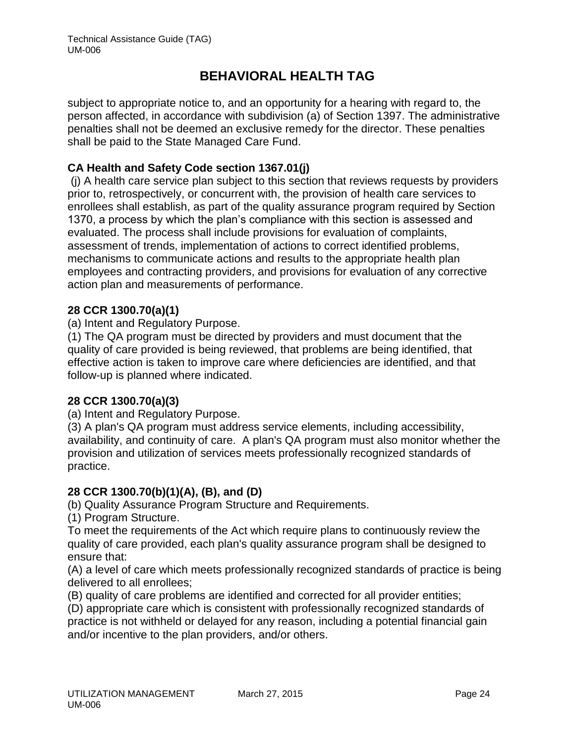subject to appropriate notice to, and an opportunity for a hearing with regard to, the person affected, in accordance with subdivision (a) of Section 1397. The administrative penalties shall not be deemed an exclusive remedy for the director. These penalties shall be paid to the State Managed Care Fund.

**CA Health and Safety Code section 1367.01(j)**

(j) A health care service plan subject to this section that reviews requests by providers prior to, retrospectively, or concurrent with, the provision of health care services to enrollees shall establish, as part of the quality assurance program required by Section 1370, a process by which the plan's compliance with this section is assessed and evaluated. The process shall include provisions for evaluation of complaints, assessment of trends, implementation of actions to correct identified problems, mechanisms to communicate actions and results to the appropriate health plan employees and contracting providers, and provisions for evaluation of any corrective action plan and measurements of performance.

**28 CCR 1300.70(a)(1)**

(a) Intent and Regulatory Purpose.

(1) The QA program must be directed by providers and must document that the quality of care provided is being reviewed, that problems are being identified, that effective action is taken to improve care where deficiencies are identified, and that follow-up is planned where indicated.

**28 CCR 1300.70(a)(3)**

(a) Intent and Regulatory Purpose.

(3) A plan's QA program must address service elements, including accessibility, availability, and continuity of care. A plan's QA program must also monitor whether the provision and utilization of services meets professionally recognized standards of practice.

**28 CCR 1300.70(b)(1)(A), (B), and (D)**

(b) Quality Assurance Program Structure and Requirements.

(1) Program Structure.

To meet the requirements of the Act which require plans to continuously review the quality of care provided, each plan's quality assurance program shall be designed to ensure that:

(A) a level of care which meets professionally recognized standards of practice is being delivered to all enrollees;

(B) quality of care problems are identified and corrected for all provider entities;

(D) appropriate care which is consistent with professionally recognized standards of practice is not withheld or delayed for any reason, including a potential financial gain and/or incentive to the plan providers, and/or others.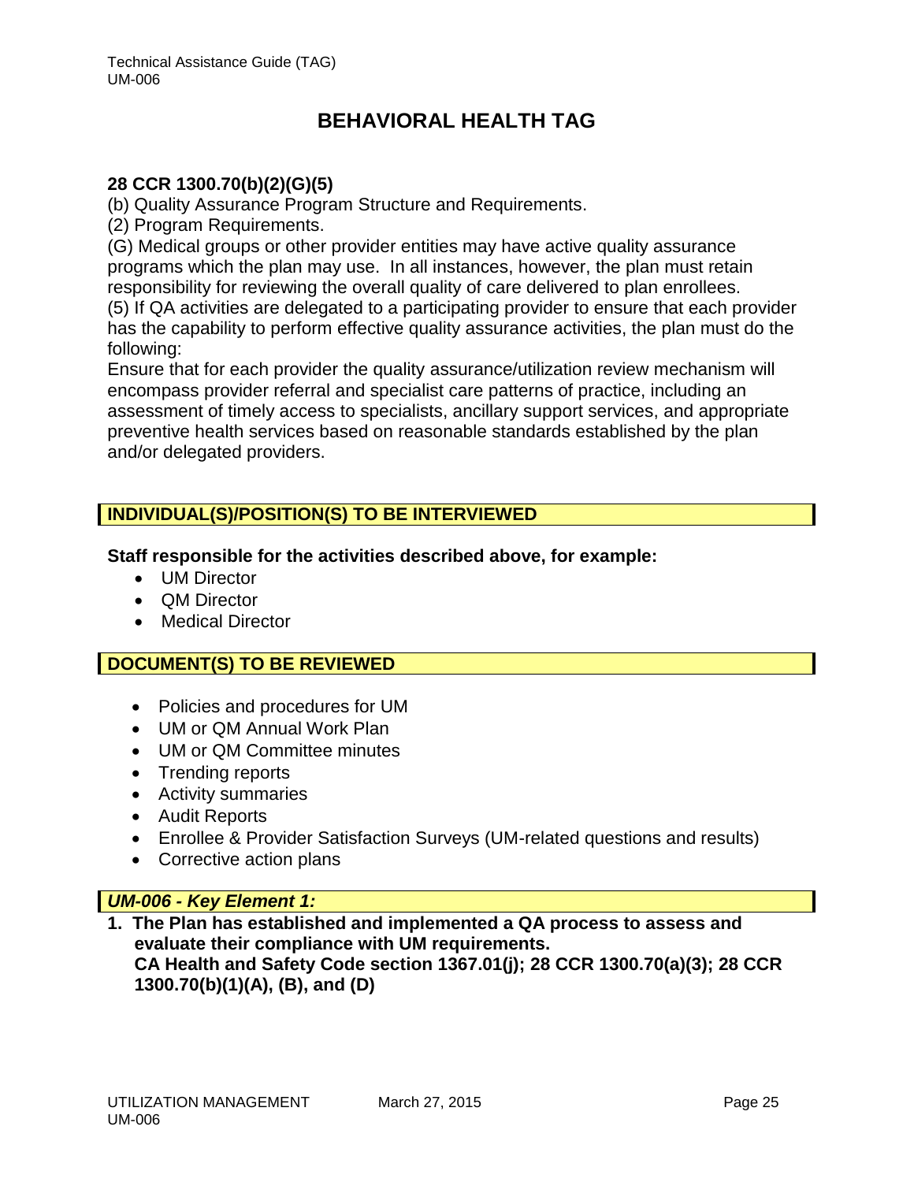# BEHAVIORAL HEALTH TAG

**28 CCR 1300.70(b)(2)(G)(5)**

(b) Quality Assurance Program Structure and Requirements.

(2) Program Requirements.

(G) Medical groups or other provider entities may have active quality assurance programs which the plan may use. In all instances, however, the plan must retain responsibility for reviewing the overall quality of care delivered to plan enrollees.

(5) If QA activities are delegated to a participating provider to ensure that each provider has the capability to perform effective quality assurance activities, the plan must do the following:

Ensure that for each provider the quality assurance/utilization review mechanism will encompass provider referral and specialist care patterns of practice, including an assessment of timely access to specialists, ancillary support services, and appropriate preventive health services based on reasonable standards established by the plan and/or delegated providers.

## INDIVIDUAL(S)/POSITION(S) TO BE INTERVIEWED

**Staff responsible for the activities described above, for example:**

- UM Director
- QM Director
- Medical Director

## DOCUMENT(S) TO BE REVIEWED

- Policies and procedures for UM
- UM or QM Annual Work Plan
- UM or QM Committee minutes
- Trending reports
- Activity summaries
- Audit Reports
- Enrollee & Provider Satisfaction Surveys (UM-related questions and results)
- Corrective action plans

## *UM-006 - Key Element 1:*

**1. The Plan has established and implemented a QA process to assess and evaluate their compliance with UM requirements.**
**CA Health and Safety Code section 1367.01(j); 28 CCR 1300.70(a)(3); 28 CCR 1300.70(b)(1)(A), (B), and (D)**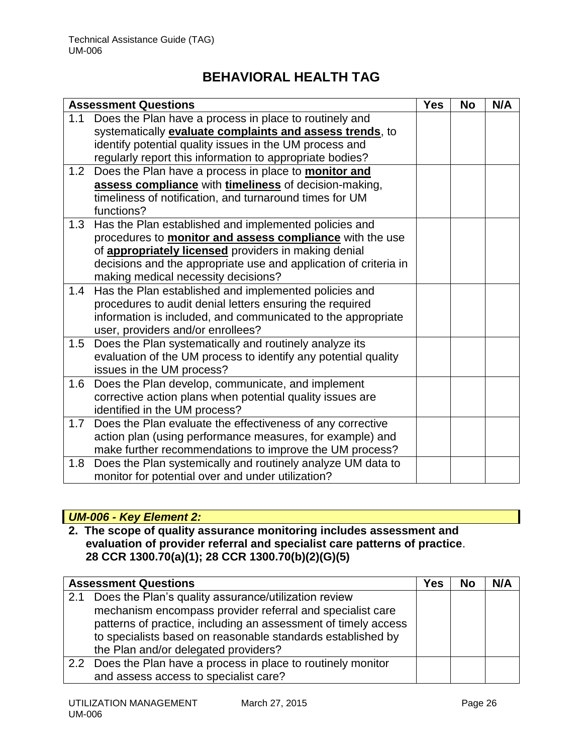# BEHAVIORAL HEALTH TAG

| Assessment Questions | Yes | No | N/A |
|---|---|---|---|
| 1.1 Does the Plan have a process in place to routinely and systematically **evaluate complaints and assess trends**, to identify potential quality issues in the UM process and regularly report this information to appropriate bodies? | | | |
| 1.2 Does the Plan have a process in place to **monitor and assess compliance** with **timeliness** of decision-making, timeliness of notification, and turnaround times for UM functions? | | | |
| 1.3 Has the Plan established and implemented policies and procedures to **monitor and assess compliance** with the use of **appropriately licensed** providers in making denial decisions and the appropriate use and application of criteria in making medical necessity decisions? | | | |
| 1.4 Has the Plan established and implemented policies and procedures to audit denial letters ensuring the required information is included, and communicated to the appropriate user, providers and/or enrollees? | | | |
| 1.5 Does the Plan systematically and routinely analyze its evaluation of the UM process to identify any potential quality issues in the UM process? | | | |
| 1.6 Does the Plan develop, communicate, and implement corrective action plans when potential quality issues are identified in the UM process? | | | |
| 1.7 Does the Plan evaluate the effectiveness of any corrective action plan (using performance measures, for example) and make further recommendations to improve the UM process? | | | |
| 1.8 Does the Plan systemically and routinely analyze UM data to monitor for potential over and under utilization? | | | |

### *UM-006 - Key Element 2:*

**2. The scope of quality assurance monitoring includes assessment and evaluation of provider referral and specialist care patterns of practice**. **28 CCR 1300.70(a)(1); 28 CCR 1300.70(b)(2)(G)(5)**

| Assessment Questions | Yes | No | N/A |
|---|---|---|---|
| 2.1 Does the Plan's quality assurance/utilization review mechanism encompass provider referral and specialist care patterns of practice, including an assessment of timely access to specialists based on reasonable standards established by the Plan and/or delegated providers? | | | |
| 2.2 Does the Plan have a process in place to routinely monitor and assess access to specialist care? | | | |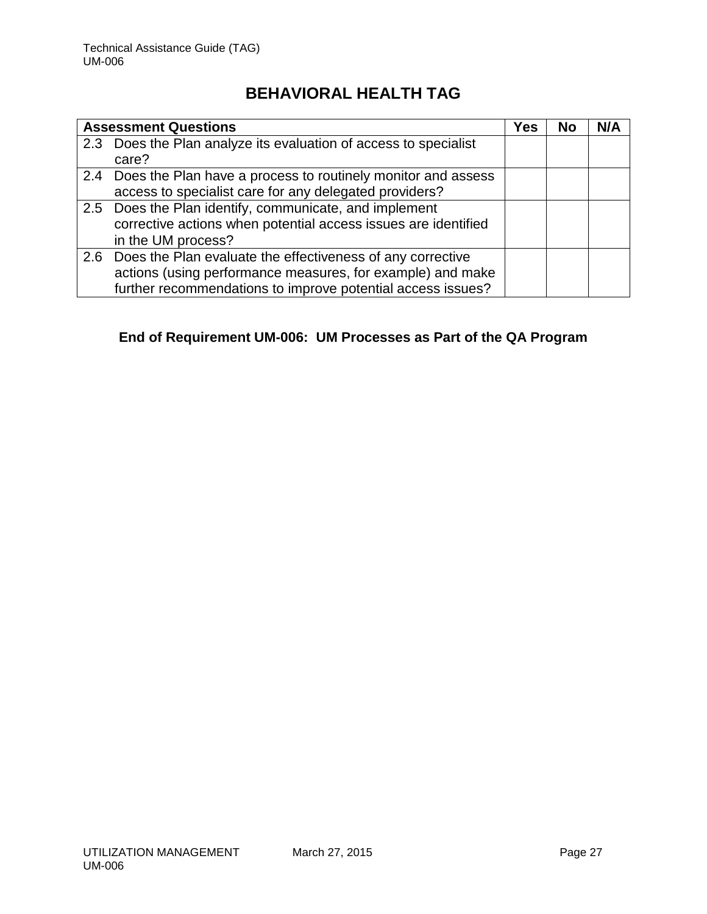## BEHAVIORAL HEALTH TAG

| Assessment Questions | Yes | No | N/A |
|---|---|---|---|
| 2.3 Does the Plan analyze its evaluation of access to specialist care? | | | |
| 2.4 Does the Plan have a process to routinely monitor and assess access to specialist care for any delegated providers? | | | |
| 2.5 Does the Plan identify, communicate, and implement corrective actions when potential access issues are identified in the UM process? | | | |
| 2.6 Does the Plan evaluate the effectiveness of any corrective actions (using performance measures, for example) and make further recommendations to improve potential access issues? | | | |

**End of Requirement UM-006: UM Processes as Part of the QA Program**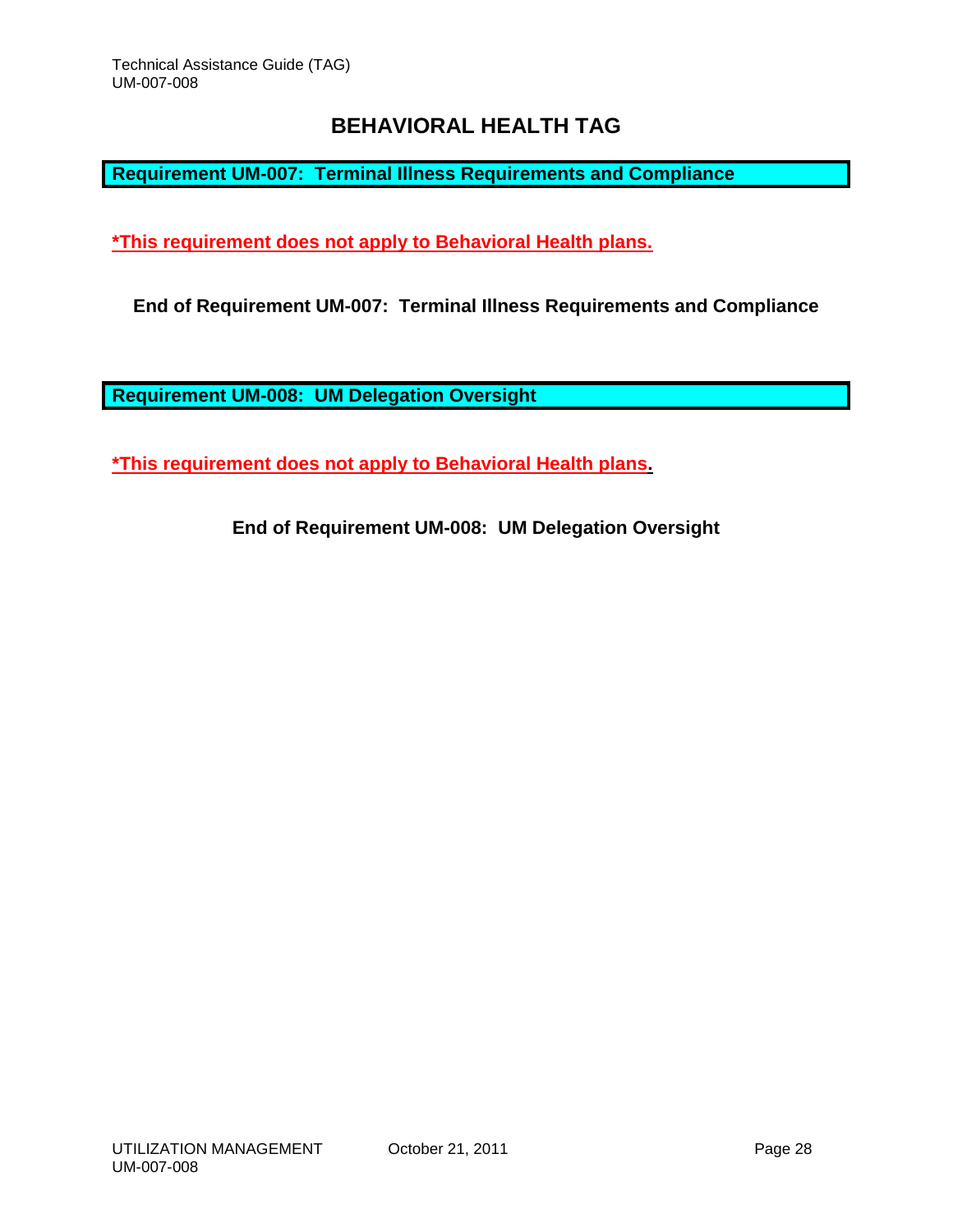# BEHAVIORAL HEALTH TAG

**Requirement UM-007: Terminal Illness Requirements and Compliance**

***This requirement does not apply to Behavioral Health plans.**

**End of Requirement UM-007: Terminal Illness Requirements and Compliance**

**Requirement UM-008: UM Delegation Oversight**

***This requirement does not apply to Behavioral Health plans.**

**End of Requirement UM-008: UM Delegation Oversight**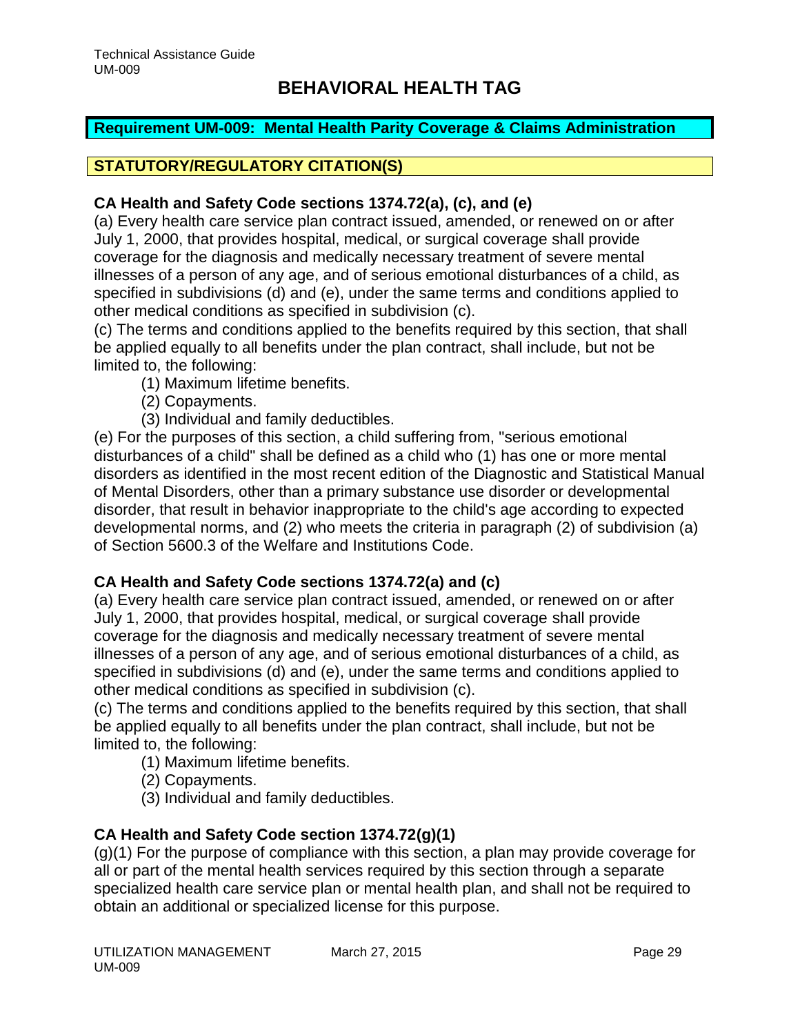# BEHAVIORAL HEALTH TAG

## Requirement UM-009: Mental Health Parity Coverage & Claims Administration

## STATUTORY/REGULATORY CITATION(S)

### CA Health and Safety Code sections 1374.72(a), (c), and (e)

(a) Every health care service plan contract issued, amended, or renewed on or after July 1, 2000, that provides hospital, medical, or surgical coverage shall provide coverage for the diagnosis and medically necessary treatment of severe mental illnesses of a person of any age, and of serious emotional disturbances of a child, as specified in subdivisions (d) and (e), under the same terms and conditions applied to other medical conditions as specified in subdivision (c).

(c) The terms and conditions applied to the benefits required by this section, that shall be applied equally to all benefits under the plan contract, shall include, but not be limited to, the following:

(1) Maximum lifetime benefits.
(2) Copayments.
(3) Individual and family deductibles.

(e) For the purposes of this section, a child suffering from, "serious emotional disturbances of a child" shall be defined as a child who (1) has one or more mental disorders as identified in the most recent edition of the Diagnostic and Statistical Manual of Mental Disorders, other than a primary substance use disorder or developmental disorder, that result in behavior inappropriate to the child's age according to expected developmental norms, and (2) who meets the criteria in paragraph (2) of subdivision (a) of Section 5600.3 of the Welfare and Institutions Code.

### CA Health and Safety Code sections 1374.72(a) and (c)

(a) Every health care service plan contract issued, amended, or renewed on or after July 1, 2000, that provides hospital, medical, or surgical coverage shall provide coverage for the diagnosis and medically necessary treatment of severe mental illnesses of a person of any age, and of serious emotional disturbances of a child, as specified in subdivisions (d) and (e), under the same terms and conditions applied to other medical conditions as specified in subdivision (c).

(c) The terms and conditions applied to the benefits required by this section, that shall be applied equally to all benefits under the plan contract, shall include, but not be limited to, the following:

(1) Maximum lifetime benefits.
(2) Copayments.
(3) Individual and family deductibles.

### CA Health and Safety Code section 1374.72(g)(1)

(g)(1) For the purpose of compliance with this section, a plan may provide coverage for all or part of the mental health services required by this section through a separate specialized health care service plan or mental health plan, and shall not be required to obtain an additional or specialized license for this purpose.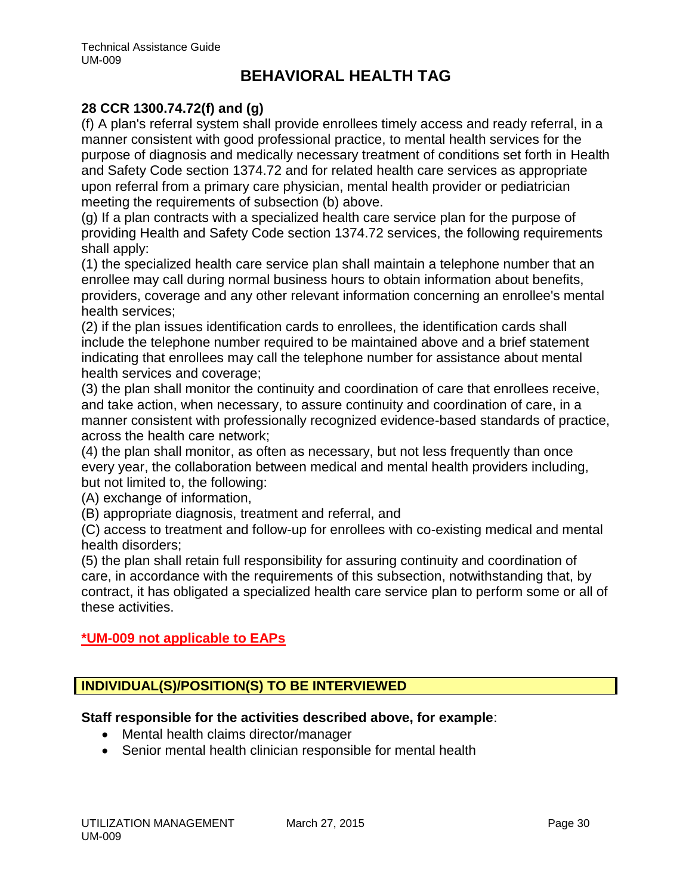# BEHAVIORAL HEALTH TAG

**28 CCR 1300.74.72(f) and (g)**

(f) A plan's referral system shall provide enrollees timely access and ready referral, in a manner consistent with good professional practice, to mental health services for the purpose of diagnosis and medically necessary treatment of conditions set forth in Health and Safety Code section 1374.72 and for related health care services as appropriate upon referral from a primary care physician, mental health provider or pediatrician meeting the requirements of subsection (b) above.

(g) If a plan contracts with a specialized health care service plan for the purpose of providing Health and Safety Code section 1374.72 services, the following requirements shall apply:

(1) the specialized health care service plan shall maintain a telephone number that an enrollee may call during normal business hours to obtain information about benefits, providers, coverage and any other relevant information concerning an enrollee's mental health services;

(2) if the plan issues identification cards to enrollees, the identification cards shall include the telephone number required to be maintained above and a brief statement indicating that enrollees may call the telephone number for assistance about mental health services and coverage;

(3) the plan shall monitor the continuity and coordination of care that enrollees receive, and take action, when necessary, to assure continuity and coordination of care, in a manner consistent with professionally recognized evidence-based standards of practice, across the health care network;

(4) the plan shall monitor, as often as necessary, but not less frequently than once every year, the collaboration between medical and mental health providers including, but not limited to, the following:

(A) exchange of information,

(B) appropriate diagnosis, treatment and referral, and

(C) access to treatment and follow-up for enrollees with co-existing medical and mental health disorders;

(5) the plan shall retain full responsibility for assuring continuity and coordination of care, in accordance with the requirements of this subsection, notwithstanding that, by contract, it has obligated a specialized health care service plan to perform some or all of these activities.

**\*UM-009 not applicable to EAPs**

## INDIVIDUAL(S)/POSITION(S) TO BE INTERVIEWED

**Staff responsible for the activities described above, for example**:

- Mental health claims director/manager
- Senior mental health clinician responsible for mental health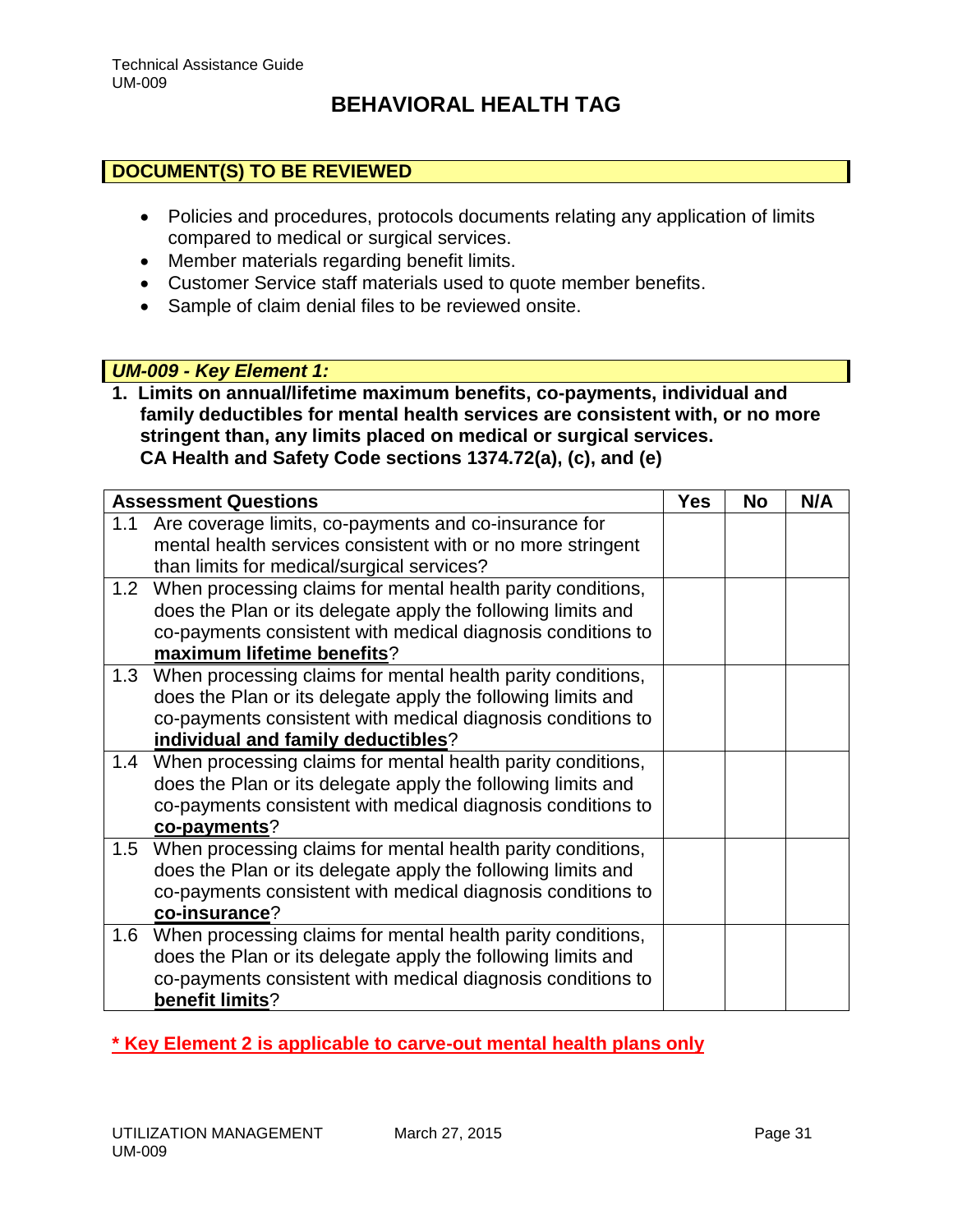# BEHAVIORAL HEALTH TAG

## DOCUMENT(S) TO BE REVIEWED

- Policies and procedures, protocols documents relating any application of limits compared to medical or surgical services.
- Member materials regarding benefit limits.
- Customer Service staff materials used to quote member benefits.
- Sample of claim denial files to be reviewed onsite.

### *UM-009 - Key Element 1:*

**1. Limits on annual/lifetime maximum benefits, co-payments, individual and family deductibles for mental health services are consistent with, or no more stringent than, any limits placed on medical or surgical services.**
**CA Health and Safety Code sections 1374.72(a), (c), and (e)**

| Assessment Questions | Yes | No | N/A |
|---|---|---|---|
| 1.1 Are coverage limits, co-payments and co-insurance for mental health services consistent with or no more stringent than limits for medical/surgical services? | | | |
| 1.2 When processing claims for mental health parity conditions, does the Plan or its delegate apply the following limits and co-payments consistent with medical diagnosis conditions to **maximum lifetime benefits**? | | | |
| 1.3 When processing claims for mental health parity conditions, does the Plan or its delegate apply the following limits and co-payments consistent with medical diagnosis conditions to **individual and family deductibles**? | | | |
| 1.4 When processing claims for mental health parity conditions, does the Plan or its delegate apply the following limits and co-payments consistent with medical diagnosis conditions to **co-payments**? | | | |
| 1.5 When processing claims for mental health parity conditions, does the Plan or its delegate apply the following limits and co-payments consistent with medical diagnosis conditions to **co-insurance**? | | | |
| 1.6 When processing claims for mental health parity conditions, does the Plan or its delegate apply the following limits and co-payments consistent with medical diagnosis conditions to **benefit limits**? | | | |

**\* Key Element 2 is applicable to carve-out mental health plans only**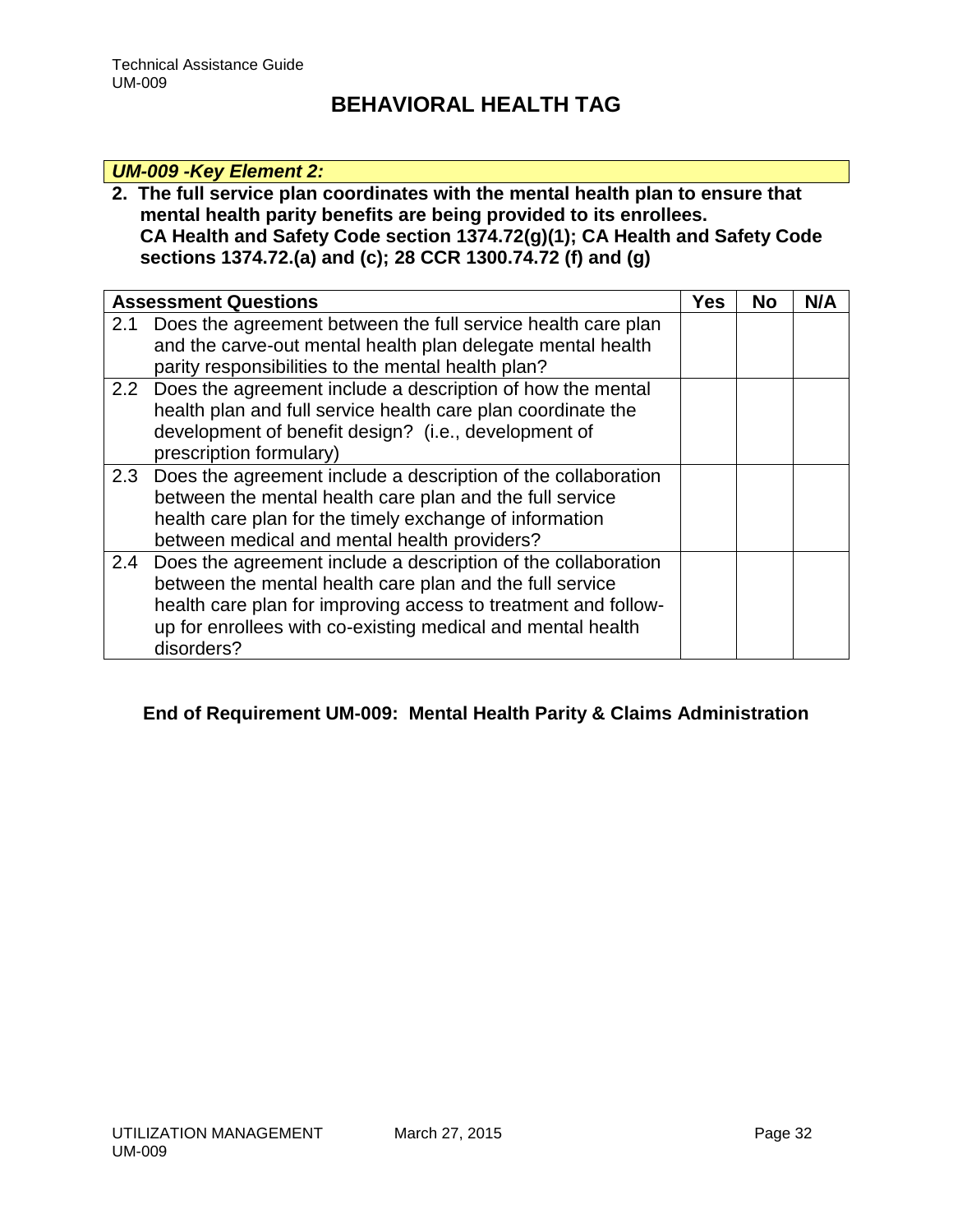# BEHAVIORAL HEALTH TAG

***UM-009 -Key Element 2:***

**2. The full service plan coordinates with the mental health plan to ensure that mental health parity benefits are being provided to its enrollees. CA Health and Safety Code section 1374.72(g)(1); CA Health and Safety Code sections 1374.72.(a) and (c); 28 CCR 1300.74.72 (f) and (g)**

| **Assessment Questions** | **Yes** | **No** | **N/A** |
|---|---|---|---|
| 2.1 Does the agreement between the full service health care plan and the carve-out mental health plan delegate mental health parity responsibilities to the mental health plan? | | | |
| 2.2 Does the agreement include a description of how the mental health plan and full service health care plan coordinate the development of benefit design? (i.e., development of prescription formulary) | | | |
| 2.3 Does the agreement include a description of the collaboration between the mental health care plan and the full service health care plan for the timely exchange of information between medical and mental health providers? | | | |
| 2.4 Does the agreement include a description of the collaboration between the mental health care plan and the full service health care plan for improving access to treatment and follow-up for enrollees with co-existing medical and mental health disorders? | | | |

**End of Requirement UM-009: Mental Health Parity & Claims Administration**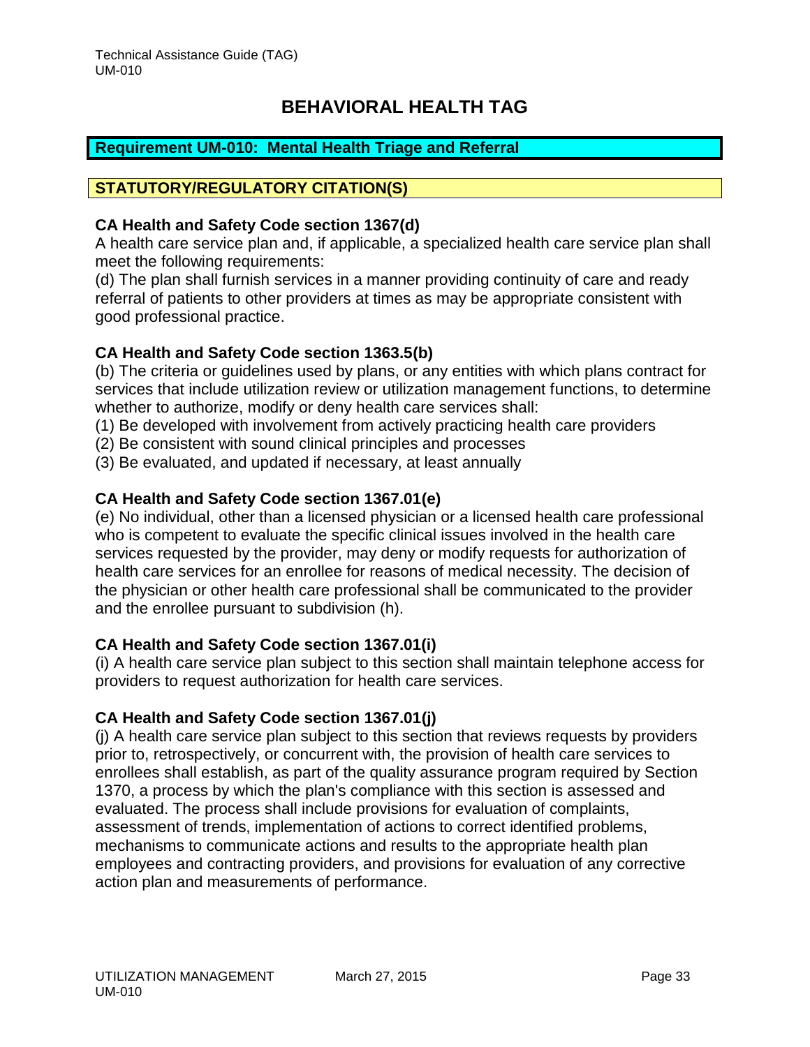# BEHAVIORAL HEALTH TAG

## Requirement UM-010: Mental Health Triage and Referral

## STATUTORY/REGULATORY CITATION(S)

**CA Health and Safety Code section 1367(d)**
A health care service plan and, if applicable, a specialized health care service plan shall meet the following requirements:
(d) The plan shall furnish services in a manner providing continuity of care and ready referral of patients to other providers at times as may be appropriate consistent with good professional practice.

**CA Health and Safety Code section 1363.5(b)**
(b) The criteria or guidelines used by plans, or any entities with which plans contract for services that include utilization review or utilization management functions, to determine whether to authorize, modify or deny health care services shall:
(1) Be developed with involvement from actively practicing health care providers
(2) Be consistent with sound clinical principles and processes
(3) Be evaluated, and updated if necessary, at least annually

**CA Health and Safety Code section 1367.01(e)**
(e) No individual, other than a licensed physician or a licensed health care professional who is competent to evaluate the specific clinical issues involved in the health care services requested by the provider, may deny or modify requests for authorization of health care services for an enrollee for reasons of medical necessity. The decision of the physician or other health care professional shall be communicated to the provider and the enrollee pursuant to subdivision (h).

**CA Health and Safety Code section 1367.01(i)**
(i) A health care service plan subject to this section shall maintain telephone access for providers to request authorization for health care services.

**CA Health and Safety Code section 1367.01(j)**
(j) A health care service plan subject to this section that reviews requests by providers prior to, retrospectively, or concurrent with, the provision of health care services to enrollees shall establish, as part of the quality assurance program required by Section 1370, a process by which the plan's compliance with this section is assessed and evaluated. The process shall include provisions for evaluation of complaints, assessment of trends, implementation of actions to correct identified problems, mechanisms to communicate actions and results to the appropriate health plan employees and contracting providers, and provisions for evaluation of any corrective action plan and measurements of performance.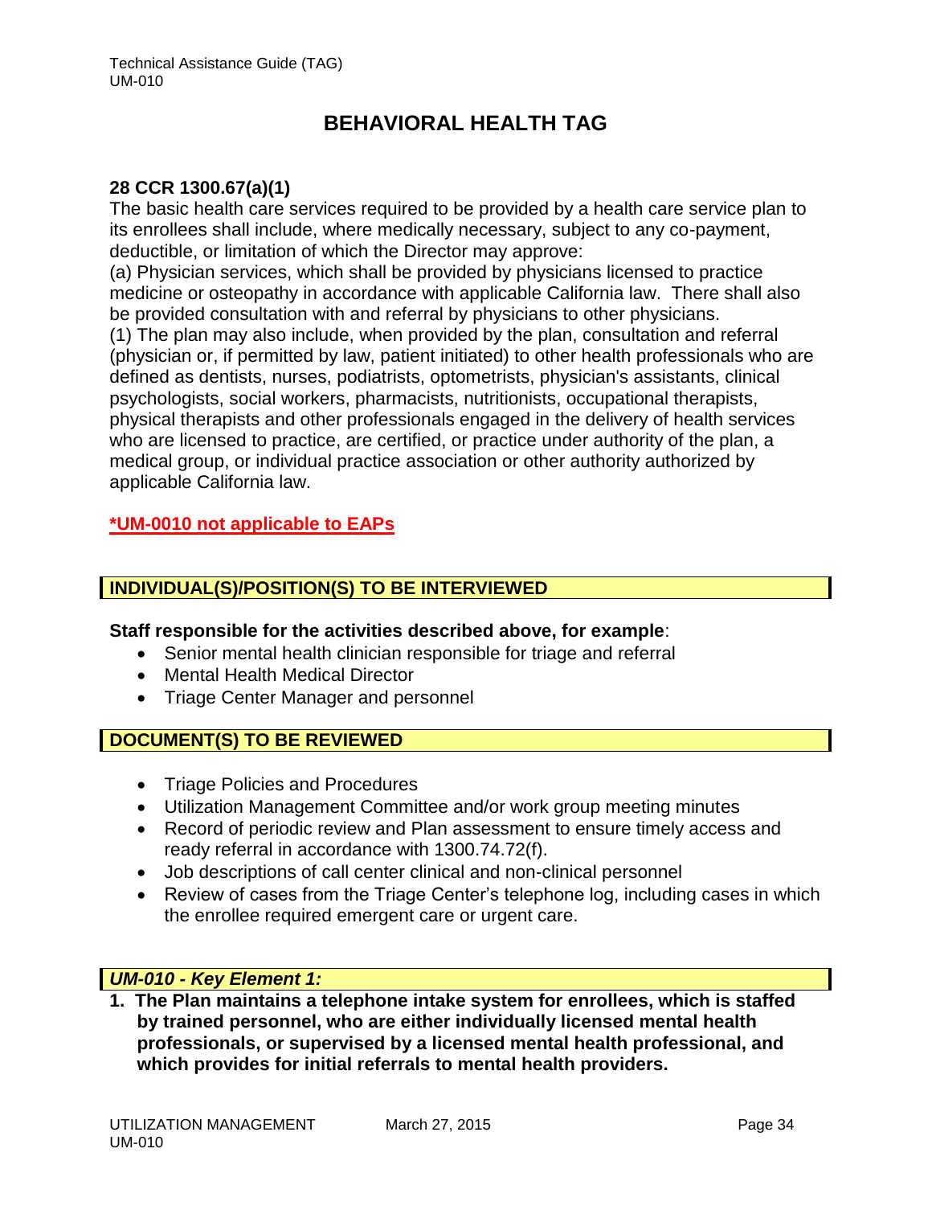## BEHAVIORAL HEALTH TAG

**28 CCR 1300.67(a)(1)**

The basic health care services required to be provided by a health care service plan to its enrollees shall include, where medically necessary, subject to any co-payment, deductible, or limitation of which the Director may approve:

(a) Physician services, which shall be provided by physicians licensed to practice medicine or osteopathy in accordance with applicable California law. There shall also be provided consultation with and referral by physicians to other physicians.

(1) The plan may also include, when provided by the plan, consultation and referral (physician or, if permitted by law, patient initiated) to other health professionals who are defined as dentists, nurses, podiatrists, optometrists, physician's assistants, clinical psychologists, social workers, pharmacists, nutritionists, occupational therapists, physical therapists and other professionals engaged in the delivery of health services who are licensed to practice, are certified, or practice under authority of the plan, a medical group, or individual practice association or other authority authorized by applicable California law.

**\*UM-0010 not applicable to EAPs**

### INDIVIDUAL(S)/POSITION(S) TO BE INTERVIEWED

**Staff responsible for the activities described above, for example**:

- Senior mental health clinician responsible for triage and referral
- Mental Health Medical Director
- Triage Center Manager and personnel

### DOCUMENT(S) TO BE REVIEWED

- Triage Policies and Procedures
- Utilization Management Committee and/or work group meeting minutes
- Record of periodic review and Plan assessment to ensure timely access and ready referral in accordance with 1300.74.72(f).
- Job descriptions of call center clinical and non-clinical personnel
- Review of cases from the Triage Center's telephone log, including cases in which the enrollee required emergent care or urgent care.

### *UM-010 - Key Element 1:*

**1. The Plan maintains a telephone intake system for enrollees, which is staffed by trained personnel, who are either individually licensed mental health professionals, or supervised by a licensed mental health professional, and which provides for initial referrals to mental health providers.**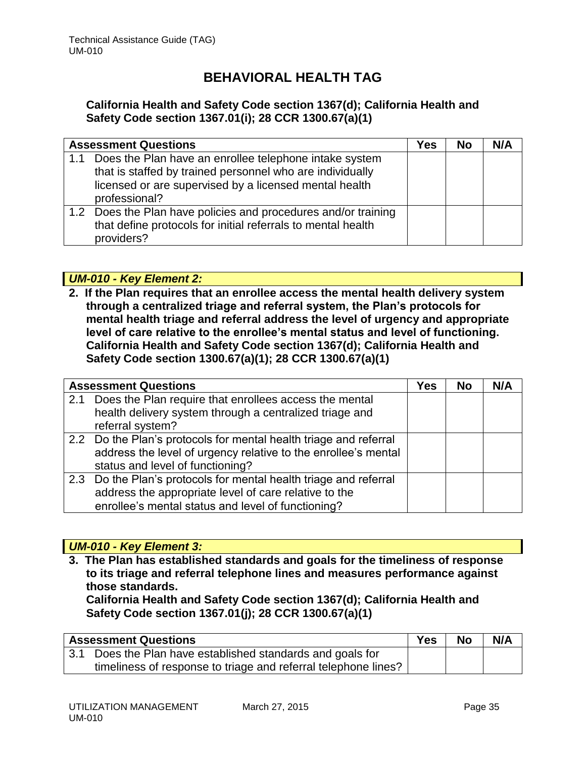# BEHAVIORAL HEALTH TAG

**California Health and Safety Code section 1367(d); California Health and Safety Code section 1367.01(i); 28 CCR 1300.67(a)(1)**

| Assessment Questions | Yes | No | N/A |
|---|---|---|---|
| 1.1 Does the Plan have an enrollee telephone intake system that is staffed by trained personnel who are individually licensed or are supervised by a licensed mental health professional? | | | |
| 1.2 Does the Plan have policies and procedures and/or training that define protocols for initial referrals to mental health providers? | | | |

***UM-010 - Key Element 2:***

**2. If the Plan requires that an enrollee access the mental health delivery system through a centralized triage and referral system, the Plan's protocols for mental health triage and referral address the level of urgency and appropriate level of care relative to the enrollee's mental status and level of functioning. California Health and Safety Code section 1367(d); California Health and Safety Code section 1300.67(a)(1); 28 CCR 1300.67(a)(1)**

| Assessment Questions | Yes | No | N/A |
|---|---|---|---|
| 2.1 Does the Plan require that enrollees access the mental health delivery system through a centralized triage and referral system? | | | |
| 2.2 Do the Plan's protocols for mental health triage and referral address the level of urgency relative to the enrollee's mental status and level of functioning? | | | |
| 2.3 Do the Plan's protocols for mental health triage and referral address the appropriate level of care relative to the enrollee's mental status and level of functioning? | | | |

***UM-010 - Key Element 3:***

**3. The Plan has established standards and goals for the timeliness of response to its triage and referral telephone lines and measures performance against those standards.**
**California Health and Safety Code section 1367(d); California Health and Safety Code section 1367.01(j); 28 CCR 1300.67(a)(1)**

| Assessment Questions | Yes | No | N/A |
|---|---|---|---|
| 3.1 Does the Plan have established standards and goals for timeliness of response to triage and referral telephone lines? | | | |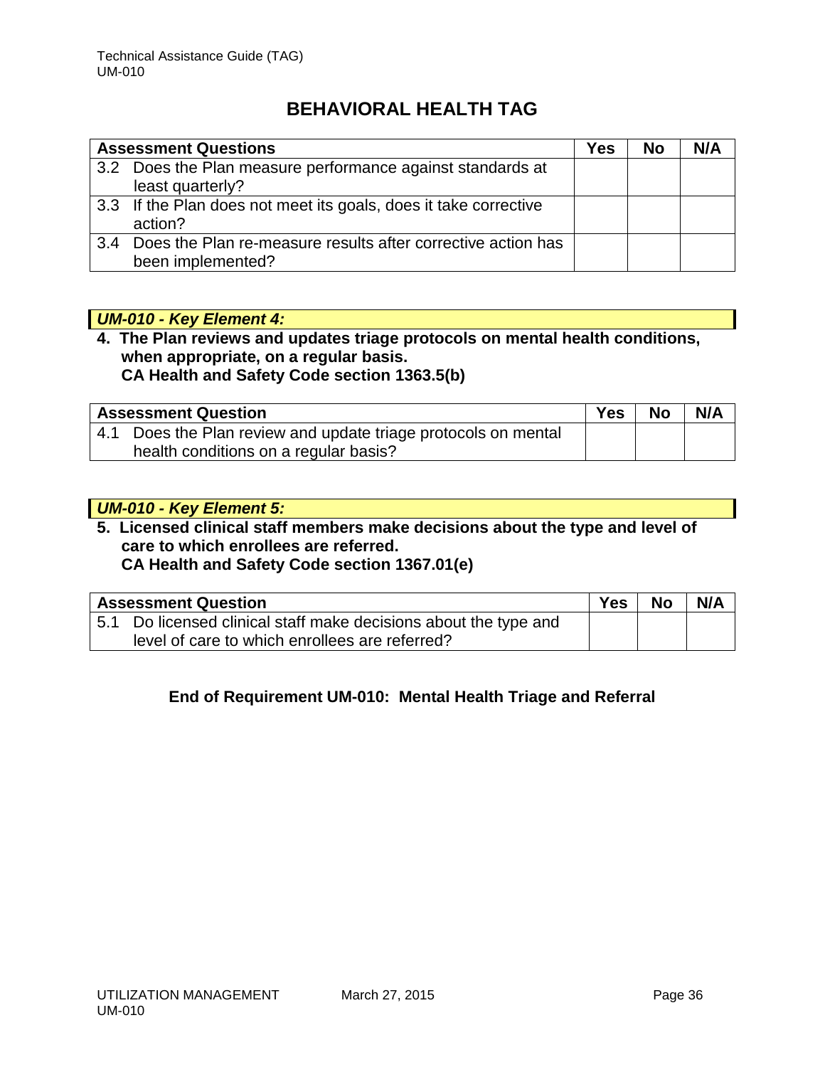# BEHAVIORAL HEALTH TAG

| Assessment Questions | Yes | No | N/A |
|---|---|---|---|
| 3.2 Does the Plan measure performance against standards at least quarterly? | | | |
| 3.3 If the Plan does not meet its goals, does it take corrective action? | | | |
| 3.4 Does the Plan re-measure results after corrective action has been implemented? | | | |

### *UM-010 - Key Element 4:*

**4. The Plan reviews and updates triage protocols on mental health conditions, when appropriate, on a regular basis.**
**CA Health and Safety Code section 1363.5(b)**

| Assessment Question | Yes | No | N/A |
|---|---|---|---|
| 4.1 Does the Plan review and update triage protocols on mental health conditions on a regular basis? | | | |

### *UM-010 - Key Element 5:*

**5. Licensed clinical staff members make decisions about the type and level of care to which enrollees are referred.**
**CA Health and Safety Code section 1367.01(e)**

| Assessment Question | Yes | No | N/A |
|---|---|---|---|
| 5.1 Do licensed clinical staff make decisions about the type and level of care to which enrollees are referred? | | | |

**End of Requirement UM-010: Mental Health Triage and Referral**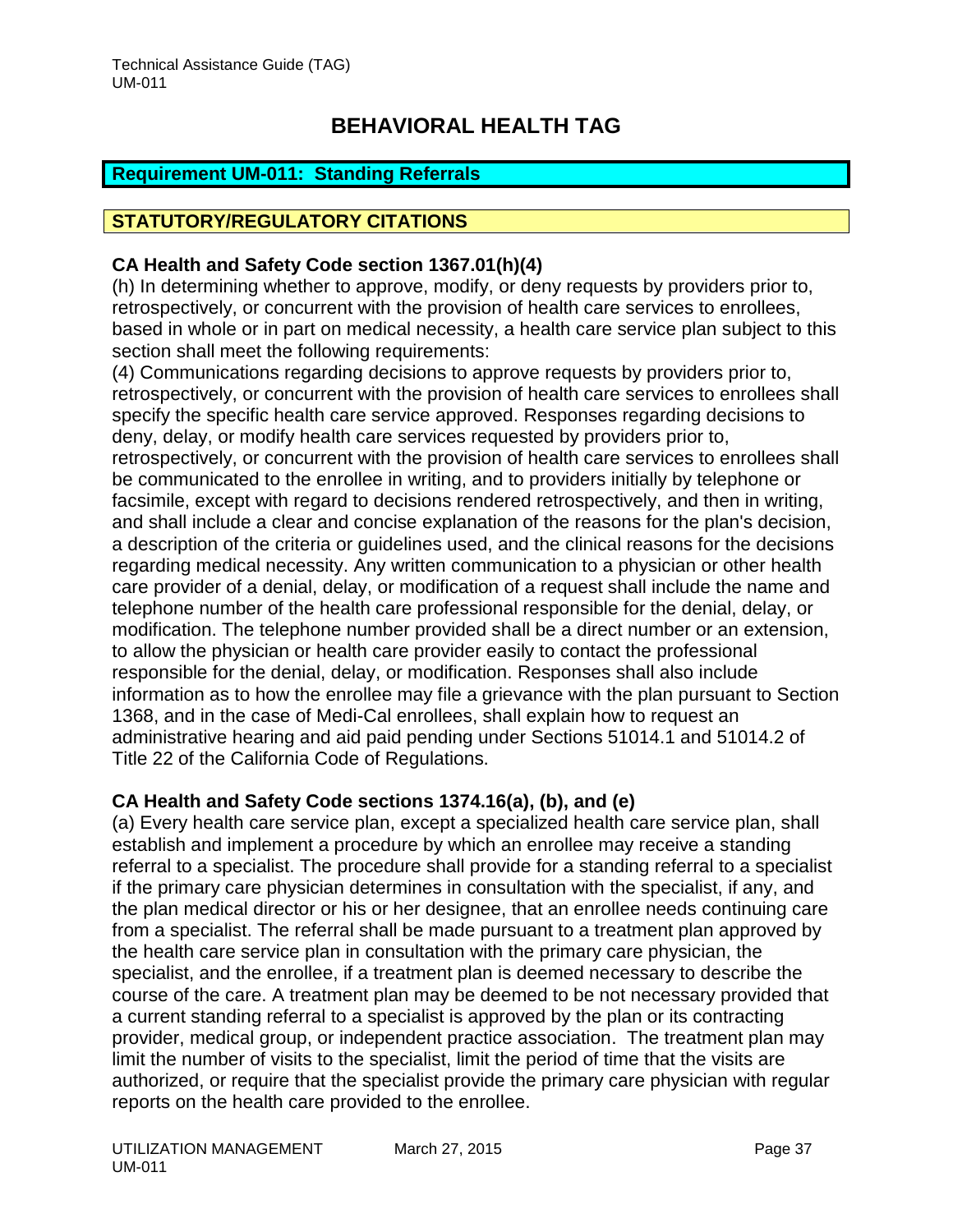# BEHAVIORAL HEALTH TAG

## Requirement UM-011: Standing Referrals

## STATUTORY/REGULATORY CITATIONS

### CA Health and Safety Code section 1367.01(h)(4)

(h) In determining whether to approve, modify, or deny requests by providers prior to, retrospectively, or concurrent with the provision of health care services to enrollees, based in whole or in part on medical necessity, a health care service plan subject to this section shall meet the following requirements:

(4) Communications regarding decisions to approve requests by providers prior to, retrospectively, or concurrent with the provision of health care services to enrollees shall specify the specific health care service approved. Responses regarding decisions to deny, delay, or modify health care services requested by providers prior to, retrospectively, or concurrent with the provision of health care services to enrollees shall be communicated to the enrollee in writing, and to providers initially by telephone or facsimile, except with regard to decisions rendered retrospectively, and then in writing, and shall include a clear and concise explanation of the reasons for the plan's decision, a description of the criteria or guidelines used, and the clinical reasons for the decisions regarding medical necessity. Any written communication to a physician or other health care provider of a denial, delay, or modification of a request shall include the name and telephone number of the health care professional responsible for the denial, delay, or modification. The telephone number provided shall be a direct number or an extension, to allow the physician or health care provider easily to contact the professional responsible for the denial, delay, or modification. Responses shall also include information as to how the enrollee may file a grievance with the plan pursuant to Section 1368, and in the case of Medi-Cal enrollees, shall explain how to request an administrative hearing and aid paid pending under Sections 51014.1 and 51014.2 of Title 22 of the California Code of Regulations.

### CA Health and Safety Code sections 1374.16(a), (b), and (e)

(a) Every health care service plan, except a specialized health care service plan, shall establish and implement a procedure by which an enrollee may receive a standing referral to a specialist. The procedure shall provide for a standing referral to a specialist if the primary care physician determines in consultation with the specialist, if any, and the plan medical director or his or her designee, that an enrollee needs continuing care from a specialist. The referral shall be made pursuant to a treatment plan approved by the health care service plan in consultation with the primary care physician, the specialist, and the enrollee, if a treatment plan is deemed necessary to describe the course of the care. A treatment plan may be deemed to be not necessary provided that a current standing referral to a specialist is approved by the plan or its contracting provider, medical group, or independent practice association. The treatment plan may limit the number of visits to the specialist, limit the period of time that the visits are authorized, or require that the specialist provide the primary care physician with regular reports on the health care provided to the enrollee.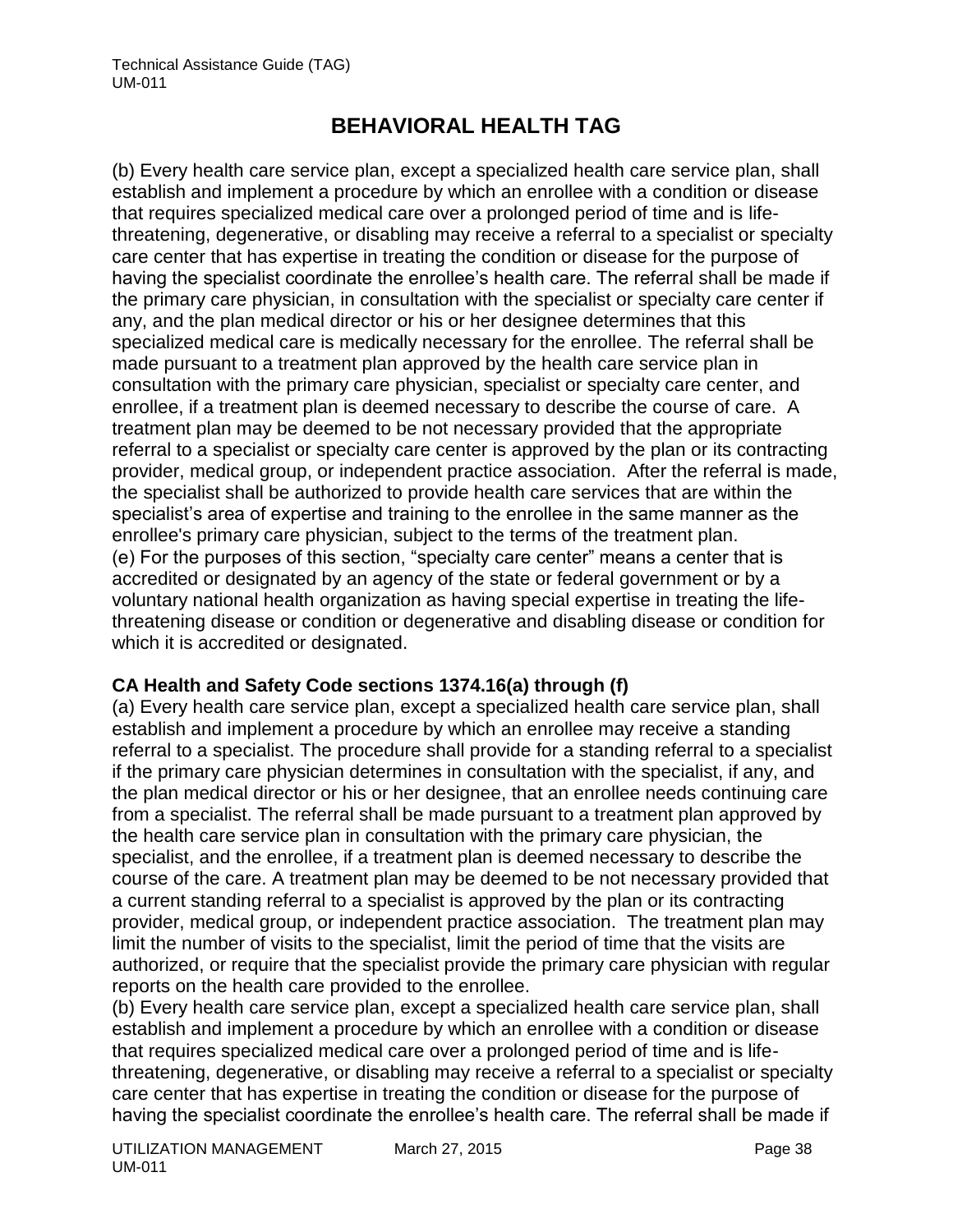# BEHAVIORAL HEALTH TAG

(b) Every health care service plan, except a specialized health care service plan, shall establish and implement a procedure by which an enrollee with a condition or disease that requires specialized medical care over a prolonged period of time and is life-threatening, degenerative, or disabling may receive a referral to a specialist or specialty care center that has expertise in treating the condition or disease for the purpose of having the specialist coordinate the enrollee's health care. The referral shall be made if the primary care physician, in consultation with the specialist or specialty care center if any, and the plan medical director or his or her designee determines that this specialized medical care is medically necessary for the enrollee. The referral shall be made pursuant to a treatment plan approved by the health care service plan in consultation with the primary care physician, specialist or specialty care center, and enrollee, if a treatment plan is deemed necessary to describe the course of care. A treatment plan may be deemed to be not necessary provided that the appropriate referral to a specialist or specialty care center is approved by the plan or its contracting provider, medical group, or independent practice association. After the referral is made, the specialist shall be authorized to provide health care services that are within the specialist's area of expertise and training to the enrollee in the same manner as the enrollee's primary care physician, subject to the terms of the treatment plan.
(e) For the purposes of this section, "specialty care center" means a center that is accredited or designated by an agency of the state or federal government or by a voluntary national health organization as having special expertise in treating the life-threatening disease or condition or degenerative and disabling disease or condition for which it is accredited or designated.

**CA Health and Safety Code sections 1374.16(a) through (f)**
(a) Every health care service plan, except a specialized health care service plan, shall establish and implement a procedure by which an enrollee may receive a standing referral to a specialist. The procedure shall provide for a standing referral to a specialist if the primary care physician determines in consultation with the specialist, if any, and the plan medical director or his or her designee, that an enrollee needs continuing care from a specialist. The referral shall be made pursuant to a treatment plan approved by the health care service plan in consultation with the primary care physician, the specialist, and the enrollee, if a treatment plan is deemed necessary to describe the course of the care. A treatment plan may be deemed to be not necessary provided that a current standing referral to a specialist is approved by the plan or its contracting provider, medical group, or independent practice association. The treatment plan may limit the number of visits to the specialist, limit the period of time that the visits are authorized, or require that the specialist provide the primary care physician with regular reports on the health care provided to the enrollee.
(b) Every health care service plan, except a specialized health care service plan, shall establish and implement a procedure by which an enrollee with a condition or disease that requires specialized medical care over a prolonged period of time and is life-threatening, degenerative, or disabling may receive a referral to a specialist or specialty care center that has expertise in treating the condition or disease for the purpose of having the specialist coordinate the enrollee's health care. The referral shall be made if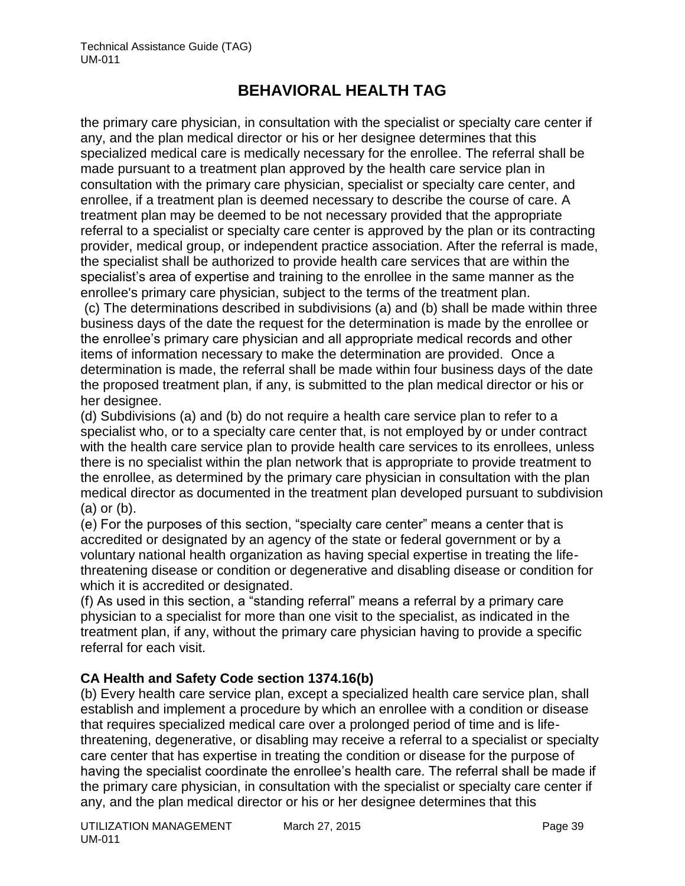the primary care physician, in consultation with the specialist or specialty care center if any, and the plan medical director or his or her designee determines that this specialized medical care is medically necessary for the enrollee. The referral shall be made pursuant to a treatment plan approved by the health care service plan in consultation with the primary care physician, specialist or specialty care center, and enrollee, if a treatment plan is deemed necessary to describe the course of care. A treatment plan may be deemed to be not necessary provided that the appropriate referral to a specialist or specialty care center is approved by the plan or its contracting provider, medical group, or independent practice association. After the referral is made, the specialist shall be authorized to provide health care services that are within the specialist's area of expertise and training to the enrollee in the same manner as the enrollee's primary care physician, subject to the terms of the treatment plan.

(c) The determinations described in subdivisions (a) and (b) shall be made within three business days of the date the request for the determination is made by the enrollee or the enrollee's primary care physician and all appropriate medical records and other items of information necessary to make the determination are provided. Once a determination is made, the referral shall be made within four business days of the date the proposed treatment plan, if any, is submitted to the plan medical director or his or her designee.

(d) Subdivisions (a) and (b) do not require a health care service plan to refer to a specialist who, or to a specialty care center that, is not employed by or under contract with the health care service plan to provide health care services to its enrollees, unless there is no specialist within the plan network that is appropriate to provide treatment to the enrollee, as determined by the primary care physician in consultation with the plan medical director as documented in the treatment plan developed pursuant to subdivision (a) or (b).

(e) For the purposes of this section, "specialty care center" means a center that is accredited or designated by an agency of the state or federal government or by a voluntary national health organization as having special expertise in treating the life-threatening disease or condition or degenerative and disabling disease or condition for which it is accredited or designated.

(f) As used in this section, a "standing referral" means a referral by a primary care physician to a specialist for more than one visit to the specialist, as indicated in the treatment plan, if any, without the primary care physician having to provide a specific referral for each visit.

**CA Health and Safety Code section 1374.16(b)**

(b) Every health care service plan, except a specialized health care service plan, shall establish and implement a procedure by which an enrollee with a condition or disease that requires specialized medical care over a prolonged period of time and is life-threatening, degenerative, or disabling may receive a referral to a specialist or specialty care center that has expertise in treating the condition or disease for the purpose of having the specialist coordinate the enrollee's health care. The referral shall be made if the primary care physician, in consultation with the specialist or specialty care center if any, and the plan medical director or his or her designee determines that this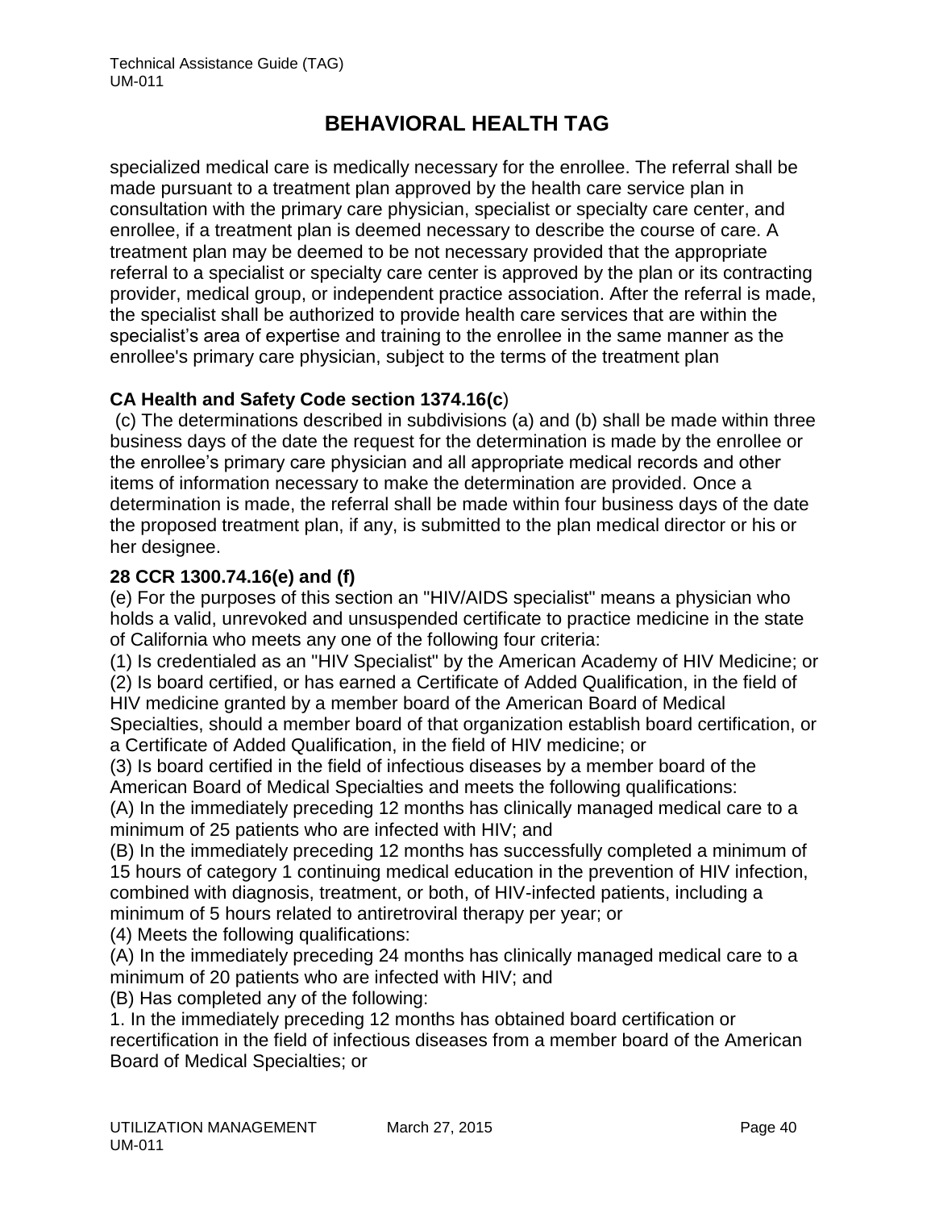# BEHAVIORAL HEALTH TAG

specialized medical care is medically necessary for the enrollee. The referral shall be made pursuant to a treatment plan approved by the health care service plan in consultation with the primary care physician, specialist or specialty care center, and enrollee, if a treatment plan is deemed necessary to describe the course of care. A treatment plan may be deemed to be not necessary provided that the appropriate referral to a specialist or specialty care center is approved by the plan or its contracting provider, medical group, or independent practice association. After the referral is made, the specialist shall be authorized to provide health care services that are within the specialist's area of expertise and training to the enrollee in the same manner as the enrollee's primary care physician, subject to the terms of the treatment plan

**CA Health and Safety Code section 1374.16(c)**

(c) The determinations described in subdivisions (a) and (b) shall be made within three business days of the date the request for the determination is made by the enrollee or the enrollee's primary care physician and all appropriate medical records and other items of information necessary to make the determination are provided. Once a determination is made, the referral shall be made within four business days of the date the proposed treatment plan, if any, is submitted to the plan medical director or his or her designee.

**28 CCR 1300.74.16(e) and (f)**

(e) For the purposes of this section an "HIV/AIDS specialist" means a physician who holds a valid, unrevoked and unsuspended certificate to practice medicine in the state of California who meets any one of the following four criteria:

(1) Is credentialed as an "HIV Specialist" by the American Academy of HIV Medicine; or

(2) Is board certified, or has earned a Certificate of Added Qualification, in the field of HIV medicine granted by a member board of the American Board of Medical Specialties, should a member board of that organization establish board certification, or a Certificate of Added Qualification, in the field of HIV medicine; or

(3) Is board certified in the field of infectious diseases by a member board of the American Board of Medical Specialties and meets the following qualifications:

(A) In the immediately preceding 12 months has clinically managed medical care to a minimum of 25 patients who are infected with HIV; and

(B) In the immediately preceding 12 months has successfully completed a minimum of 15 hours of category 1 continuing medical education in the prevention of HIV infection, combined with diagnosis, treatment, or both, of HIV-infected patients, including a minimum of 5 hours related to antiretroviral therapy per year; or

(4) Meets the following qualifications:

(A) In the immediately preceding 24 months has clinically managed medical care to a minimum of 20 patients who are infected with HIV; and

(B) Has completed any of the following:

1. In the immediately preceding 12 months has obtained board certification or recertification in the field of infectious diseases from a member board of the American Board of Medical Specialties; or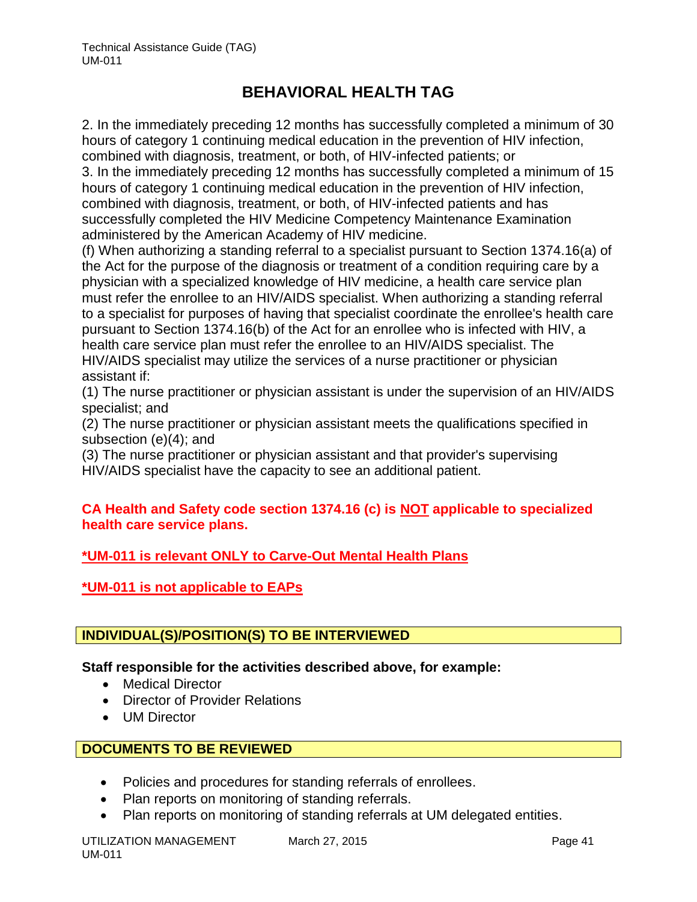## BEHAVIORAL HEALTH TAG

2. In the immediately preceding 12 months has successfully completed a minimum of 30 hours of category 1 continuing medical education in the prevention of HIV infection, combined with diagnosis, treatment, or both, of HIV-infected patients; or
3. In the immediately preceding 12 months has successfully completed a minimum of 15 hours of category 1 continuing medical education in the prevention of HIV infection, combined with diagnosis, treatment, or both, of HIV-infected patients and has successfully completed the HIV Medicine Competency Maintenance Examination administered by the American Academy of HIV medicine.
(f) When authorizing a standing referral to a specialist pursuant to Section 1374.16(a) of the Act for the purpose of the diagnosis or treatment of a condition requiring care by a physician with a specialized knowledge of HIV medicine, a health care service plan must refer the enrollee to an HIV/AIDS specialist. When authorizing a standing referral to a specialist for purposes of having that specialist coordinate the enrollee's health care pursuant to Section 1374.16(b) of the Act for an enrollee who is infected with HIV, a health care service plan must refer the enrollee to an HIV/AIDS specialist. The HIV/AIDS specialist may utilize the services of a nurse practitioner or physician assistant if:
(1) The nurse practitioner or physician assistant is under the supervision of an HIV/AIDS specialist; and
(2) The nurse practitioner or physician assistant meets the qualifications specified in subsection (e)(4); and
(3) The nurse practitioner or physician assistant and that provider's supervising HIV/AIDS specialist have the capacity to see an additional patient.

**CA Health and Safety code section 1374.16 (c) is NOT applicable to specialized health care service plans.**

**\*UM-011 is relevant ONLY to Carve-Out Mental Health Plans**

**\*UM-011 is not applicable to EAPs**

### INDIVIDUAL(S)/POSITION(S) TO BE INTERVIEWED

**Staff responsible for the activities described above, for example:**

- Medical Director
- Director of Provider Relations
- UM Director

### DOCUMENTS TO BE REVIEWED

- Policies and procedures for standing referrals of enrollees.
- Plan reports on monitoring of standing referrals.
- Plan reports on monitoring of standing referrals at UM delegated entities.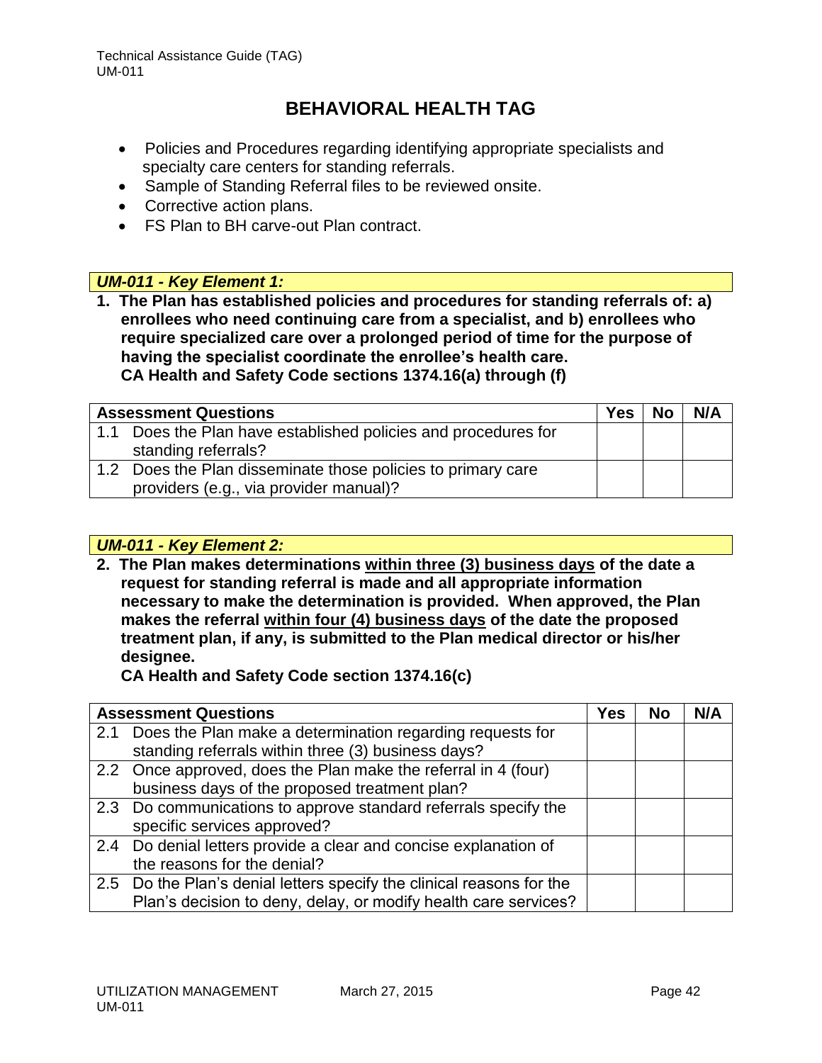# BEHAVIORAL HEALTH TAG

- Policies and Procedures regarding identifying appropriate specialists and specialty care centers for standing referrals.
- Sample of Standing Referral files to be reviewed onsite.
- Corrective action plans.
- FS Plan to BH carve-out Plan contract.

***UM-011 - Key Element 1:***

**1. The Plan has established policies and procedures for standing referrals of: a) enrollees who need continuing care from a specialist, and b) enrollees who require specialized care over a prolonged period of time for the purpose of having the specialist coordinate the enrollee's health care.**
**CA Health and Safety Code sections 1374.16(a) through (f)**

| Assessment Questions | Yes | No | N/A |
|---|---|---|---|
| 1.1 Does the Plan have established policies and procedures for standing referrals? | | | |
| 1.2 Does the Plan disseminate those policies to primary care providers (e.g., via provider manual)? | | | |

***UM-011 - Key Element 2:***

**2. The Plan makes determinations <u>within three (3) business days</u> of the date a request for standing referral is made and all appropriate information necessary to make the determination is provided. When approved, the Plan makes the referral <u>within four (4) business days</u> of the date the proposed treatment plan, if any, is submitted to the Plan medical director or his/her designee.**
**CA Health and Safety Code section 1374.16(c)**

| Assessment Questions | Yes | No | N/A |
|---|---|---|---|
| 2.1 Does the Plan make a determination regarding requests for standing referrals within three (3) business days? | | | |
| 2.2 Once approved, does the Plan make the referral in 4 (four) business days of the proposed treatment plan? | | | |
| 2.3 Do communications to approve standard referrals specify the specific services approved? | | | |
| 2.4 Do denial letters provide a clear and concise explanation of the reasons for the denial? | | | |
| 2.5 Do the Plan's denial letters specify the clinical reasons for the Plan's decision to deny, delay, or modify health care services? | | | |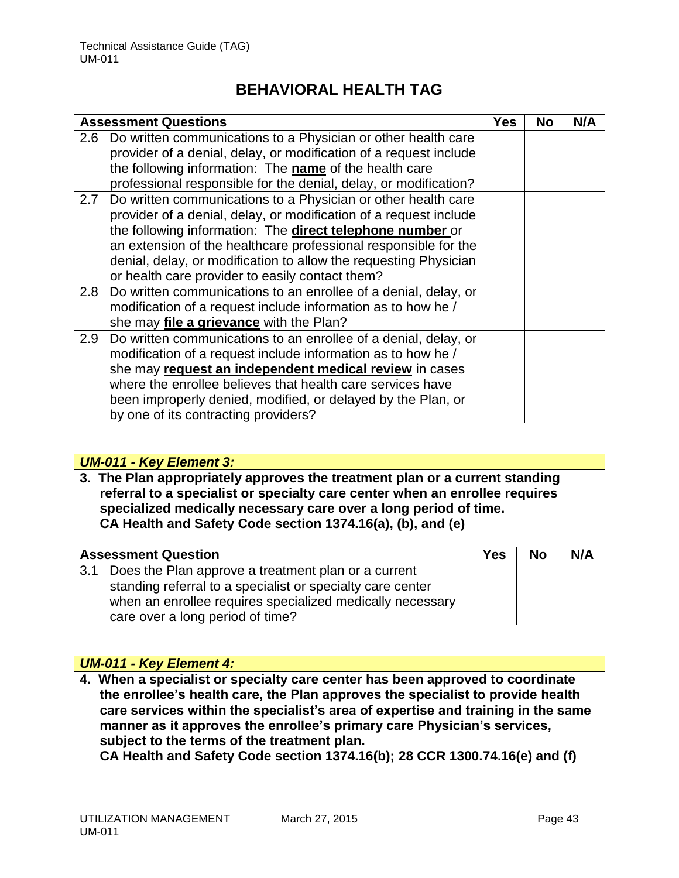# BEHAVIORAL HEALTH TAG

| Assessment Questions | Yes | No | N/A |
|---|---|---|---|
| 2.6 Do written communications to a Physician or other health care provider of a denial, delay, or modification of a request include the following information: The **name** of the health care professional responsible for the denial, delay, or modification? | | | |
| 2.7 Do written communications to a Physician or other health care provider of a denial, delay, or modification of a request include the following information: The **direct telephone number** or an extension of the healthcare professional responsible for the denial, delay, or modification to allow the requesting Physician or health care provider to easily contact them? | | | |
| 2.8 Do written communications to an enrollee of a denial, delay, or modification of a request include information as to how he / she may **file a grievance** with the Plan? | | | |
| 2.9 Do written communications to an enrollee of a denial, delay, or modification of a request include information as to how he / she may **request an independent medical review** in cases where the enrollee believes that health care services have been improperly denied, modified, or delayed by the Plan, or by one of its contracting providers? | | | |

***UM-011 - Key Element 3:***

**3. The Plan appropriately approves the treatment plan or a current standing referral to a specialist or specialty care center when an enrollee requires specialized medically necessary care over a long period of time.**
**CA Health and Safety Code section 1374.16(a), (b), and (e)**

| Assessment Question | Yes | No | N/A |
|---|---|---|---|
| 3.1 Does the Plan approve a treatment plan or a current standing referral to a specialist or specialty care center when an enrollee requires specialized medically necessary care over a long period of time? | | | |

***UM-011 - Key Element 4:***

**4. When a specialist or specialty care center has been approved to coordinate the enrollee's health care, the Plan approves the specialist to provide health care services within the specialist's area of expertise and training in the same manner as it approves the enrollee's primary care Physician's services, subject to the terms of the treatment plan.**
**CA Health and Safety Code section 1374.16(b); 28 CCR 1300.74.16(e) and (f)**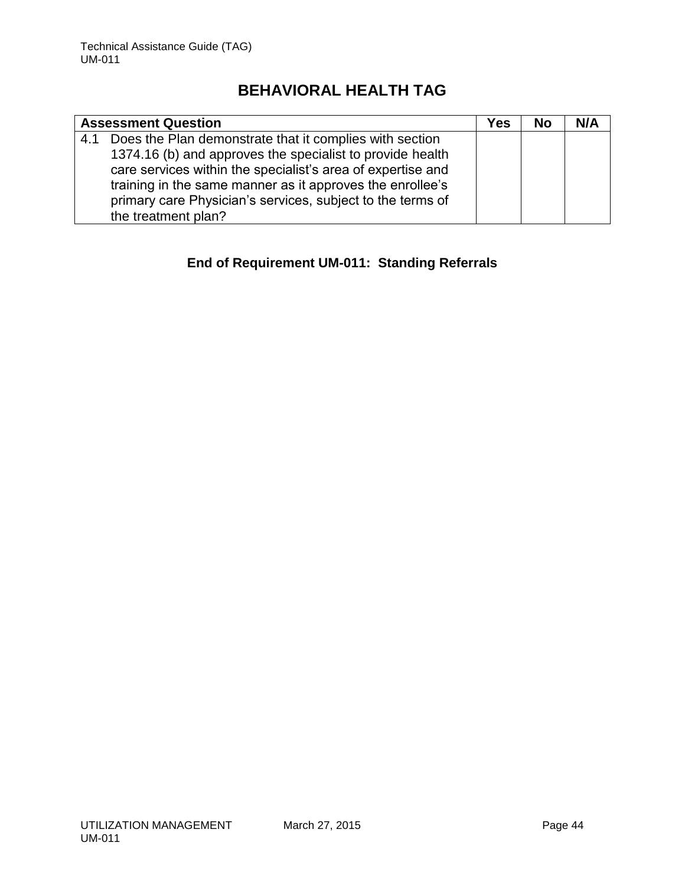# BEHAVIORAL HEALTH TAG

| Assessment Question | Yes | No | N/A |
|---|---|---|---|
| 4.1 Does the Plan demonstrate that it complies with section 1374.16 (b) and approves the specialist to provide health care services within the specialist's area of expertise and training in the same manner as it approves the enrollee's primary care Physician's services, subject to the terms of the treatment plan? | | | |

**End of Requirement UM-011: Standing Referrals**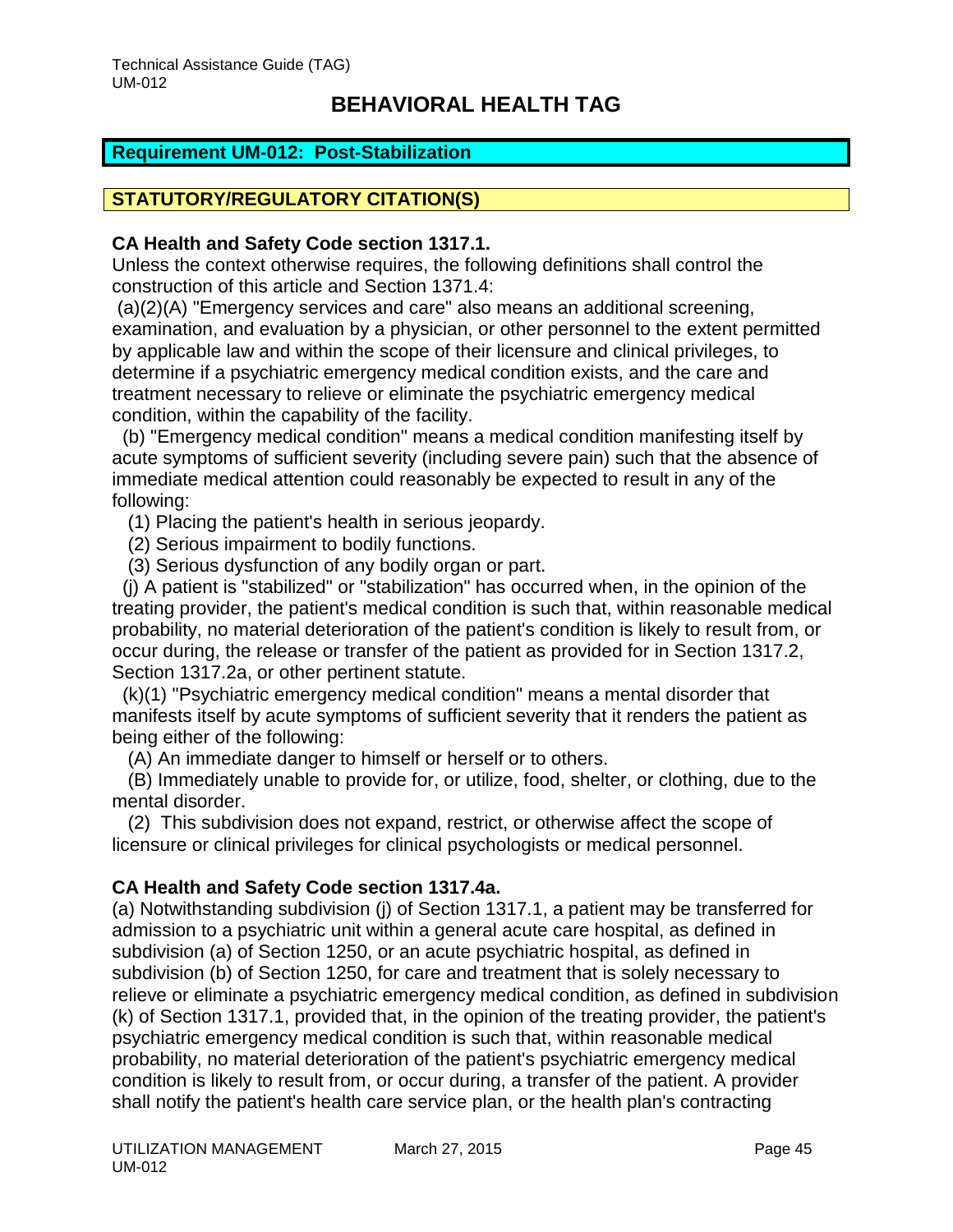# BEHAVIORAL HEALTH TAG

## Requirement UM-012: Post-Stabilization

### STATUTORY/REGULATORY CITATION(S)

**CA Health and Safety Code section 1317.1.**

Unless the context otherwise requires, the following definitions shall control the construction of this article and Section 1371.4:

(a)(2)(A) "Emergency services and care" also means an additional screening, examination, and evaluation by a physician, or other personnel to the extent permitted by applicable law and within the scope of their licensure and clinical privileges, to determine if a psychiatric emergency medical condition exists, and the care and treatment necessary to relieve or eliminate the psychiatric emergency medical condition, within the capability of the facility.

(b) "Emergency medical condition" means a medical condition manifesting itself by acute symptoms of sufficient severity (including severe pain) such that the absence of immediate medical attention could reasonably be expected to result in any of the following:

(1) Placing the patient's health in serious jeopardy.

(2) Serious impairment to bodily functions.

(3) Serious dysfunction of any bodily organ or part.

(j) A patient is "stabilized" or "stabilization" has occurred when, in the opinion of the treating provider, the patient's medical condition is such that, within reasonable medical probability, no material deterioration of the patient's condition is likely to result from, or occur during, the release or transfer of the patient as provided for in Section 1317.2, Section 1317.2a, or other pertinent statute.

(k)(1) "Psychiatric emergency medical condition" means a mental disorder that manifests itself by acute symptoms of sufficient severity that it renders the patient as being either of the following:

(A) An immediate danger to himself or herself or to others.

(B) Immediately unable to provide for, or utilize, food, shelter, or clothing, due to the mental disorder.

(2) This subdivision does not expand, restrict, or otherwise affect the scope of licensure or clinical privileges for clinical psychologists or medical personnel.

**CA Health and Safety Code section 1317.4a.**

(a) Notwithstanding subdivision (j) of Section 1317.1, a patient may be transferred for admission to a psychiatric unit within a general acute care hospital, as defined in subdivision (a) of Section 1250, or an acute psychiatric hospital, as defined in subdivision (b) of Section 1250, for care and treatment that is solely necessary to relieve or eliminate a psychiatric emergency medical condition, as defined in subdivision (k) of Section 1317.1, provided that, in the opinion of the treating provider, the patient's psychiatric emergency medical condition is such that, within reasonable medical probability, no material deterioration of the patient's psychiatric emergency medical condition is likely to result from, or occur during, a transfer of the patient. A provider shall notify the patient's health care service plan, or the health plan's contracting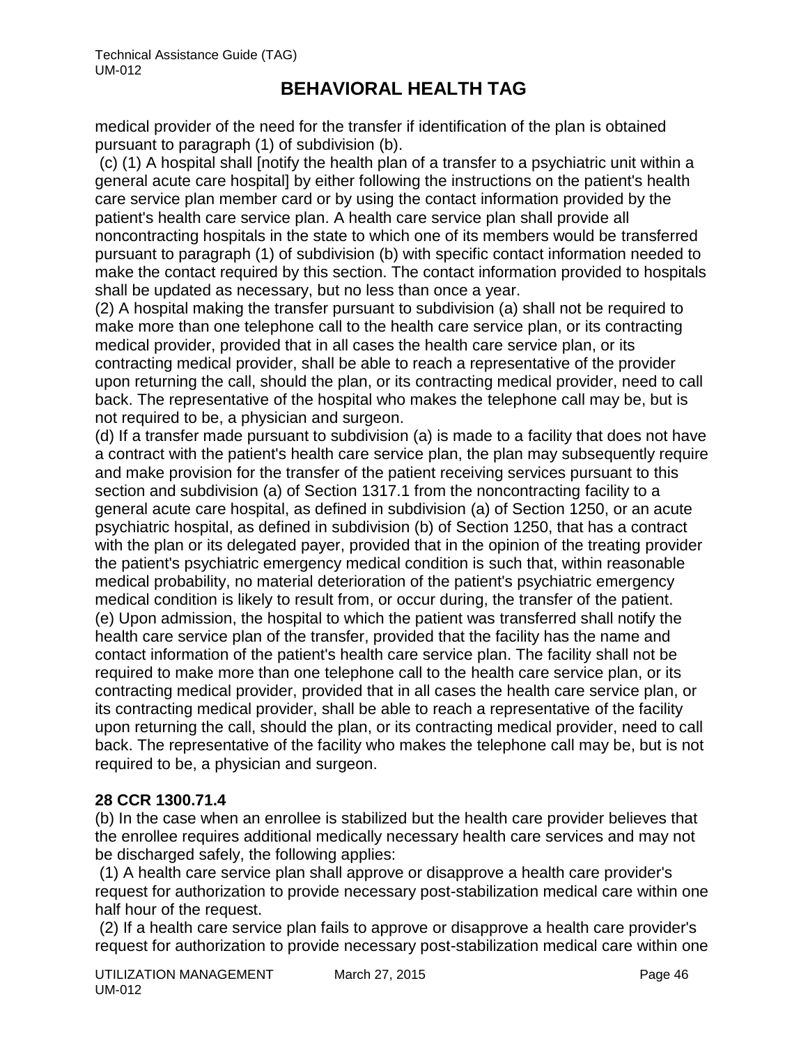medical provider of the need for the transfer if identification of the plan is obtained pursuant to paragraph (1) of subdivision (b).

(c) (1) A hospital shall [notify the health plan of a transfer to a psychiatric unit within a general acute care hospital] by either following the instructions on the patient's health care service plan member card or by using the contact information provided by the patient's health care service plan. A health care service plan shall provide all noncontracting hospitals in the state to which one of its members would be transferred pursuant to paragraph (1) of subdivision (b) with specific contact information needed to make the contact required by this section. The contact information provided to hospitals shall be updated as necessary, but no less than once a year.

(2) A hospital making the transfer pursuant to subdivision (a) shall not be required to make more than one telephone call to the health care service plan, or its contracting medical provider, provided that in all cases the health care service plan, or its contracting medical provider, shall be able to reach a representative of the provider upon returning the call, should the plan, or its contracting medical provider, need to call back. The representative of the hospital who makes the telephone call may be, but is not required to be, a physician and surgeon.

(d) If a transfer made pursuant to subdivision (a) is made to a facility that does not have a contract with the patient's health care service plan, the plan may subsequently require and make provision for the transfer of the patient receiving services pursuant to this section and subdivision (a) of Section 1317.1 from the noncontracting facility to a general acute care hospital, as defined in subdivision (a) of Section 1250, or an acute psychiatric hospital, as defined in subdivision (b) of Section 1250, that has a contract with the plan or its delegated payer, provided that in the opinion of the treating provider the patient's psychiatric emergency medical condition is such that, within reasonable medical probability, no material deterioration of the patient's psychiatric emergency medical condition is likely to result from, or occur during, the transfer of the patient.

(e) Upon admission, the hospital to which the patient was transferred shall notify the health care service plan of the transfer, provided that the facility has the name and contact information of the patient's health care service plan. The facility shall not be required to make more than one telephone call to the health care service plan, or its contracting medical provider, provided that in all cases the health care service plan, or its contracting medical provider, shall be able to reach a representative of the facility upon returning the call, should the plan, or its contracting medical provider, need to call back. The representative of the facility who makes the telephone call may be, but is not required to be, a physician and surgeon.

**28 CCR 1300.71.4**

(b) In the case when an enrollee is stabilized but the health care provider believes that the enrollee requires additional medically necessary health care services and may not be discharged safely, the following applies:

(1) A health care service plan shall approve or disapprove a health care provider's request for authorization to provide necessary post-stabilization medical care within one half hour of the request.

(2) If a health care service plan fails to approve or disapprove a health care provider's request for authorization to provide necessary post-stabilization medical care within one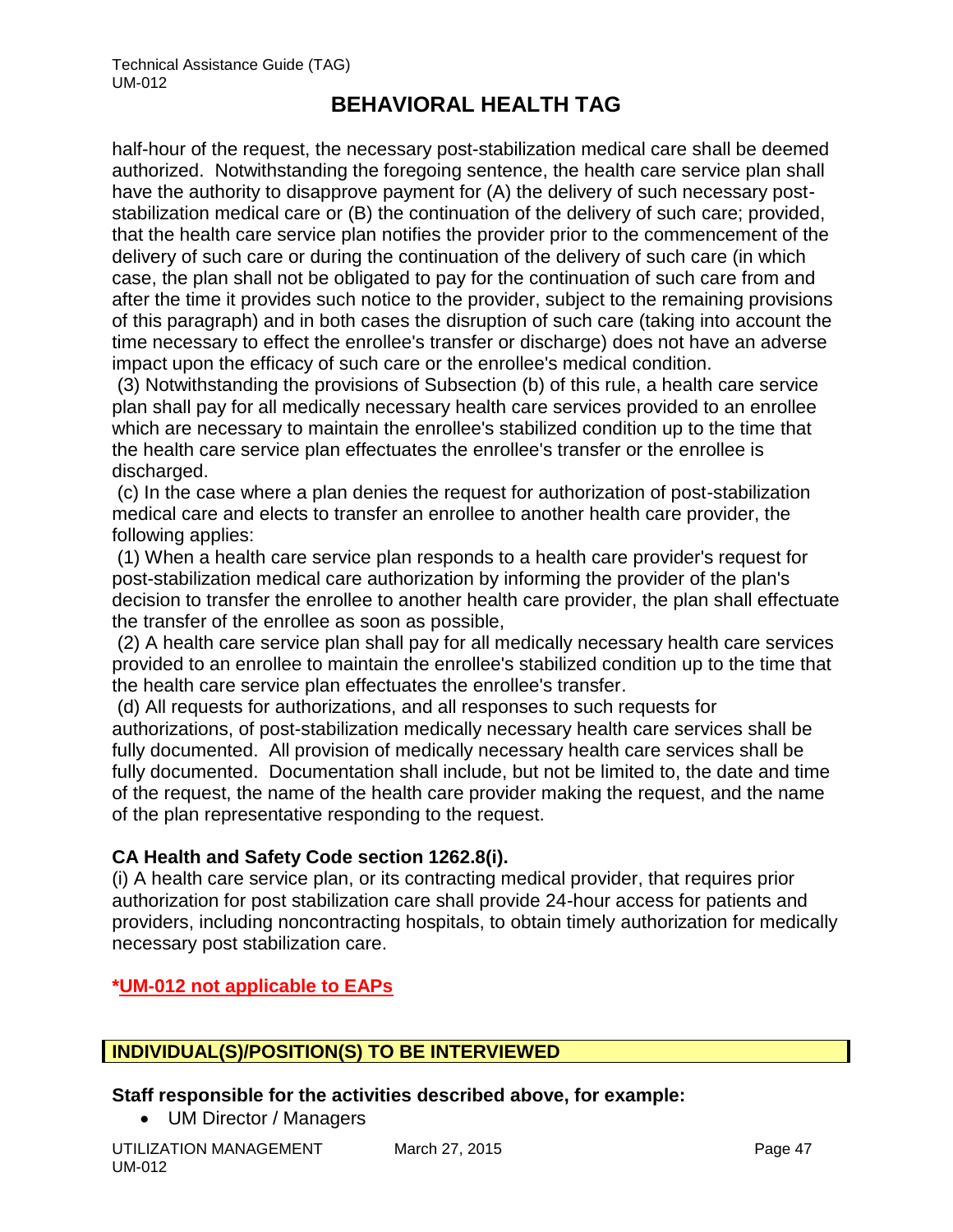half-hour of the request, the necessary post-stabilization medical care shall be deemed authorized. Notwithstanding the foregoing sentence, the health care service plan shall have the authority to disapprove payment for (A) the delivery of such necessary post-stabilization medical care or (B) the continuation of the delivery of such care; provided, that the health care service plan notifies the provider prior to the commencement of the delivery of such care or during the continuation of the delivery of such care (in which case, the plan shall not be obligated to pay for the continuation of such care from and after the time it provides such notice to the provider, subject to the remaining provisions of this paragraph) and in both cases the disruption of such care (taking into account the time necessary to effect the enrollee's transfer or discharge) does not have an adverse impact upon the efficacy of such care or the enrollee's medical condition.

(3) Notwithstanding the provisions of Subsection (b) of this rule, a health care service plan shall pay for all medically necessary health care services provided to an enrollee which are necessary to maintain the enrollee's stabilized condition up to the time that the health care service plan effectuates the enrollee's transfer or the enrollee is discharged.

(c) In the case where a plan denies the request for authorization of post-stabilization medical care and elects to transfer an enrollee to another health care provider, the following applies:

(1) When a health care service plan responds to a health care provider's request for post-stabilization medical care authorization by informing the provider of the plan's decision to transfer the enrollee to another health care provider, the plan shall effectuate the transfer of the enrollee as soon as possible,

(2) A health care service plan shall pay for all medically necessary health care services provided to an enrollee to maintain the enrollee's stabilized condition up to the time that the health care service plan effectuates the enrollee's transfer.

(d) All requests for authorizations, and all responses to such requests for authorizations, of post-stabilization medically necessary health care services shall be fully documented. All provision of medically necessary health care services shall be fully documented. Documentation shall include, but not be limited to, the date and time of the request, the name of the health care provider making the request, and the name of the plan representative responding to the request.

**CA Health and Safety Code section 1262.8(i).**

(i) A health care service plan, or its contracting medical provider, that requires prior authorization for post stabilization care shall provide 24-hour access for patients and providers, including noncontracting hospitals, to obtain timely authorization for medically necessary post stabilization care.

***UM-012 not applicable to EAPs**

## INDIVIDUAL(S)/POSITION(S) TO BE INTERVIEWED

**Staff responsible for the activities described above, for example:**

- UM Director / Managers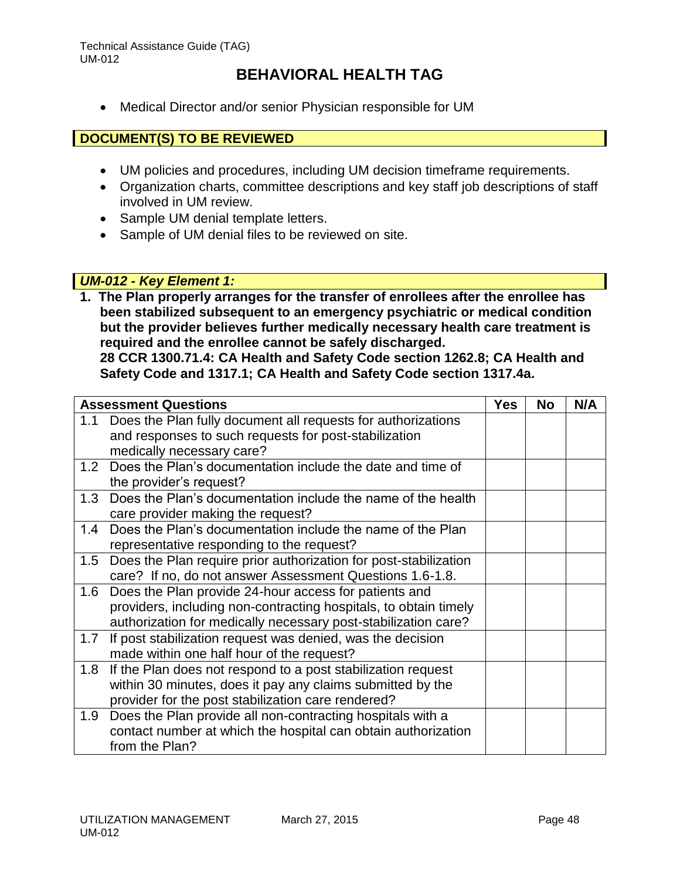# BEHAVIORAL HEALTH TAG

- Medical Director and/or senior Physician responsible for UM

## DOCUMENT(S) TO BE REVIEWED

- UM policies and procedures, including UM decision timeframe requirements.
- Organization charts, committee descriptions and key staff job descriptions of staff involved in UM review.
- Sample UM denial template letters.
- Sample of UM denial files to be reviewed on site.

## *UM-012 - Key Element 1:*

**1. The Plan properly arranges for the transfer of enrollees after the enrollee has been stabilized subsequent to an emergency psychiatric or medical condition but the provider believes further medically necessary health care treatment is required and the enrollee cannot be safely discharged.**
**28 CCR 1300.71.4: CA Health and Safety Code section 1262.8; CA Health and Safety Code and 1317.1; CA Health and Safety Code section 1317.4a.**

| Assessment Questions | Yes | No | N/A |
|---|---|---|---|
| 1.1 Does the Plan fully document all requests for authorizations and responses to such requests for post-stabilization medically necessary care? | | | |
| 1.2 Does the Plan's documentation include the date and time of the provider's request? | | | |
| 1.3 Does the Plan's documentation include the name of the health care provider making the request? | | | |
| 1.4 Does the Plan's documentation include the name of the Plan representative responding to the request? | | | |
| 1.5 Does the Plan require prior authorization for post-stabilization care? If no, do not answer Assessment Questions 1.6-1.8. | | | |
| 1.6 Does the Plan provide 24-hour access for patients and providers, including non-contracting hospitals, to obtain timely authorization for medically necessary post-stabilization care? | | | |
| 1.7 If post stabilization request was denied, was the decision made within one half hour of the request? | | | |
| 1.8 If the Plan does not respond to a post stabilization request within 30 minutes, does it pay any claims submitted by the provider for the post stabilization care rendered? | | | |
| 1.9 Does the Plan provide all non-contracting hospitals with a contact number at which the hospital can obtain authorization from the Plan? | | | |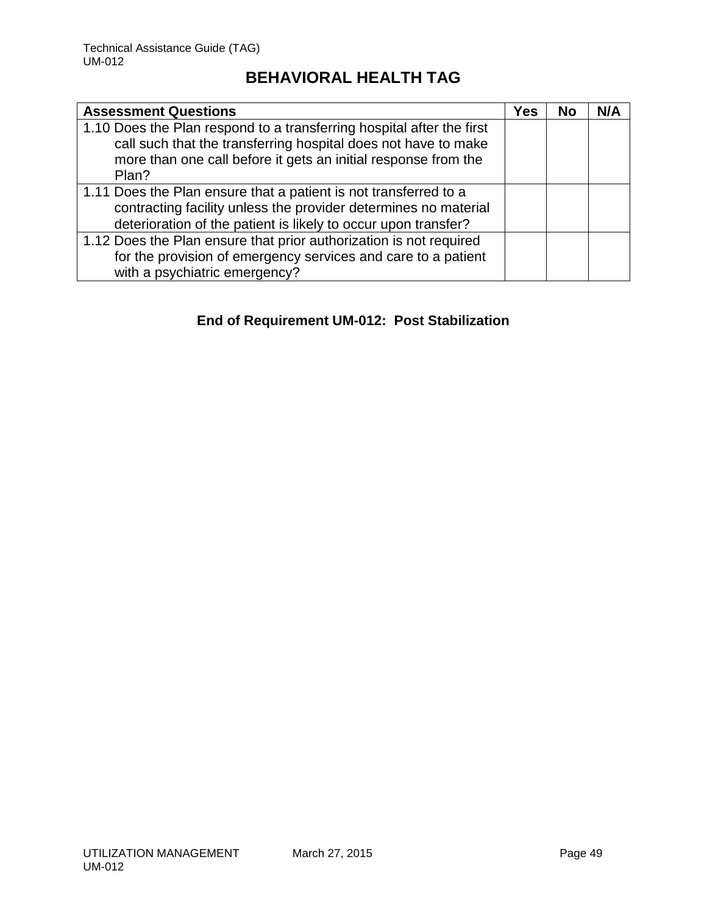## BEHAVIORAL HEALTH TAG

| Assessment Questions | Yes | No | N/A |
|---|---|---|---|
| 1.10 Does the Plan respond to a transferring hospital after the first call such that the transferring hospital does not have to make more than one call before it gets an initial response from the Plan? | | | |
| 1.11 Does the Plan ensure that a patient is not transferred to a contracting facility unless the provider determines no material deterioration of the patient is likely to occur upon transfer? | | | |
| 1.12 Does the Plan ensure that prior authorization is not required for the provision of emergency services and care to a patient with a psychiatric emergency? | | | |

**End of Requirement UM-012: Post Stabilization**